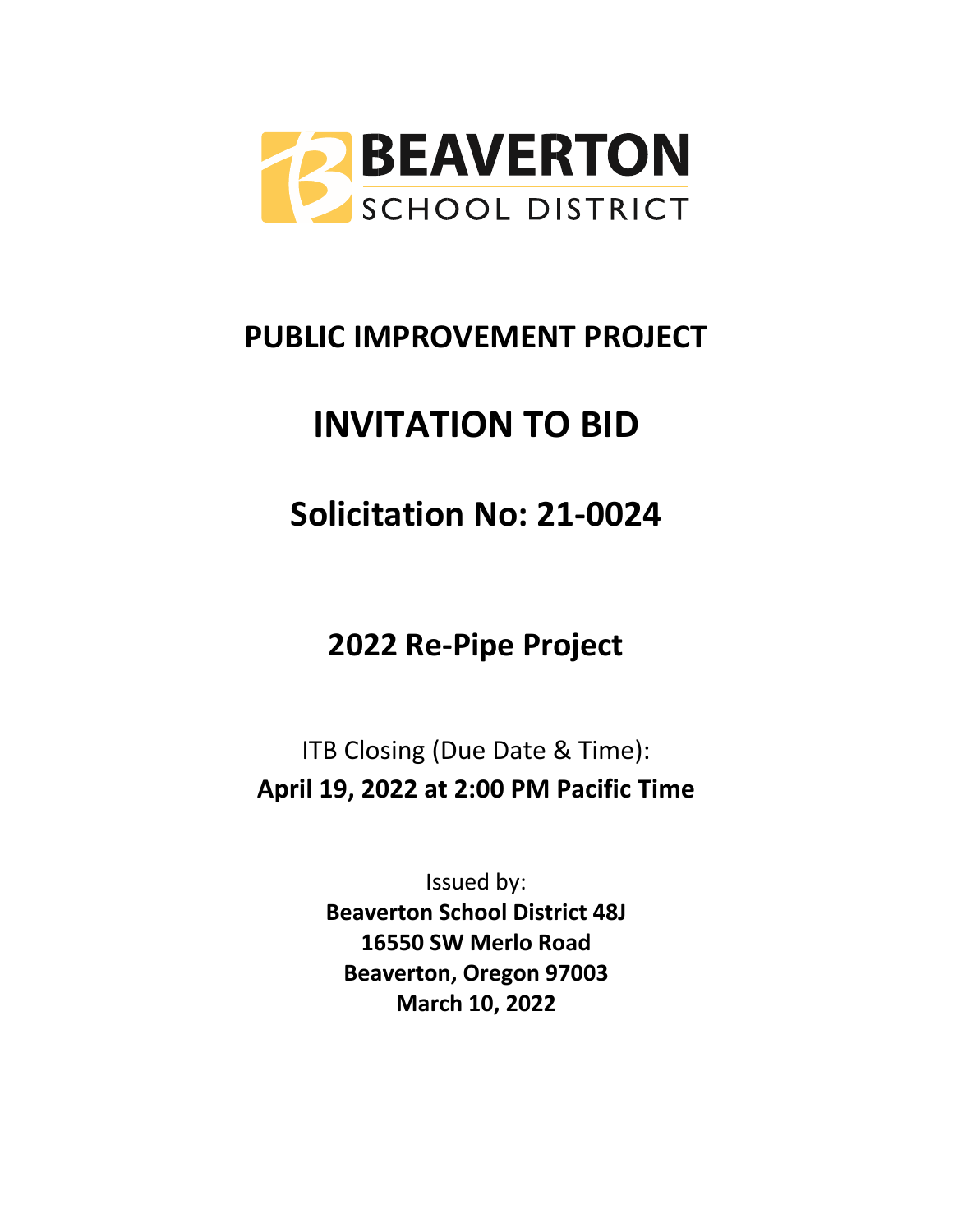BEAVERTON SCHOOL DISTRICT

# PUBLIC IMPROVEMENT PROJECT

# INVITATION TO BID

## Solicitation No: 21-0024

## 2022 Re-Pipe Project

ITB Closing (Due Date & Time):
**April 19, 2022 at 2:00 PM Pacific Time**

Issued by:
**Beaverton School District 48J**
**16550 SW Merlo Road**
**Beaverton, Oregon 97003**
**March 10, 2022**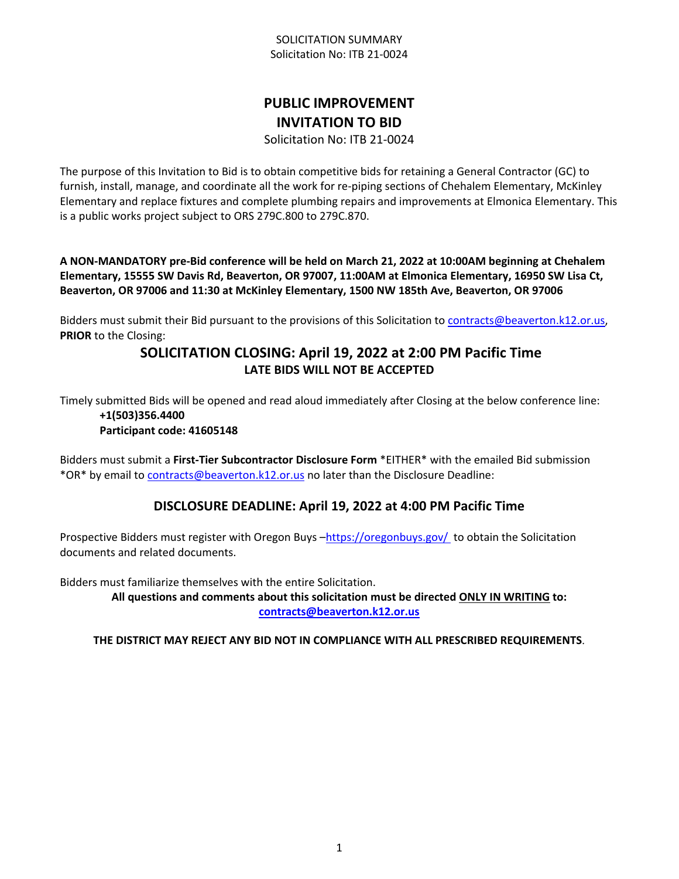SOLICITATION SUMMARY
Solicitation No: ITB 21-0024

# PUBLIC IMPROVEMENT
# INVITATION TO BID

Solicitation No: ITB 21-0024

The purpose of this Invitation to Bid is to obtain competitive bids for retaining a General Contractor (GC) to furnish, install, manage, and coordinate all the work for re-piping sections of Chehalem Elementary, McKinley Elementary and replace fixtures and complete plumbing repairs and improvements at Elmonica Elementary. This is a public works project subject to ORS 279C.800 to 279C.870.

**A NON-MANDATORY pre-Bid conference will be held on March 21, 2022 at 10:00AM beginning at Chehalem Elementary, 15555 SW Davis Rd, Beaverton, OR 97007, 11:00AM at Elmonica Elementary, 16950 SW Lisa Ct, Beaverton, OR 97006 and 11:30 at McKinley Elementary, 1500 NW 185th Ave, Beaverton, OR 97006**

Bidders must submit their Bid pursuant to the provisions of this Solicitation to contracts@beaverton.k12.or.us, **PRIOR** to the Closing:

## SOLICITATION CLOSING: April 19, 2022 at 2:00 PM Pacific Time

**LATE BIDS WILL NOT BE ACCEPTED**

Timely submitted Bids will be opened and read aloud immediately after Closing at the below conference line:

**+1(503)356.4400**
**Participant code: 41605148**

Bidders must submit a **First-Tier Subcontractor Disclosure Form** *EITHER* with the emailed Bid submission *OR* by email to contracts@beaverton.k12.or.us no later than the Disclosure Deadline:

## DISCLOSURE DEADLINE: April 19, 2022 at 4:00 PM Pacific Time

Prospective Bidders must register with Oregon Buys –https://oregonbuys.gov/ to obtain the Solicitation documents and related documents.

Bidders must familiarize themselves with the entire Solicitation.

**All questions and comments about this solicitation must be directed ONLY IN WRITING to: contracts@beaverton.k12.or.us**

**THE DISTRICT MAY REJECT ANY BID NOT IN COMPLIANCE WITH ALL PRESCRIBED REQUIREMENTS**.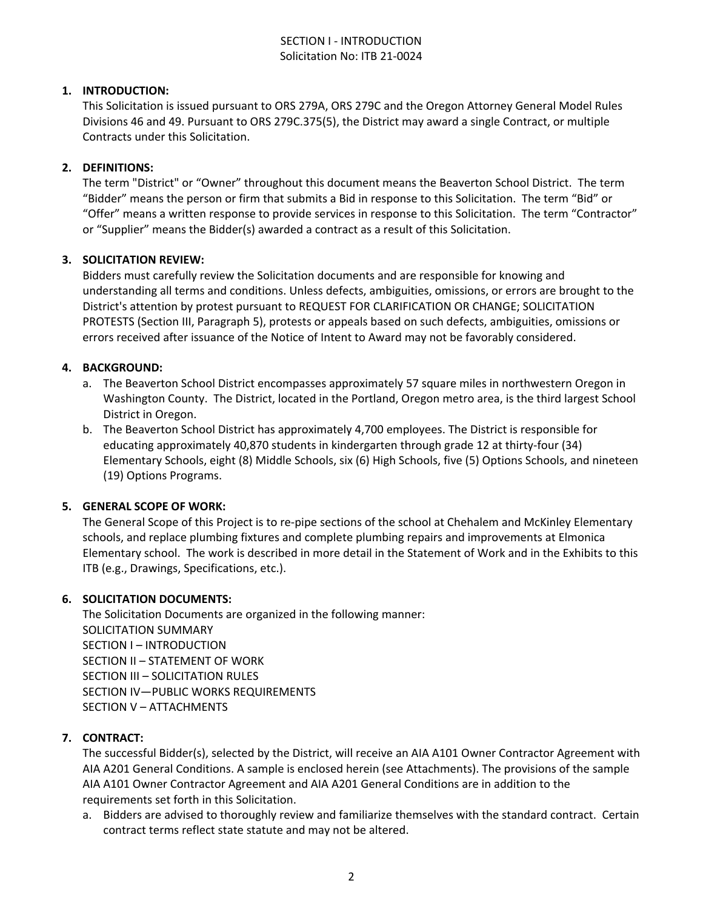SECTION I - INTRODUCTION
Solicitation No: ITB 21-0024

1. **INTRODUCTION:**
   This Solicitation is issued pursuant to ORS 279A, ORS 279C and the Oregon Attorney General Model Rules Divisions 46 and 49. Pursuant to ORS 279C.375(5), the District may award a single Contract, or multiple Contracts under this Solicitation.

2. **DEFINITIONS:**
   The term "District" or "Owner" throughout this document means the Beaverton School District. The term "Bidder" means the person or firm that submits a Bid in response to this Solicitation. The term "Bid" or "Offer" means a written response to provide services in response to this Solicitation. The term "Contractor" or "Supplier" means the Bidder(s) awarded a contract as a result of this Solicitation.

3. **SOLICITATION REVIEW:**
   Bidders must carefully review the Solicitation documents and are responsible for knowing and understanding all terms and conditions. Unless defects, ambiguities, omissions, or errors are brought to the District's attention by protest pursuant to REQUEST FOR CLARIFICATION OR CHANGE; SOLICITATION PROTESTS (Section III, Paragraph 5), protests or appeals based on such defects, ambiguities, omissions or errors received after issuance of the Notice of Intent to Award may not be favorably considered.

4. **BACKGROUND:**
   a. The Beaverton School District encompasses approximately 57 square miles in northwestern Oregon in Washington County. The District, located in the Portland, Oregon metro area, is the third largest School District in Oregon.
   b. The Beaverton School District has approximately 4,700 employees. The District is responsible for educating approximately 40,870 students in kindergarten through grade 12 at thirty-four (34) Elementary Schools, eight (8) Middle Schools, six (6) High Schools, five (5) Options Schools, and nineteen (19) Options Programs.

5. **GENERAL SCOPE OF WORK:**
   The General Scope of this Project is to re-pipe sections of the school at Chehalem and McKinley Elementary schools, and replace plumbing fixtures and complete plumbing repairs and improvements at Elmonica Elementary school. The work is described in more detail in the Statement of Work and in the Exhibits to this ITB (e.g., Drawings, Specifications, etc.).

6. **SOLICITATION DOCUMENTS:**
   The Solicitation Documents are organized in the following manner:
   SOLICITATION SUMMARY
   SECTION I – INTRODUCTION
   SECTION II – STATEMENT OF WORK
   SECTION III – SOLICITATION RULES
   SECTION IV—PUBLIC WORKS REQUIREMENTS
   SECTION V – ATTACHMENTS

7. **CONTRACT:**
   The successful Bidder(s), selected by the District, will receive an AIA A101 Owner Contractor Agreement with AIA A201 General Conditions. A sample is enclosed herein (see Attachments). The provisions of the sample AIA A101 Owner Contractor Agreement and AIA A201 General Conditions are in addition to the requirements set forth in this Solicitation.
   a. Bidders are advised to thoroughly review and familiarize themselves with the standard contract. Certain contract terms reflect state statute and may not be altered.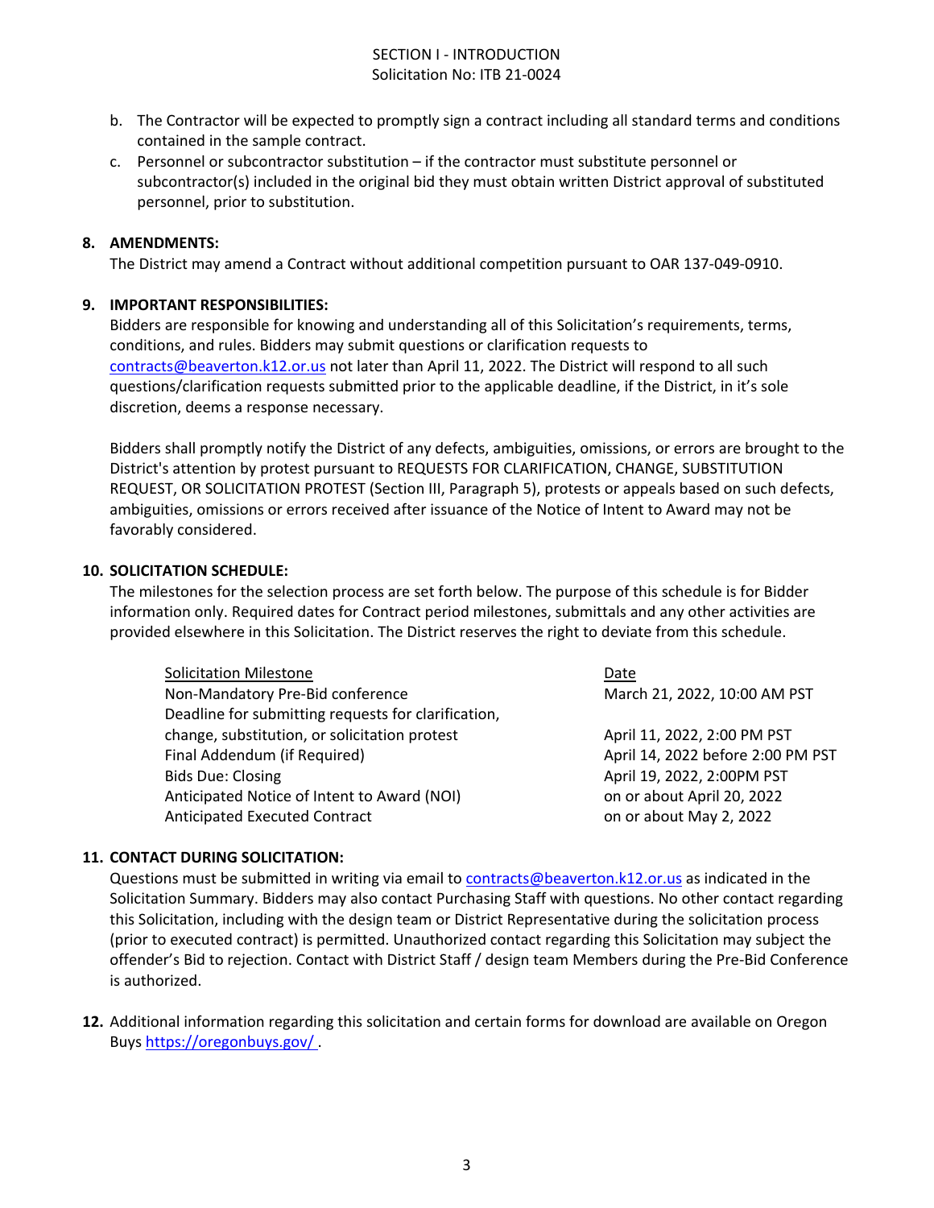b. The Contractor will be expected to promptly sign a contract including all standard terms and conditions contained in the sample contract.
c. Personnel or subcontractor substitution – if the contractor must substitute personnel or subcontractor(s) included in the original bid they must obtain written District approval of substituted personnel, prior to substitution.

**8. AMENDMENTS:**
The District may amend a Contract without additional competition pursuant to OAR 137-049-0910.

**9. IMPORTANT RESPONSIBILITIES:**
Bidders are responsible for knowing and understanding all of this Solicitation's requirements, terms, conditions, and rules. Bidders may submit questions or clarification requests to contracts@beaverton.k12.or.us not later than April 11, 2022. The District will respond to all such questions/clarification requests submitted prior to the applicable deadline, if the District, in it's sole discretion, deems a response necessary.

Bidders shall promptly notify the District of any defects, ambiguities, omissions, or errors are brought to the District's attention by protest pursuant to REQUESTS FOR CLARIFICATION, CHANGE, SUBSTITUTION REQUEST, OR SOLICITATION PROTEST (Section III, Paragraph 5), protests or appeals based on such defects, ambiguities, omissions or errors received after issuance of the Notice of Intent to Award may not be favorably considered.

**10. SOLICITATION SCHEDULE:**
The milestones for the selection process are set forth below. The purpose of this schedule is for Bidder information only. Required dates for Contract period milestones, submittals and any other activities are provided elsewhere in this Solicitation. The District reserves the right to deviate from this schedule.

| Solicitation Milestone | Date |
|---|---|
| Non-Mandatory Pre-Bid conference | March 21, 2022, 10:00 AM PST |
| Deadline for submitting requests for clarification, change, substitution, or solicitation protest | April 11, 2022, 2:00 PM PST |
| Final Addendum (if Required) | April 14, 2022 before 2:00 PM PST |
| Bids Due: Closing | April 19, 2022, 2:00PM PST |
| Anticipated Notice of Intent to Award (NOI) | on or about April 20, 2022 |
| Anticipated Executed Contract | on or about May 2, 2022 |

**11. CONTACT DURING SOLICITATION:**
Questions must be submitted in writing via email to contracts@beaverton.k12.or.us as indicated in the Solicitation Summary. Bidders may also contact Purchasing Staff with questions. No other contact regarding this Solicitation, including with the design team or District Representative during the solicitation process (prior to executed contract) is permitted. Unauthorized contact regarding this Solicitation may subject the offender's Bid to rejection. Contact with District Staff / design team Members during the Pre-Bid Conference is authorized.

**12.** Additional information regarding this solicitation and certain forms for download are available on Oregon Buys https://oregonbuys.gov/ .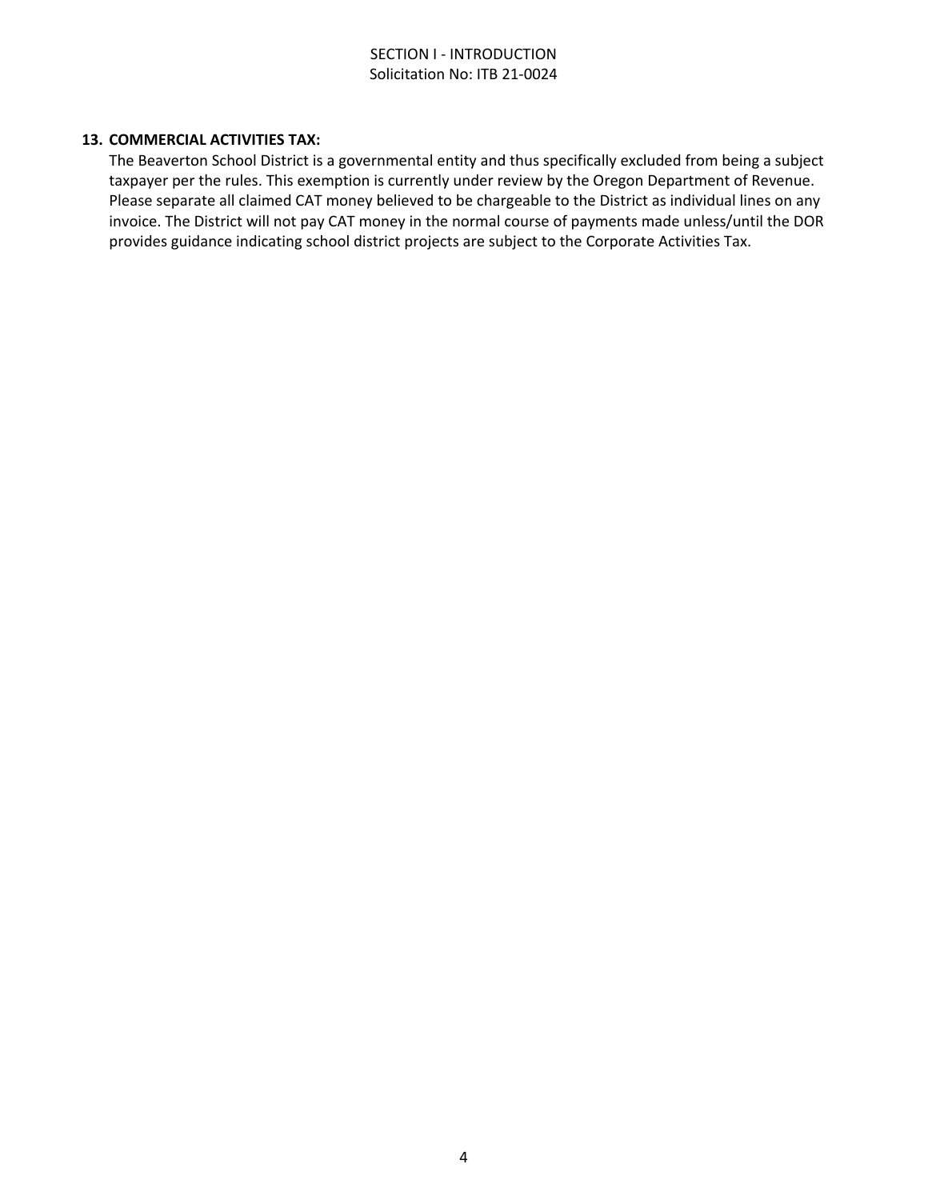**13. COMMERCIAL ACTIVITIES TAX:**

The Beaverton School District is a governmental entity and thus specifically excluded from being a subject taxpayer per the rules. This exemption is currently under review by the Oregon Department of Revenue. Please separate all claimed CAT money believed to be chargeable to the District as individual lines on any invoice. The District will not pay CAT money in the normal course of payments made unless/until the DOR provides guidance indicating school district projects are subject to the Corporate Activities Tax.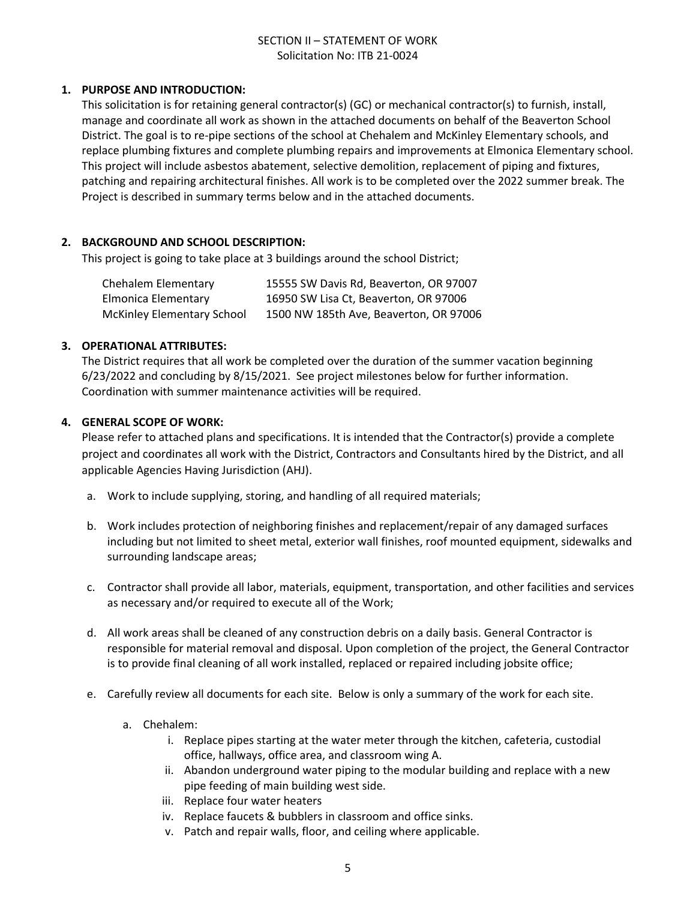SECTION II – STATEMENT OF WORK
Solicitation No: ITB 21-0024

## 1. PURPOSE AND INTRODUCTION:

This solicitation is for retaining general contractor(s) (GC) or mechanical contractor(s) to furnish, install, manage and coordinate all work as shown in the attached documents on behalf of the Beaverton School District. The goal is to re-pipe sections of the school at Chehalem and McKinley Elementary schools, and replace plumbing fixtures and complete plumbing repairs and improvements at Elmonica Elementary school. This project will include asbestos abatement, selective demolition, replacement of piping and fixtures, patching and repairing architectural finishes. All work is to be completed over the 2022 summer break. The Project is described in summary terms below and in the attached documents.

## 2. BACKGROUND AND SCHOOL DESCRIPTION:

This project is going to take place at 3 buildings around the school District;

| | |
|---|---|
| Chehalem Elementary | 15555 SW Davis Rd, Beaverton, OR 97007 |
| Elmonica Elementary | 16950 SW Lisa Ct, Beaverton, OR 97006 |
| McKinley Elementary School | 1500 NW 185th Ave, Beaverton, OR 97006 |

## 3. OPERATIONAL ATTRIBUTES:

The District requires that all work be completed over the duration of the summer vacation beginning 6/23/2022 and concluding by 8/15/2021. See project milestones below for further information. Coordination with summer maintenance activities will be required.

## 4. GENERAL SCOPE OF WORK:

Please refer to attached plans and specifications. It is intended that the Contractor(s) provide a complete project and coordinates all work with the District, Contractors and Consultants hired by the District, and all applicable Agencies Having Jurisdiction (AHJ).

a. Work to include supplying, storing, and handling of all required materials;

b. Work includes protection of neighboring finishes and replacement/repair of any damaged surfaces including but not limited to sheet metal, exterior wall finishes, roof mounted equipment, sidewalks and surrounding landscape areas;

c. Contractor shall provide all labor, materials, equipment, transportation, and other facilities and services as necessary and/or required to execute all of the Work;

d. All work areas shall be cleaned of any construction debris on a daily basis. General Contractor is responsible for material removal and disposal. Upon completion of the project, the General Contractor is to provide final cleaning of all work installed, replaced or repaired including jobsite office;

e. Carefully review all documents for each site. Below is only a summary of the work for each site.

   a. Chehalem:
      i. Replace pipes starting at the water meter through the kitchen, cafeteria, custodial office, hallways, office area, and classroom wing A.
      ii. Abandon underground water piping to the modular building and replace with a new pipe feeding of main building west side.
      iii. Replace four water heaters
      iv. Replace faucets & bubblers in classroom and office sinks.
      v. Patch and repair walls, floor, and ceiling where applicable.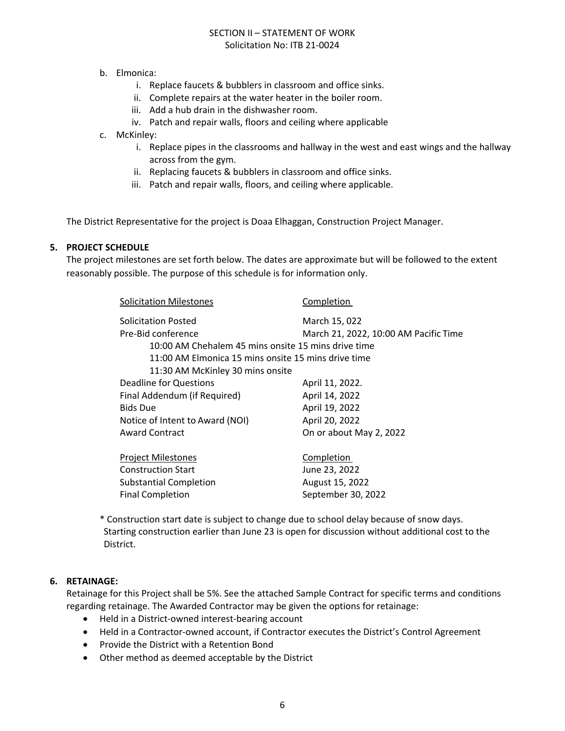b. Elmonica:
   i. Replace faucets & bubblers in classroom and office sinks.
   ii. Complete repairs at the water heater in the boiler room.
   iii. Add a hub drain in the dishwasher room.
   iv. Patch and repair walls, floors and ceiling where applicable

c. McKinley:
   i. Replace pipes in the classrooms and hallway in the west and east wings and the hallway across from the gym.
   ii. Replacing faucets & bubblers in classroom and office sinks.
   iii. Patch and repair walls, floors, and ceiling where applicable.

The District Representative for the project is Doaa Elhaggan, Construction Project Manager.

## 5. PROJECT SCHEDULE

The project milestones are set forth below. The dates are approximate but will be followed to the extent reasonably possible. The purpose of this schedule is for information only.

| Solicitation Milestones | Completion |
|---|---|
| Solicitation Posted | March 15, 022 |
| Pre-Bid conference | March 21, 2022, 10:00 AM Pacific Time |
| 10:00 AM Chehalem 45 mins onsite 15 mins drive time | |
| 11:00 AM Elmonica 15 mins onsite 15 mins drive time | |
| 11:30 AM McKinley 30 mins onsite | |
| Deadline for Questions | April 11, 2022. |
| Final Addendum (if Required) | April 14, 2022 |
| Bids Due | April 19, 2022 |
| Notice of Intent to Award (NOI) | April 20, 2022 |
| Award Contract | On or about May 2, 2022 |

| Project Milestones | Completion |
|---|---|
| Construction Start | June 23, 2022 |
| Substantial Completion | August 15, 2022 |
| Final Completion | September 30, 2022 |

* Construction start date is subject to change due to school delay because of snow days. Starting construction earlier than June 23 is open for discussion without additional cost to the District.

## 6. RETAINAGE:

Retainage for this Project shall be 5%. See the attached Sample Contract for specific terms and conditions regarding retainage. The Awarded Contractor may be given the options for retainage:

- Held in a District-owned interest-bearing account
- Held in a Contractor-owned account, if Contractor executes the District's Control Agreement
- Provide the District with a Retention Bond
- Other method as deemed acceptable by the District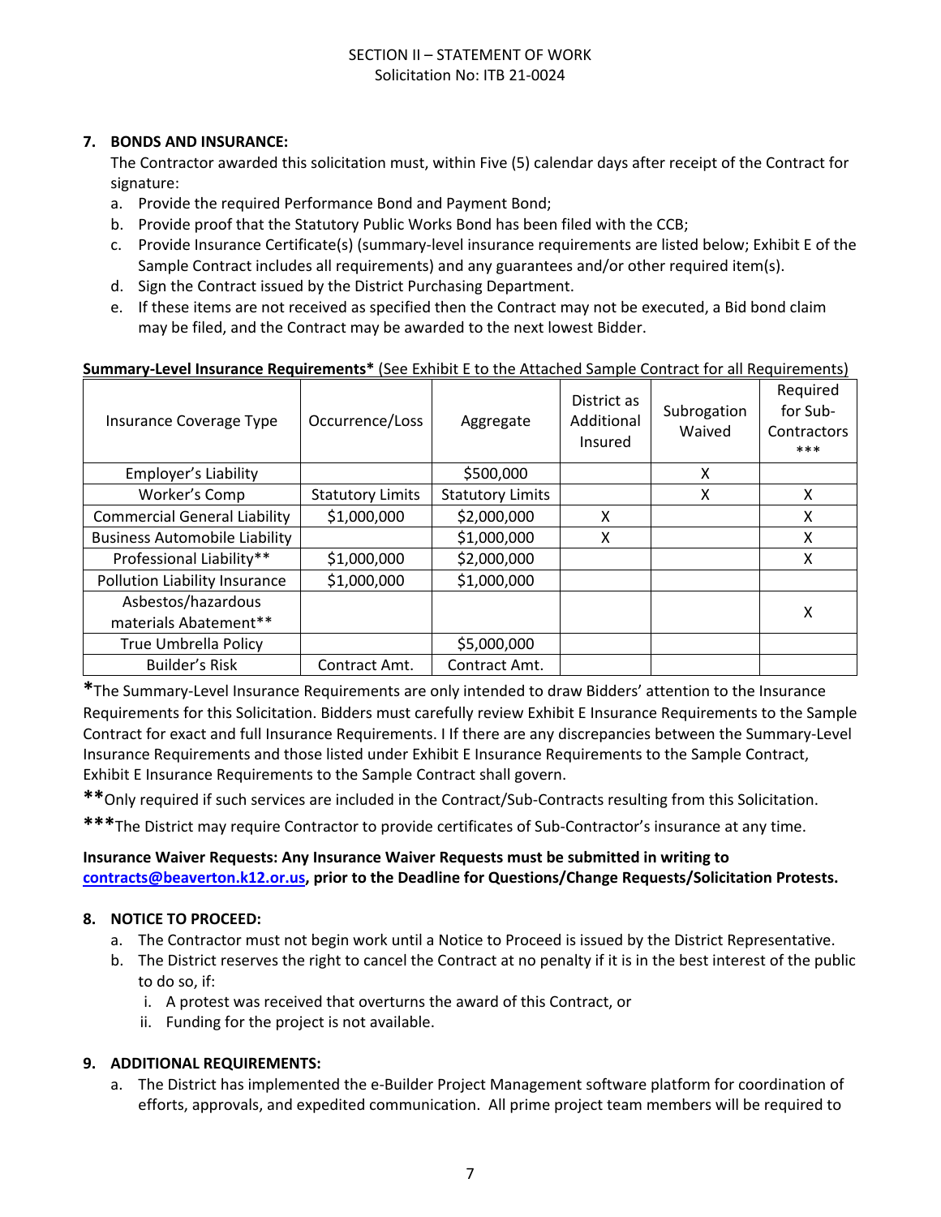### 7. BONDS AND INSURANCE:

The Contractor awarded this solicitation must, within Five (5) calendar days after receipt of the Contract for signature:

a. Provide the required Performance Bond and Payment Bond;
b. Provide proof that the Statutory Public Works Bond has been filed with the CCB;
c. Provide Insurance Certificate(s) (summary-level insurance requirements are listed below; Exhibit E of the Sample Contract includes all requirements) and any guarantees and/or other required item(s).
d. Sign the Contract issued by the District Purchasing Department.
e. If these items are not received as specified then the Contract may not be executed, a Bid bond claim may be filed, and the Contract may be awarded to the next lowest Bidder.

**Summary-Level Insurance Requirements*** (See Exhibit E to the Attached Sample Contract for all Requirements)

| Insurance Coverage Type | Occurrence/Loss | Aggregate | District as Additional Insured | Subrogation Waived | Required for Sub-Contractors *** |
|---|---|---|---|---|---|
| Employer's Liability | | $500,000 | | X | |
| Worker's Comp | Statutory Limits | Statutory Limits | | X | X |
| Commercial General Liability | $1,000,000 | $2,000,000 | X | | X |
| Business Automobile Liability | | $1,000,000 | X | | X |
| Professional Liability** | $1,000,000 | $2,000,000 | | | X |
| Pollution Liability Insurance | $1,000,000 | $1,000,000 | | | |
| Asbestos/hazardous materials Abatement** | | | | | X |
| True Umbrella Policy | | $5,000,000 | | | |
| Builder's Risk | Contract Amt. | Contract Amt. | | | |

**\***The Summary-Level Insurance Requirements are only intended to draw Bidders' attention to the Insurance Requirements for this Solicitation. Bidders must carefully review Exhibit E Insurance Requirements to the Sample Contract for exact and full Insurance Requirements. I If there are any discrepancies between the Summary-Level Insurance Requirements and those listed under Exhibit E Insurance Requirements to the Sample Contract, Exhibit E Insurance Requirements to the Sample Contract shall govern.

**\*\***Only required if such services are included in the Contract/Sub-Contracts resulting from this Solicitation.

**\*\*\***The District may require Contractor to provide certificates of Sub-Contractor's insurance at any time.

**Insurance Waiver Requests: Any Insurance Waiver Requests must be submitted in writing to [contracts@beaverton.k12.or.us](mailto:contracts@beaverton.k12.or.us), prior to the Deadline for Questions/Change Requests/Solicitation Protests.**

### 8. NOTICE TO PROCEED:

a. The Contractor must not begin work until a Notice to Proceed is issued by the District Representative.
b. The District reserves the right to cancel the Contract at no penalty if it is in the best interest of the public to do so, if:
   i. A protest was received that overturns the award of this Contract, or
   ii. Funding for the project is not available.

### 9. ADDITIONAL REQUIREMENTS:

a. The District has implemented the e-Builder Project Management software platform for coordination of efforts, approvals, and expedited communication. All prime project team members will be required to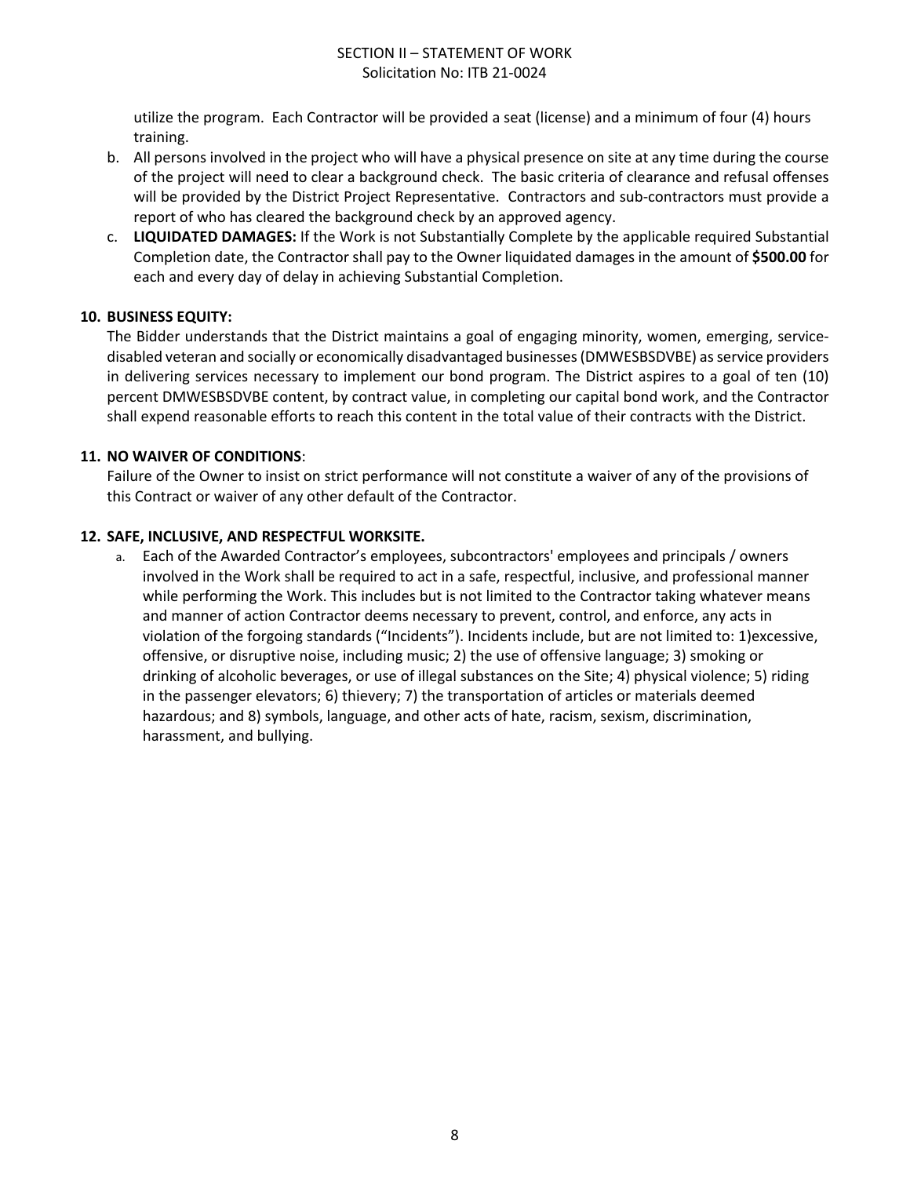utilize the program. Each Contractor will be provided a seat (license) and a minimum of four (4) hours training.

b. All persons involved in the project who will have a physical presence on site at any time during the course of the project will need to clear a background check. The basic criteria of clearance and refusal offenses will be provided by the District Project Representative. Contractors and sub-contractors must provide a report of who has cleared the background check by an approved agency.

c. **LIQUIDATED DAMAGES:** If the Work is not Substantially Complete by the applicable required Substantial Completion date, the Contractor shall pay to the Owner liquidated damages in the amount of **$500.00** for each and every day of delay in achieving Substantial Completion.

**10. BUSINESS EQUITY:**

The Bidder understands that the District maintains a goal of engaging minority, women, emerging, service-disabled veteran and socially or economically disadvantaged businesses (DMWESBSDVBE) as service providers in delivering services necessary to implement our bond program. The District aspires to a goal of ten (10) percent DMWESBSDVBE content, by contract value, in completing our capital bond work, and the Contractor shall expend reasonable efforts to reach this content in the total value of their contracts with the District.

**11. NO WAIVER OF CONDITIONS**:

Failure of the Owner to insist on strict performance will not constitute a waiver of any of the provisions of this Contract or waiver of any other default of the Contractor.

**12. SAFE, INCLUSIVE, AND RESPECTFUL WORKSITE.**

a. Each of the Awarded Contractor's employees, subcontractors' employees and principals / owners involved in the Work shall be required to act in a safe, respectful, inclusive, and professional manner while performing the Work. This includes but is not limited to the Contractor taking whatever means and manner of action Contractor deems necessary to prevent, control, and enforce, any acts in violation of the forgoing standards ("Incidents"). Incidents include, but are not limited to: 1)excessive, offensive, or disruptive noise, including music; 2) the use of offensive language; 3) smoking or drinking of alcoholic beverages, or use of illegal substances on the Site; 4) physical violence; 5) riding in the passenger elevators; 6) thievery; 7) the transportation of articles or materials deemed hazardous; and 8) symbols, language, and other acts of hate, racism, sexism, discrimination, harassment, and bullying.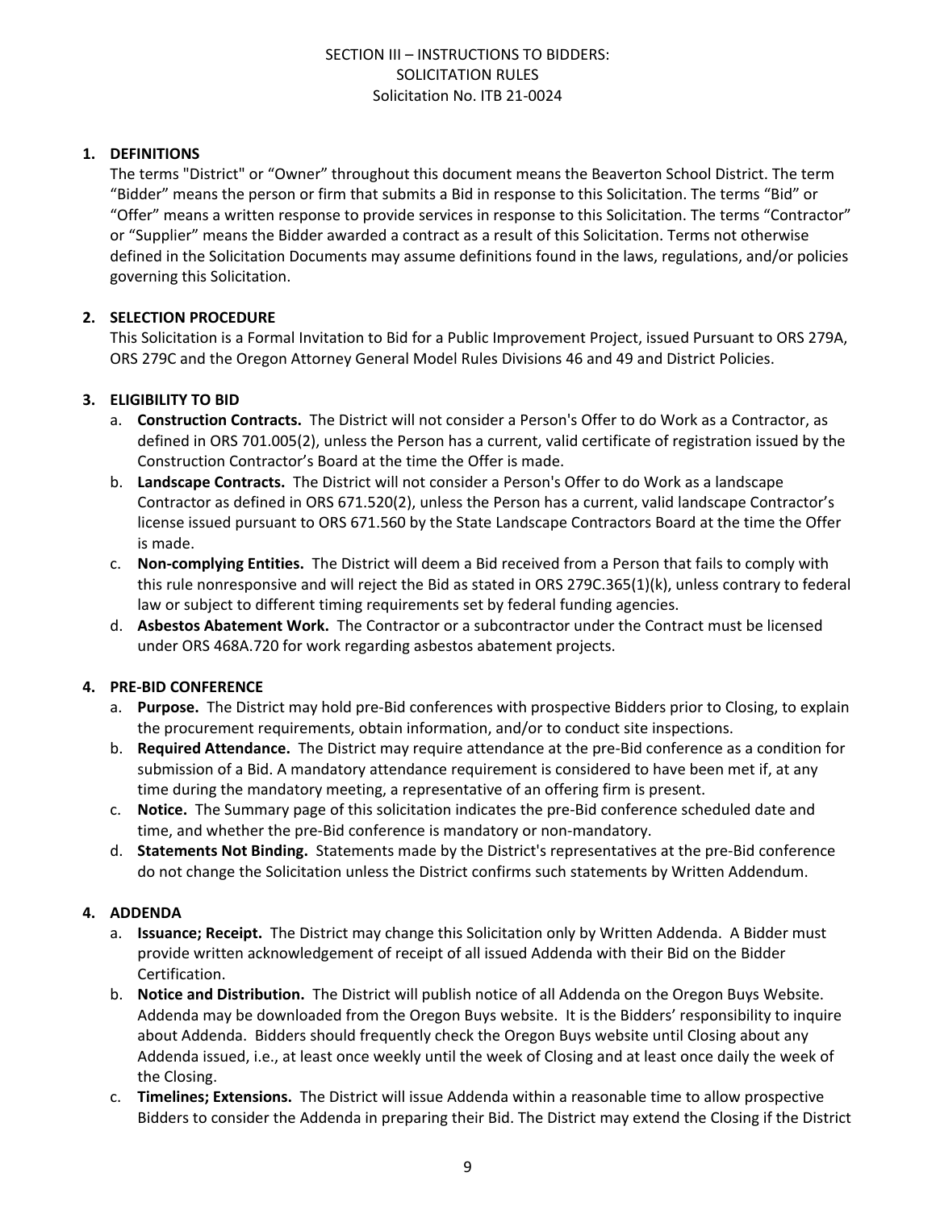SECTION III – INSTRUCTIONS TO BIDDERS:
SOLICITATION RULES
Solicitation No. ITB 21-0024

**1. DEFINITIONS**

The terms "District" or "Owner" throughout this document means the Beaverton School District. The term "Bidder" means the person or firm that submits a Bid in response to this Solicitation. The terms "Bid" or "Offer" means a written response to provide services in response to this Solicitation. The terms "Contractor" or "Supplier" means the Bidder awarded a contract as a result of this Solicitation. Terms not otherwise defined in the Solicitation Documents may assume definitions found in the laws, regulations, and/or policies governing this Solicitation.

**2. SELECTION PROCEDURE**

This Solicitation is a Formal Invitation to Bid for a Public Improvement Project, issued Pursuant to ORS 279A, ORS 279C and the Oregon Attorney General Model Rules Divisions 46 and 49 and District Policies.

**3. ELIGIBILITY TO BID**

a. **Construction Contracts.** The District will not consider a Person's Offer to do Work as a Contractor, as defined in ORS 701.005(2), unless the Person has a current, valid certificate of registration issued by the Construction Contractor's Board at the time the Offer is made.

b. **Landscape Contracts.** The District will not consider a Person's Offer to do Work as a landscape Contractor as defined in ORS 671.520(2), unless the Person has a current, valid landscape Contractor's license issued pursuant to ORS 671.560 by the State Landscape Contractors Board at the time the Offer is made.

c. **Non-complying Entities.** The District will deem a Bid received from a Person that fails to comply with this rule nonresponsive and will reject the Bid as stated in ORS 279C.365(1)(k), unless contrary to federal law or subject to different timing requirements set by federal funding agencies.

d. **Asbestos Abatement Work.** The Contractor or a subcontractor under the Contract must be licensed under ORS 468A.720 for work regarding asbestos abatement projects.

**4. PRE-BID CONFERENCE**

a. **Purpose.** The District may hold pre-Bid conferences with prospective Bidders prior to Closing, to explain the procurement requirements, obtain information, and/or to conduct site inspections.

b. **Required Attendance.** The District may require attendance at the pre-Bid conference as a condition for submission of a Bid. A mandatory attendance requirement is considered to have been met if, at any time during the mandatory meeting, a representative of an offering firm is present.

c. **Notice.** The Summary page of this solicitation indicates the pre-Bid conference scheduled date and time, and whether the pre-Bid conference is mandatory or non-mandatory.

d. **Statements Not Binding.** Statements made by the District's representatives at the pre-Bid conference do not change the Solicitation unless the District confirms such statements by Written Addendum.

**4. ADDENDA**

a. **Issuance; Receipt.** The District may change this Solicitation only by Written Addenda. A Bidder must provide written acknowledgement of receipt of all issued Addenda with their Bid on the Bidder Certification.

b. **Notice and Distribution.** The District will publish notice of all Addenda on the Oregon Buys Website. Addenda may be downloaded from the Oregon Buys website. It is the Bidders' responsibility to inquire about Addenda. Bidders should frequently check the Oregon Buys website until Closing about any Addenda issued, i.e., at least once weekly until the week of Closing and at least once daily the week of the Closing.

c. **Timelines; Extensions.** The District will issue Addenda within a reasonable time to allow prospective Bidders to consider the Addenda in preparing their Bid. The District may extend the Closing if the District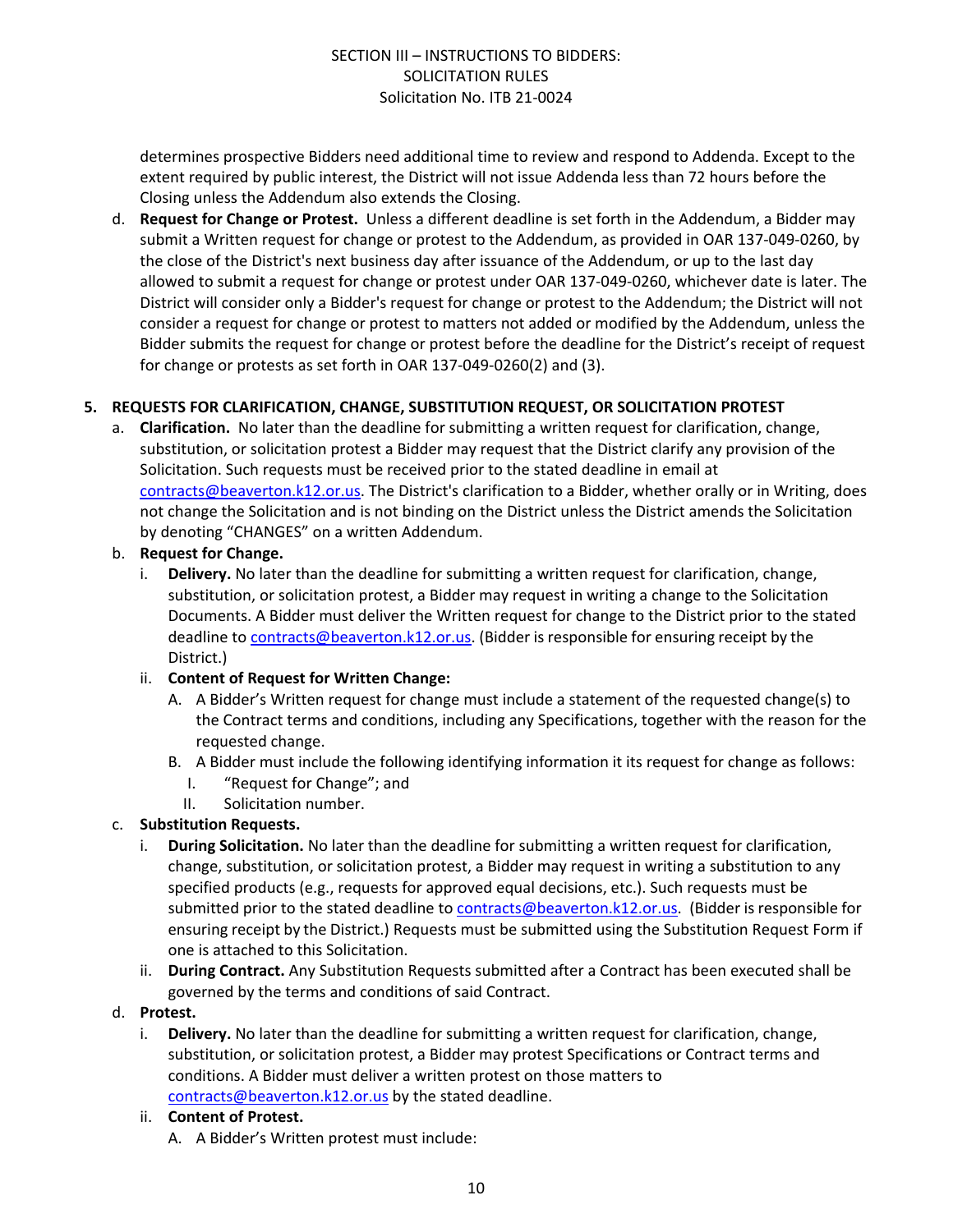determines prospective Bidders need additional time to review and respond to Addenda. Except to the extent required by public interest, the District will not issue Addenda less than 72 hours before the Closing unless the Addendum also extends the Closing.

d. **Request for Change or Protest.** Unless a different deadline is set forth in the Addendum, a Bidder may submit a Written request for change or protest to the Addendum, as provided in OAR 137-049-0260, by the close of the District's next business day after issuance of the Addendum, or up to the last day allowed to submit a request for change or protest under OAR 137-049-0260, whichever date is later. The District will consider only a Bidder's request for change or protest to the Addendum; the District will not consider a request for change or protest to matters not added or modified by the Addendum, unless the Bidder submits the request for change or protest before the deadline for the District's receipt of request for change or protests as set forth in OAR 137-049-0260(2) and (3).

## 5. REQUESTS FOR CLARIFICATION, CHANGE, SUBSTITUTION REQUEST, OR SOLICITATION PROTEST

a. **Clarification.** No later than the deadline for submitting a written request for clarification, change, substitution, or solicitation protest a Bidder may request that the District clarify any provision of the Solicitation. Such requests must be received prior to the stated deadline in email at contracts@beaverton.k12.or.us. The District's clarification to a Bidder, whether orally or in Writing, does not change the Solicitation and is not binding on the District unless the District amends the Solicitation by denoting "CHANGES" on a written Addendum.

b. **Request for Change.**
   i. **Delivery.** No later than the deadline for submitting a written request for clarification, change, substitution, or solicitation protest, a Bidder may request in writing a change to the Solicitation Documents. A Bidder must deliver the Written request for change to the District prior to the stated deadline to contracts@beaverton.k12.or.us. (Bidder is responsible for ensuring receipt by the District.)
   ii. **Content of Request for Written Change:**
      A. A Bidder's Written request for change must include a statement of the requested change(s) to the Contract terms and conditions, including any Specifications, together with the reason for the requested change.
      B. A Bidder must include the following identifying information it its request for change as follows:
         I. "Request for Change"; and
         II. Solicitation number.

c. **Substitution Requests.**
   i. **During Solicitation.** No later than the deadline for submitting a written request for clarification, change, substitution, or solicitation protest, a Bidder may request in writing a substitution to any specified products (e.g., requests for approved equal decisions, etc.). Such requests must be submitted prior to the stated deadline to contracts@beaverton.k12.or.us. (Bidder is responsible for ensuring receipt by the District.) Requests must be submitted using the Substitution Request Form if one is attached to this Solicitation.
   ii. **During Contract.** Any Substitution Requests submitted after a Contract has been executed shall be governed by the terms and conditions of said Contract.

d. **Protest.**
   i. **Delivery.** No later than the deadline for submitting a written request for clarification, change, substitution, or solicitation protest, a Bidder may protest Specifications or Contract terms and conditions. A Bidder must deliver a written protest on those matters to contracts@beaverton.k12.or.us by the stated deadline.
   ii. **Content of Protest.**
      A. A Bidder's Written protest must include: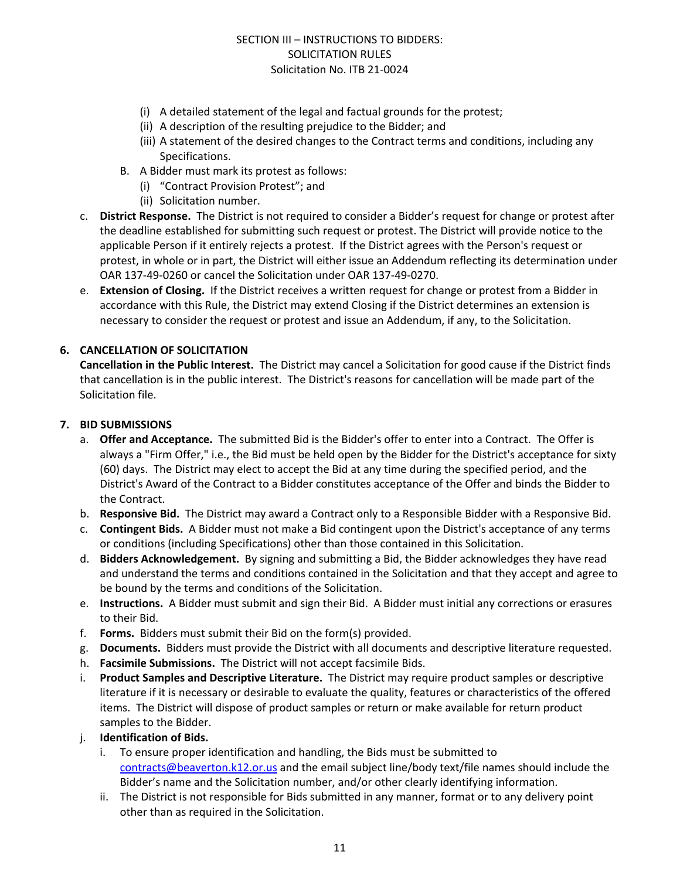(i) A detailed statement of the legal and factual grounds for the protest;
(ii) A description of the resulting prejudice to the Bidder; and
(iii) A statement of the desired changes to the Contract terms and conditions, including any Specifications.

B. A Bidder must mark its protest as follows:
(i) "Contract Provision Protest"; and
(ii) Solicitation number.

c. **District Response.** The District is not required to consider a Bidder's request for change or protest after the deadline established for submitting such request or protest. The District will provide notice to the applicable Person if it entirely rejects a protest. If the District agrees with the Person's request or protest, in whole or in part, the District will either issue an Addendum reflecting its determination under OAR 137-49-0260 or cancel the Solicitation under OAR 137-49-0270.

e. **Extension of Closing.** If the District receives a written request for change or protest from a Bidder in accordance with this Rule, the District may extend Closing if the District determines an extension is necessary to consider the request or protest and issue an Addendum, if any, to the Solicitation.

**6. CANCELLATION OF SOLICITATION**

**Cancellation in the Public Interest.** The District may cancel a Solicitation for good cause if the District finds that cancellation is in the public interest. The District's reasons for cancellation will be made part of the Solicitation file.

**7. BID SUBMISSIONS**

a. **Offer and Acceptance.** The submitted Bid is the Bidder's offer to enter into a Contract. The Offer is always a "Firm Offer," i.e., the Bid must be held open by the Bidder for the District's acceptance for sixty (60) days. The District may elect to accept the Bid at any time during the specified period, and the District's Award of the Contract to a Bidder constitutes acceptance of the Offer and binds the Bidder to the Contract.

b. **Responsive Bid.** The District may award a Contract only to a Responsible Bidder with a Responsive Bid.

c. **Contingent Bids.** A Bidder must not make a Bid contingent upon the District's acceptance of any terms or conditions (including Specifications) other than those contained in this Solicitation.

d. **Bidders Acknowledgement.** By signing and submitting a Bid, the Bidder acknowledges they have read and understand the terms and conditions contained in the Solicitation and that they accept and agree to be bound by the terms and conditions of the Solicitation.

e. **Instructions.** A Bidder must submit and sign their Bid. A Bidder must initial any corrections or erasures to their Bid.

f. **Forms.** Bidders must submit their Bid on the form(s) provided.

g. **Documents.** Bidders must provide the District with all documents and descriptive literature requested.

h. **Facsimile Submissions.** The District will not accept facsimile Bids.

i. **Product Samples and Descriptive Literature.** The District may require product samples or descriptive literature if it is necessary or desirable to evaluate the quality, features or characteristics of the offered items. The District will dispose of product samples or return or make available for return product samples to the Bidder.

j. **Identification of Bids.**

i. To ensure proper identification and handling, the Bids must be submitted to contracts@beaverton.k12.or.us and the email subject line/body text/file names should include the Bidder's name and the Solicitation number, and/or other clearly identifying information.

ii. The District is not responsible for Bids submitted in any manner, format or to any delivery point other than as required in the Solicitation.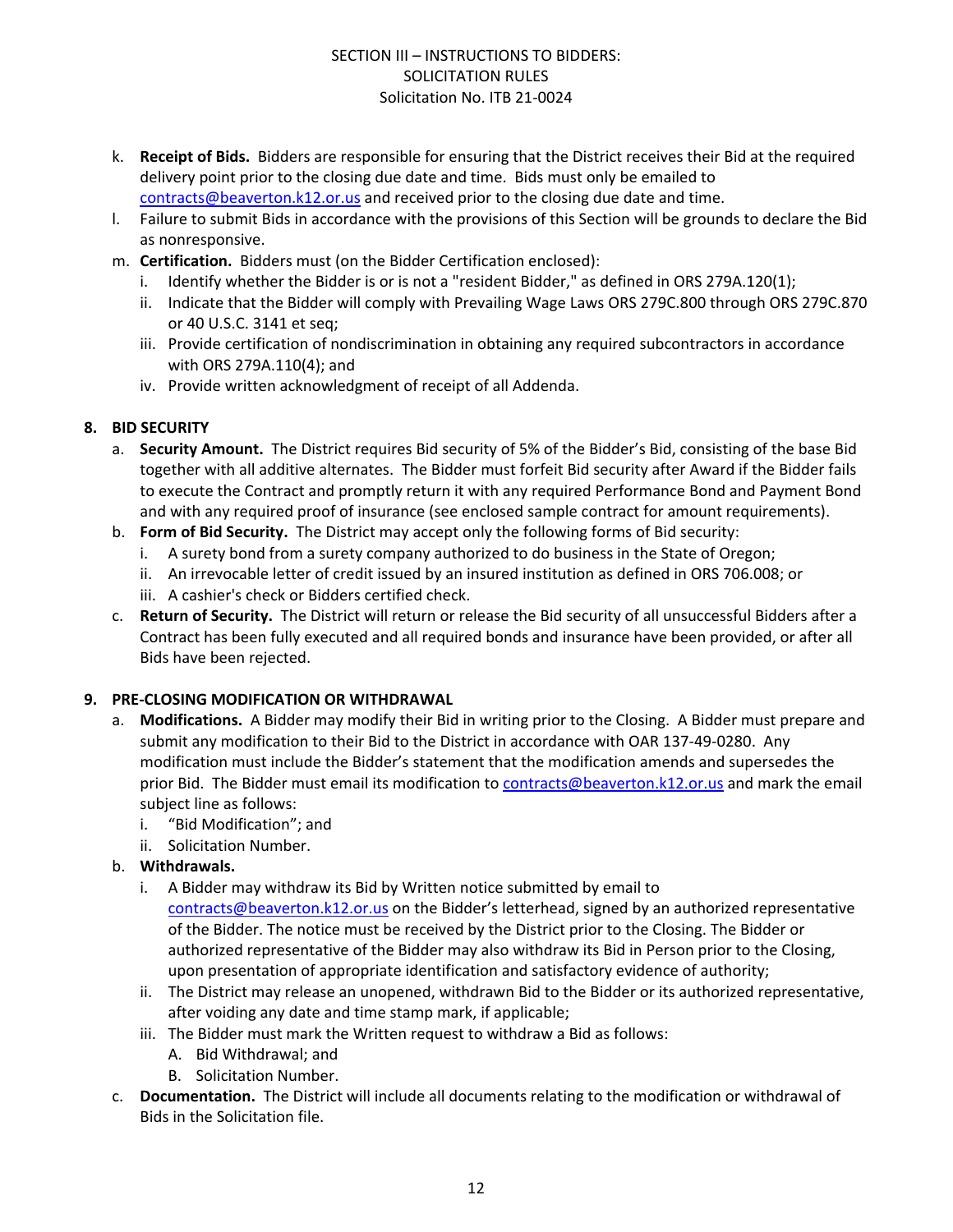- k. **Receipt of Bids.** Bidders are responsible for ensuring that the District receives their Bid at the required delivery point prior to the closing due date and time. Bids must only be emailed to contracts@beaverton.k12.or.us and received prior to the closing due date and time.
- l. Failure to submit Bids in accordance with the provisions of this Section will be grounds to declare the Bid as nonresponsive.
- m. **Certification.** Bidders must (on the Bidder Certification enclosed):
  - i. Identify whether the Bidder is or is not a "resident Bidder," as defined in ORS 279A.120(1);
  - ii. Indicate that the Bidder will comply with Prevailing Wage Laws ORS 279C.800 through ORS 279C.870 or 40 U.S.C. 3141 et seq;
  - iii. Provide certification of nondiscrimination in obtaining any required subcontractors in accordance with ORS 279A.110(4); and
  - iv. Provide written acknowledgment of receipt of all Addenda.

**8. BID SECURITY**

- a. **Security Amount.** The District requires Bid security of 5% of the Bidder's Bid, consisting of the base Bid together with all additive alternates. The Bidder must forfeit Bid security after Award if the Bidder fails to execute the Contract and promptly return it with any required Performance Bond and Payment Bond and with any required proof of insurance (see enclosed sample contract for amount requirements).
- b. **Form of Bid Security.** The District may accept only the following forms of Bid security:
  - i. A surety bond from a surety company authorized to do business in the State of Oregon;
  - ii. An irrevocable letter of credit issued by an insured institution as defined in ORS 706.008; or
  - iii. A cashier's check or Bidders certified check.
- c. **Return of Security.** The District will return or release the Bid security of all unsuccessful Bidders after a Contract has been fully executed and all required bonds and insurance have been provided, or after all Bids have been rejected.

**9. PRE-CLOSING MODIFICATION OR WITHDRAWAL**

- a. **Modifications.** A Bidder may modify their Bid in writing prior to the Closing. A Bidder must prepare and submit any modification to their Bid to the District in accordance with OAR 137-49-0280. Any modification must include the Bidder's statement that the modification amends and supersedes the prior Bid. The Bidder must email its modification to contracts@beaverton.k12.or.us and mark the email subject line as follows:
  - i. "Bid Modification"; and
  - ii. Solicitation Number.
- b. **Withdrawals.**
  - i. A Bidder may withdraw its Bid by Written notice submitted by email to contracts@beaverton.k12.or.us on the Bidder's letterhead, signed by an authorized representative of the Bidder. The notice must be received by the District prior to the Closing. The Bidder or authorized representative of the Bidder may also withdraw its Bid in Person prior to the Closing, upon presentation of appropriate identification and satisfactory evidence of authority;
  - ii. The District may release an unopened, withdrawn Bid to the Bidder or its authorized representative, after voiding any date and time stamp mark, if applicable;
  - iii. The Bidder must mark the Written request to withdraw a Bid as follows:
    - A. Bid Withdrawal; and
    - B. Solicitation Number.
- c. **Documentation.** The District will include all documents relating to the modification or withdrawal of Bids in the Solicitation file.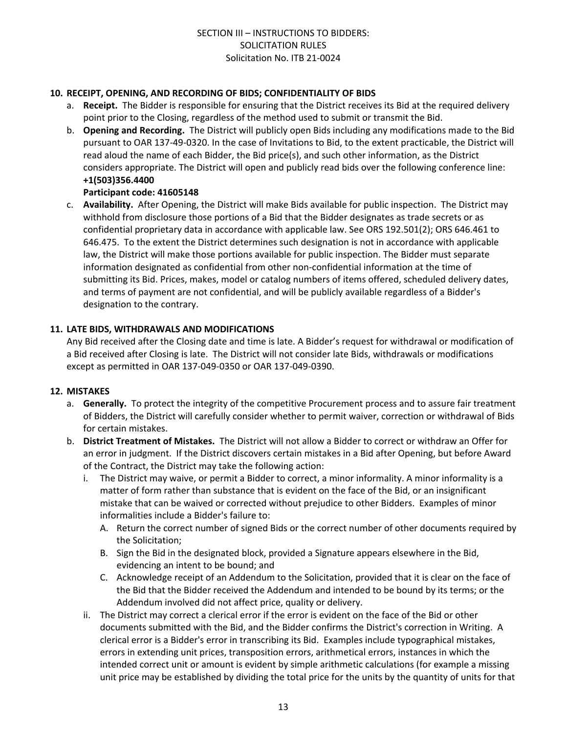## 10. RECEIPT, OPENING, AND RECORDING OF BIDS; CONFIDENTIALITY OF BIDS

a. **Receipt.** The Bidder is responsible for ensuring that the District receives its Bid at the required delivery point prior to the Closing, regardless of the method used to submit or transmit the Bid.

b. **Opening and Recording.** The District will publicly open Bids including any modifications made to the Bid pursuant to OAR 137-49-0320. In the case of Invitations to Bid, to the extent practicable, the District will read aloud the name of each Bidder, the Bid price(s), and such other information, as the District considers appropriate. The District will open and publicly read bids over the following conference line:
**+1(503)356.4400**
**Participant code: 41605148**

c. **Availability.** After Opening, the District will make Bids available for public inspection. The District may withhold from disclosure those portions of a Bid that the Bidder designates as trade secrets or as confidential proprietary data in accordance with applicable law. See ORS 192.501(2); ORS 646.461 to 646.475. To the extent the District determines such designation is not in accordance with applicable law, the District will make those portions available for public inspection. The Bidder must separate information designated as confidential from other non-confidential information at the time of submitting its Bid. Prices, makes, model or catalog numbers of items offered, scheduled delivery dates, and terms of payment are not confidential, and will be publicly available regardless of a Bidder's designation to the contrary.

## 11. LATE BIDS, WITHDRAWALS AND MODIFICATIONS

Any Bid received after the Closing date and time is late. A Bidder's request for withdrawal or modification of a Bid received after Closing is late. The District will not consider late Bids, withdrawals or modifications except as permitted in OAR 137-049-0350 or OAR 137-049-0390.

## 12. MISTAKES

a. **Generally.** To protect the integrity of the competitive Procurement process and to assure fair treatment of Bidders, the District will carefully consider whether to permit waiver, correction or withdrawal of Bids for certain mistakes.

b. **District Treatment of Mistakes.** The District will not allow a Bidder to correct or withdraw an Offer for an error in judgment. If the District discovers certain mistakes in a Bid after Opening, but before Award of the Contract, the District may take the following action:

   i. The District may waive, or permit a Bidder to correct, a minor informality. A minor informality is a matter of form rather than substance that is evident on the face of the Bid, or an insignificant mistake that can be waived or corrected without prejudice to other Bidders. Examples of minor informalities include a Bidder's failure to:

      A. Return the correct number of signed Bids or the correct number of other documents required by the Solicitation;

      B. Sign the Bid in the designated block, provided a Signature appears elsewhere in the Bid, evidencing an intent to be bound; and

      C. Acknowledge receipt of an Addendum to the Solicitation, provided that it is clear on the face of the Bid that the Bidder received the Addendum and intended to be bound by its terms; or the Addendum involved did not affect price, quality or delivery.

   ii. The District may correct a clerical error if the error is evident on the face of the Bid or other documents submitted with the Bid, and the Bidder confirms the District's correction in Writing. A clerical error is a Bidder's error in transcribing its Bid. Examples include typographical mistakes, errors in extending unit prices, transposition errors, arithmetical errors, instances in which the intended correct unit or amount is evident by simple arithmetic calculations (for example a missing unit price may be established by dividing the total price for the units by the quantity of units for that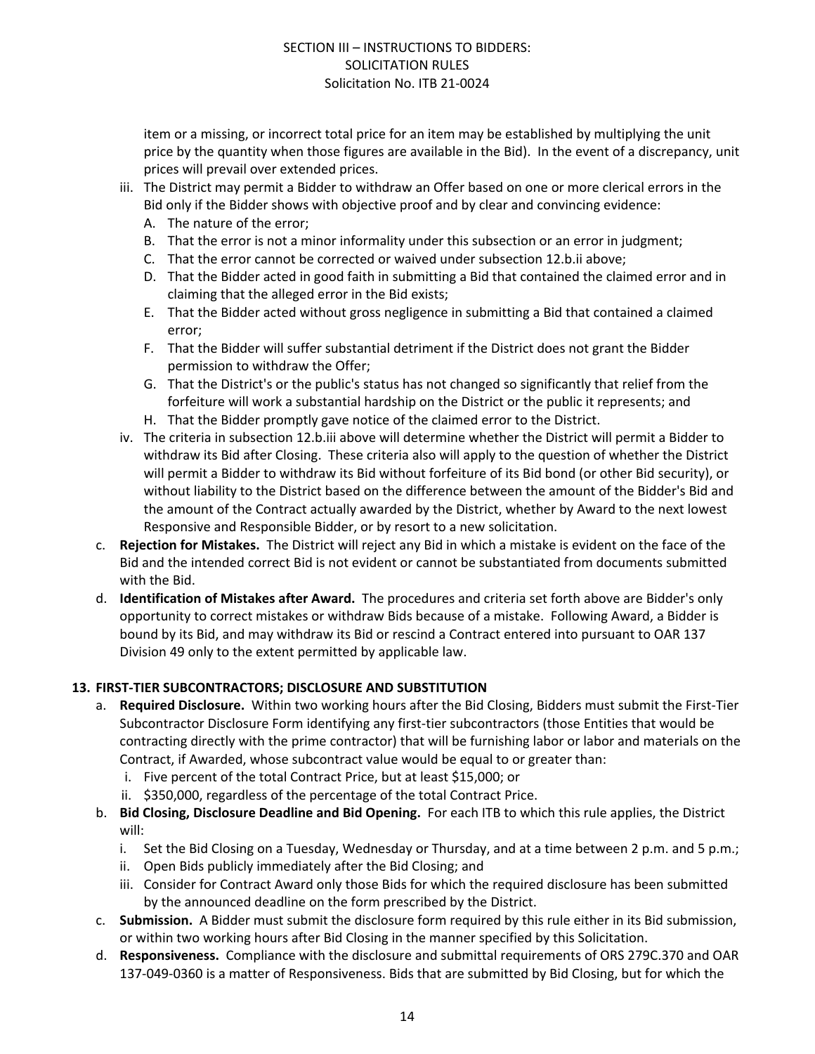item or a missing, or incorrect total price for an item may be established by multiplying the unit price by the quantity when those figures are available in the Bid). In the event of a discrepancy, unit prices will prevail over extended prices.

   iii. The District may permit a Bidder to withdraw an Offer based on one or more clerical errors in the Bid only if the Bidder shows with objective proof and by clear and convincing evidence:
      A. The nature of the error;
      B. That the error is not a minor informality under this subsection or an error in judgment;
      C. That the error cannot be corrected or waived under subsection 12.b.ii above;
      D. That the Bidder acted in good faith in submitting a Bid that contained the claimed error and in claiming that the alleged error in the Bid exists;
      E. That the Bidder acted without gross negligence in submitting a Bid that contained a claimed error;
      F. That the Bidder will suffer substantial detriment if the District does not grant the Bidder permission to withdraw the Offer;
      G. That the District's or the public's status has not changed so significantly that relief from the forfeiture will work a substantial hardship on the District or the public it represents; and
      H. That the Bidder promptly gave notice of the claimed error to the District.

   iv. The criteria in subsection 12.b.iii above will determine whether the District will permit a Bidder to withdraw its Bid after Closing. These criteria also will apply to the question of whether the District will permit a Bidder to withdraw its Bid without forfeiture of its Bid bond (or other Bid security), or without liability to the District based on the difference between the amount of the Bidder's Bid and the amount of the Contract actually awarded by the District, whether by Award to the next lowest Responsive and Responsible Bidder, or by resort to a new solicitation.

c. **Rejection for Mistakes.** The District will reject any Bid in which a mistake is evident on the face of the Bid and the intended correct Bid is not evident or cannot be substantiated from documents submitted with the Bid.

d. **Identification of Mistakes after Award.** The procedures and criteria set forth above are Bidder's only opportunity to correct mistakes or withdraw Bids because of a mistake. Following Award, a Bidder is bound by its Bid, and may withdraw its Bid or rescind a Contract entered into pursuant to OAR 137 Division 49 only to the extent permitted by applicable law.

**13. FIRST-TIER SUBCONTRACTORS; DISCLOSURE AND SUBSTITUTION**

a. **Required Disclosure.** Within two working hours after the Bid Closing, Bidders must submit the First-Tier Subcontractor Disclosure Form identifying any first-tier subcontractors (those Entities that would be contracting directly with the prime contractor) that will be furnishing labor or labor and materials on the Contract, if Awarded, whose subcontract value would be equal to or greater than:
   i. Five percent of the total Contract Price, but at least $15,000; or
   ii. $350,000, regardless of the percentage of the total Contract Price.

b. **Bid Closing, Disclosure Deadline and Bid Opening.** For each ITB to which this rule applies, the District will:
   i. Set the Bid Closing on a Tuesday, Wednesday or Thursday, and at a time between 2 p.m. and 5 p.m.;
   ii. Open Bids publicly immediately after the Bid Closing; and
   iii. Consider for Contract Award only those Bids for which the required disclosure has been submitted by the announced deadline on the form prescribed by the District.

c. **Submission.** A Bidder must submit the disclosure form required by this rule either in its Bid submission, or within two working hours after Bid Closing in the manner specified by this Solicitation.

d. **Responsiveness.** Compliance with the disclosure and submittal requirements of ORS 279C.370 and OAR 137-049-0360 is a matter of Responsiveness. Bids that are submitted by Bid Closing, but for which the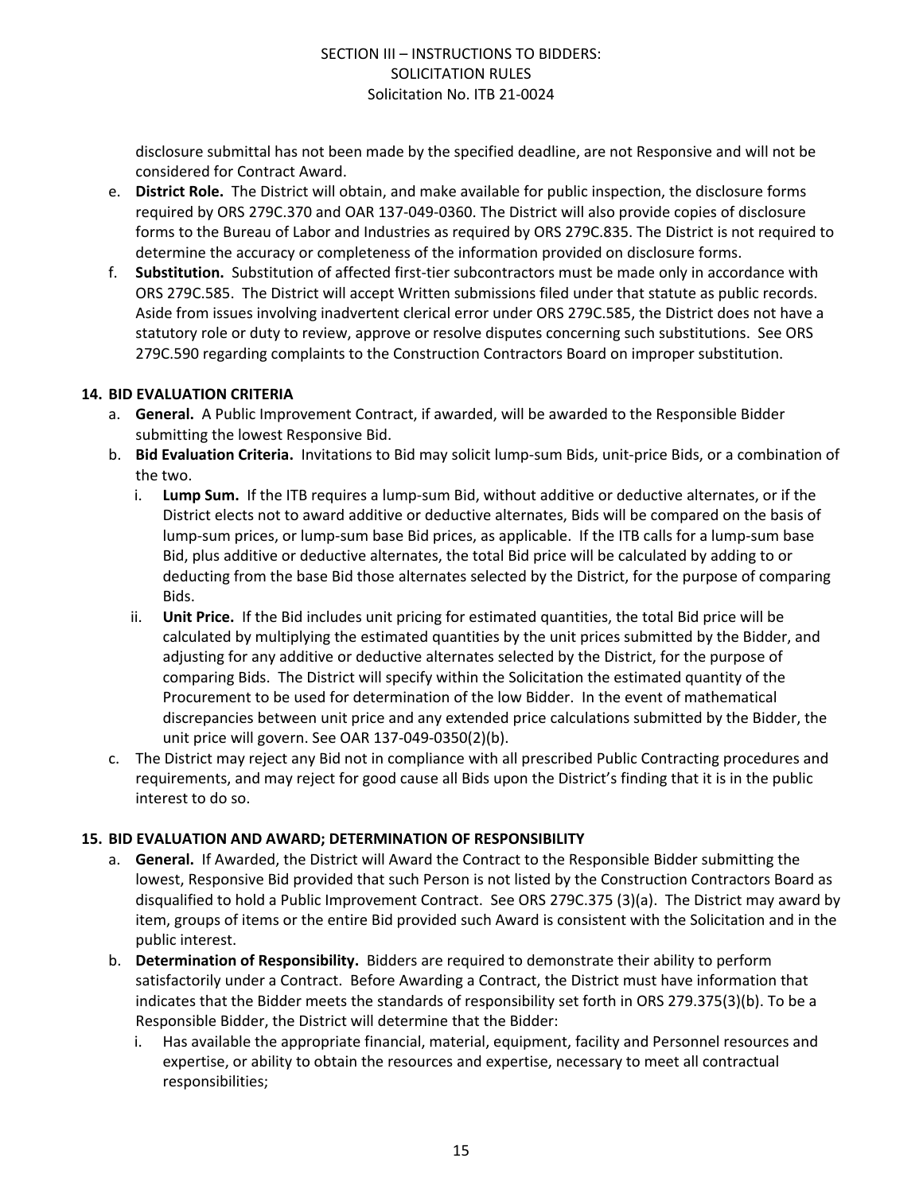disclosure submittal has not been made by the specified deadline, are not Responsive and will not be considered for Contract Award.

e. **District Role.** The District will obtain, and make available for public inspection, the disclosure forms required by ORS 279C.370 and OAR 137-049-0360. The District will also provide copies of disclosure forms to the Bureau of Labor and Industries as required by ORS 279C.835. The District is not required to determine the accuracy or completeness of the information provided on disclosure forms.

f. **Substitution.** Substitution of affected first-tier subcontractors must be made only in accordance with ORS 279C.585. The District will accept Written submissions filed under that statute as public records. Aside from issues involving inadvertent clerical error under ORS 279C.585, the District does not have a statutory role or duty to review, approve or resolve disputes concerning such substitutions. See ORS 279C.590 regarding complaints to the Construction Contractors Board on improper substitution.

## 14. BID EVALUATION CRITERIA

a. **General.** A Public Improvement Contract, if awarded, will be awarded to the Responsible Bidder submitting the lowest Responsive Bid.

b. **Bid Evaluation Criteria.** Invitations to Bid may solicit lump-sum Bids, unit-price Bids, or a combination of the two.

   i. **Lump Sum.** If the ITB requires a lump-sum Bid, without additive or deductive alternates, or if the District elects not to award additive or deductive alternates, Bids will be compared on the basis of lump-sum prices, or lump-sum base Bid prices, as applicable. If the ITB calls for a lump-sum base Bid, plus additive or deductive alternates, the total Bid price will be calculated by adding to or deducting from the base Bid those alternates selected by the District, for the purpose of comparing Bids.

   ii. **Unit Price.** If the Bid includes unit pricing for estimated quantities, the total Bid price will be calculated by multiplying the estimated quantities by the unit prices submitted by the Bidder, and adjusting for any additive or deductive alternates selected by the District, for the purpose of comparing Bids. The District will specify within the Solicitation the estimated quantity of the Procurement to be used for determination of the low Bidder. In the event of mathematical discrepancies between unit price and any extended price calculations submitted by the Bidder, the unit price will govern. See OAR 137-049-0350(2)(b).

c. The District may reject any Bid not in compliance with all prescribed Public Contracting procedures and requirements, and may reject for good cause all Bids upon the District's finding that it is in the public interest to do so.

## 15. BID EVALUATION AND AWARD; DETERMINATION OF RESPONSIBILITY

a. **General.** If Awarded, the District will Award the Contract to the Responsible Bidder submitting the lowest, Responsive Bid provided that such Person is not listed by the Construction Contractors Board as disqualified to hold a Public Improvement Contract. See ORS 279C.375 (3)(a). The District may award by item, groups of items or the entire Bid provided such Award is consistent with the Solicitation and in the public interest.

b. **Determination of Responsibility.** Bidders are required to demonstrate their ability to perform satisfactorily under a Contract. Before Awarding a Contract, the District must have information that indicates that the Bidder meets the standards of responsibility set forth in ORS 279.375(3)(b). To be a Responsible Bidder, the District will determine that the Bidder:

   i. Has available the appropriate financial, material, equipment, facility and Personnel resources and expertise, or ability to obtain the resources and expertise, necessary to meet all contractual responsibilities;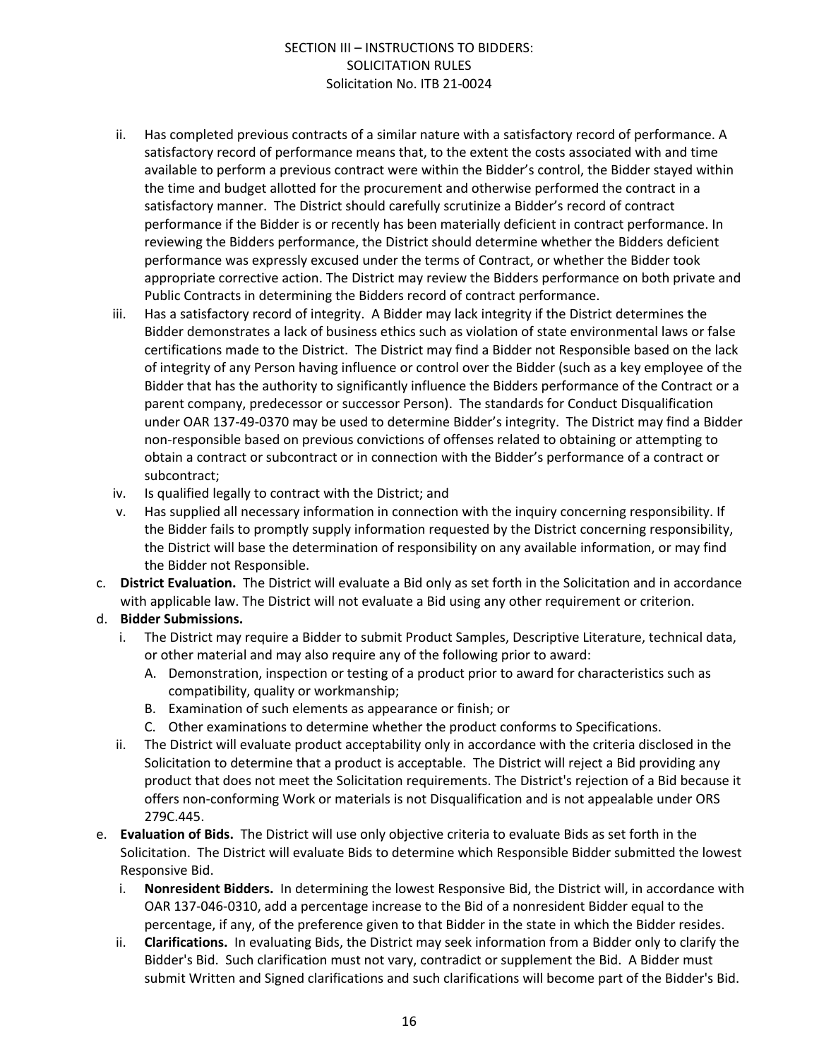ii. Has completed previous contracts of a similar nature with a satisfactory record of performance. A satisfactory record of performance means that, to the extent the costs associated with and time available to perform a previous contract were within the Bidder's control, the Bidder stayed within the time and budget allotted for the procurement and otherwise performed the contract in a satisfactory manner. The District should carefully scrutinize a Bidder's record of contract performance if the Bidder is or recently has been materially deficient in contract performance. In reviewing the Bidders performance, the District should determine whether the Bidders deficient performance was expressly excused under the terms of Contract, or whether the Bidder took appropriate corrective action. The District may review the Bidders performance on both private and Public Contracts in determining the Bidders record of contract performance.

iii. Has a satisfactory record of integrity. A Bidder may lack integrity if the District determines the Bidder demonstrates a lack of business ethics such as violation of state environmental laws or false certifications made to the District. The District may find a Bidder not Responsible based on the lack of integrity of any Person having influence or control over the Bidder (such as a key employee of the Bidder that has the authority to significantly influence the Bidders performance of the Contract or a parent company, predecessor or successor Person). The standards for Conduct Disqualification under OAR 137-49-0370 may be used to determine Bidder's integrity. The District may find a Bidder non-responsible based on previous convictions of offenses related to obtaining or attempting to obtain a contract or subcontract or in connection with the Bidder's performance of a contract or subcontract;

iv. Is qualified legally to contract with the District; and

v. Has supplied all necessary information in connection with the inquiry concerning responsibility. If the Bidder fails to promptly supply information requested by the District concerning responsibility, the District will base the determination of responsibility on any available information, or may find the Bidder not Responsible.

c. **District Evaluation.** The District will evaluate a Bid only as set forth in the Solicitation and in accordance with applicable law. The District will not evaluate a Bid using any other requirement or criterion.

d. **Bidder Submissions.**

i. The District may require a Bidder to submit Product Samples, Descriptive Literature, technical data, or other material and may also require any of the following prior to award:

A. Demonstration, inspection or testing of a product prior to award for characteristics such as compatibility, quality or workmanship;

B. Examination of such elements as appearance or finish; or

C. Other examinations to determine whether the product conforms to Specifications.

ii. The District will evaluate product acceptability only in accordance with the criteria disclosed in the Solicitation to determine that a product is acceptable. The District will reject a Bid providing any product that does not meet the Solicitation requirements. The District's rejection of a Bid because it offers non-conforming Work or materials is not Disqualification and is not appealable under ORS 279C.445.

e. **Evaluation of Bids.** The District will use only objective criteria to evaluate Bids as set forth in the Solicitation. The District will evaluate Bids to determine which Responsible Bidder submitted the lowest Responsive Bid.

i. **Nonresident Bidders.** In determining the lowest Responsive Bid, the District will, in accordance with OAR 137-046-0310, add a percentage increase to the Bid of a nonresident Bidder equal to the percentage, if any, of the preference given to that Bidder in the state in which the Bidder resides.

ii. **Clarifications.** In evaluating Bids, the District may seek information from a Bidder only to clarify the Bidder's Bid. Such clarification must not vary, contradict or supplement the Bid. A Bidder must submit Written and Signed clarifications and such clarifications will become part of the Bidder's Bid.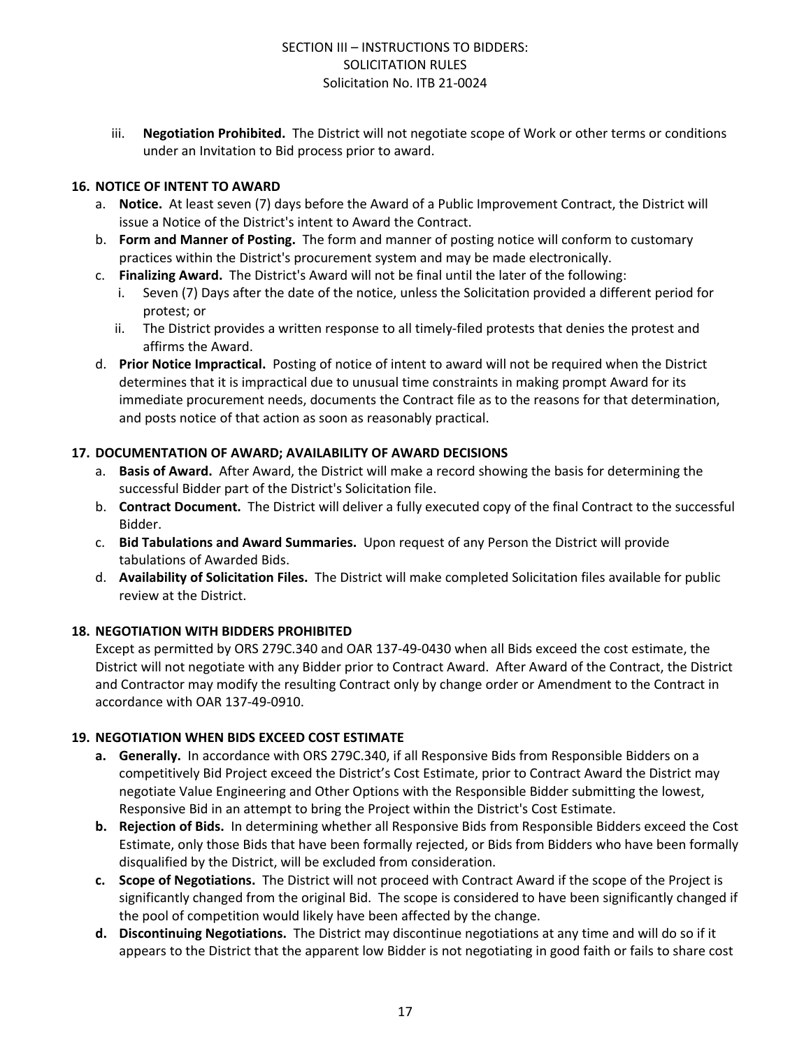iii. **Negotiation Prohibited.** The District will not negotiate scope of Work or other terms or conditions under an Invitation to Bid process prior to award.

## 16. NOTICE OF INTENT TO AWARD

a. **Notice.** At least seven (7) days before the Award of a Public Improvement Contract, the District will issue a Notice of the District's intent to Award the Contract.

b. **Form and Manner of Posting.** The form and manner of posting notice will conform to customary practices within the District's procurement system and may be made electronically.

c. **Finalizing Award.** The District's Award will not be final until the later of the following:

   i. Seven (7) Days after the date of the notice, unless the Solicitation provided a different period for protest; or

   ii. The District provides a written response to all timely-filed protests that denies the protest and affirms the Award.

d. **Prior Notice Impractical.** Posting of notice of intent to award will not be required when the District determines that it is impractical due to unusual time constraints in making prompt Award for its immediate procurement needs, documents the Contract file as to the reasons for that determination, and posts notice of that action as soon as reasonably practical.

## 17. DOCUMENTATION OF AWARD; AVAILABILITY OF AWARD DECISIONS

a. **Basis of Award.** After Award, the District will make a record showing the basis for determining the successful Bidder part of the District's Solicitation file.

b. **Contract Document.** The District will deliver a fully executed copy of the final Contract to the successful Bidder.

c. **Bid Tabulations and Award Summaries.** Upon request of any Person the District will provide tabulations of Awarded Bids.

d. **Availability of Solicitation Files.** The District will make completed Solicitation files available for public review at the District.

## 18. NEGOTIATION WITH BIDDERS PROHIBITED

Except as permitted by ORS 279C.340 and OAR 137-49-0430 when all Bids exceed the cost estimate, the District will not negotiate with any Bidder prior to Contract Award. After Award of the Contract, the District and Contractor may modify the resulting Contract only by change order or Amendment to the Contract in accordance with OAR 137-49-0910.

## 19. NEGOTIATION WHEN BIDS EXCEED COST ESTIMATE

**a. Generally.** In accordance with ORS 279C.340, if all Responsive Bids from Responsible Bidders on a competitively Bid Project exceed the District's Cost Estimate, prior to Contract Award the District may negotiate Value Engineering and Other Options with the Responsible Bidder submitting the lowest, Responsive Bid in an attempt to bring the Project within the District's Cost Estimate.

**b. Rejection of Bids.** In determining whether all Responsive Bids from Responsible Bidders exceed the Cost Estimate, only those Bids that have been formally rejected, or Bids from Bidders who have been formally disqualified by the District, will be excluded from consideration.

**c. Scope of Negotiations.** The District will not proceed with Contract Award if the scope of the Project is significantly changed from the original Bid. The scope is considered to have been significantly changed if the pool of competition would likely have been affected by the change.

**d. Discontinuing Negotiations.** The District may discontinue negotiations at any time and will do so if it appears to the District that the apparent low Bidder is not negotiating in good faith or fails to share cost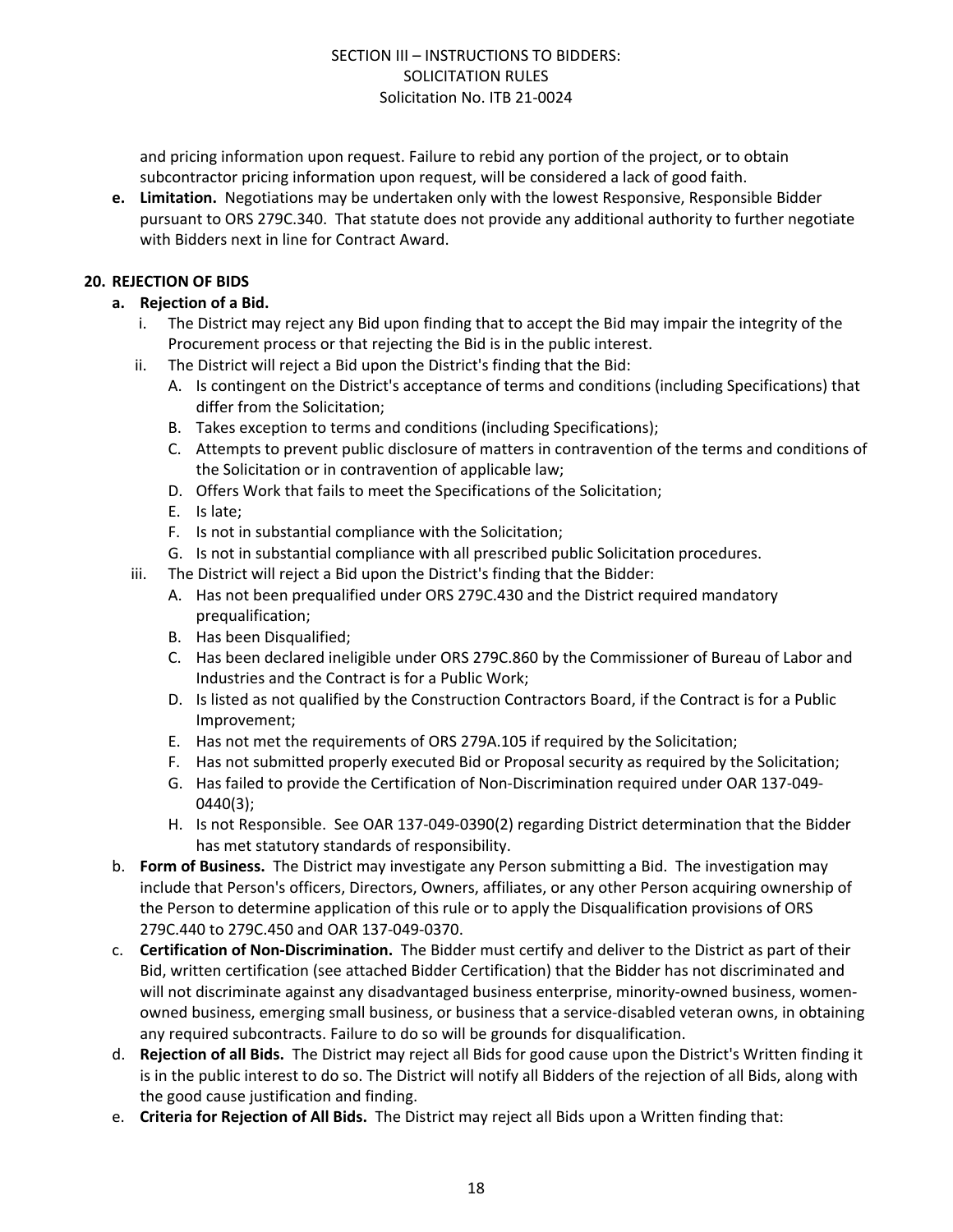and pricing information upon request. Failure to rebid any portion of the project, or to obtain subcontractor pricing information upon request, will be considered a lack of good faith.

**e. Limitation.** Negotiations may be undertaken only with the lowest Responsive, Responsible Bidder pursuant to ORS 279C.340. That statute does not provide any additional authority to further negotiate with Bidders next in line for Contract Award.

## 20. REJECTION OF BIDS

**a. Rejection of a Bid.**

i. The District may reject any Bid upon finding that to accept the Bid may impair the integrity of the Procurement process or that rejecting the Bid is in the public interest.

ii. The District will reject a Bid upon the District's finding that the Bid:

A. Is contingent on the District's acceptance of terms and conditions (including Specifications) that differ from the Solicitation;

B. Takes exception to terms and conditions (including Specifications);

C. Attempts to prevent public disclosure of matters in contravention of the terms and conditions of the Solicitation or in contravention of applicable law;

D. Offers Work that fails to meet the Specifications of the Solicitation;

E. Is late;

F. Is not in substantial compliance with the Solicitation;

G. Is not in substantial compliance with all prescribed public Solicitation procedures.

iii. The District will reject a Bid upon the District's finding that the Bidder:

A. Has not been prequalified under ORS 279C.430 and the District required mandatory prequalification;

B. Has been Disqualified;

C. Has been declared ineligible under ORS 279C.860 by the Commissioner of Bureau of Labor and Industries and the Contract is for a Public Work;

D. Is listed as not qualified by the Construction Contractors Board, if the Contract is for a Public Improvement;

E. Has not met the requirements of ORS 279A.105 if required by the Solicitation;

F. Has not submitted properly executed Bid or Proposal security as required by the Solicitation;

G. Has failed to provide the Certification of Non-Discrimination required under OAR 137-049-0440(3);

H. Is not Responsible. See OAR 137-049-0390(2) regarding District determination that the Bidder has met statutory standards of responsibility.

b. **Form of Business.** The District may investigate any Person submitting a Bid. The investigation may include that Person's officers, Directors, Owners, affiliates, or any other Person acquiring ownership of the Person to determine application of this rule or to apply the Disqualification provisions of ORS 279C.440 to 279C.450 and OAR 137-049-0370.

c. **Certification of Non-Discrimination.** The Bidder must certify and deliver to the District as part of their Bid, written certification (see attached Bidder Certification) that the Bidder has not discriminated and will not discriminate against any disadvantaged business enterprise, minority-owned business, women-owned business, emerging small business, or business that a service-disabled veteran owns, in obtaining any required subcontracts. Failure to do so will be grounds for disqualification.

d. **Rejection of all Bids.** The District may reject all Bids for good cause upon the District's Written finding it is in the public interest to do so. The District will notify all Bidders of the rejection of all Bids, along with the good cause justification and finding.

e. **Criteria for Rejection of All Bids.** The District may reject all Bids upon a Written finding that: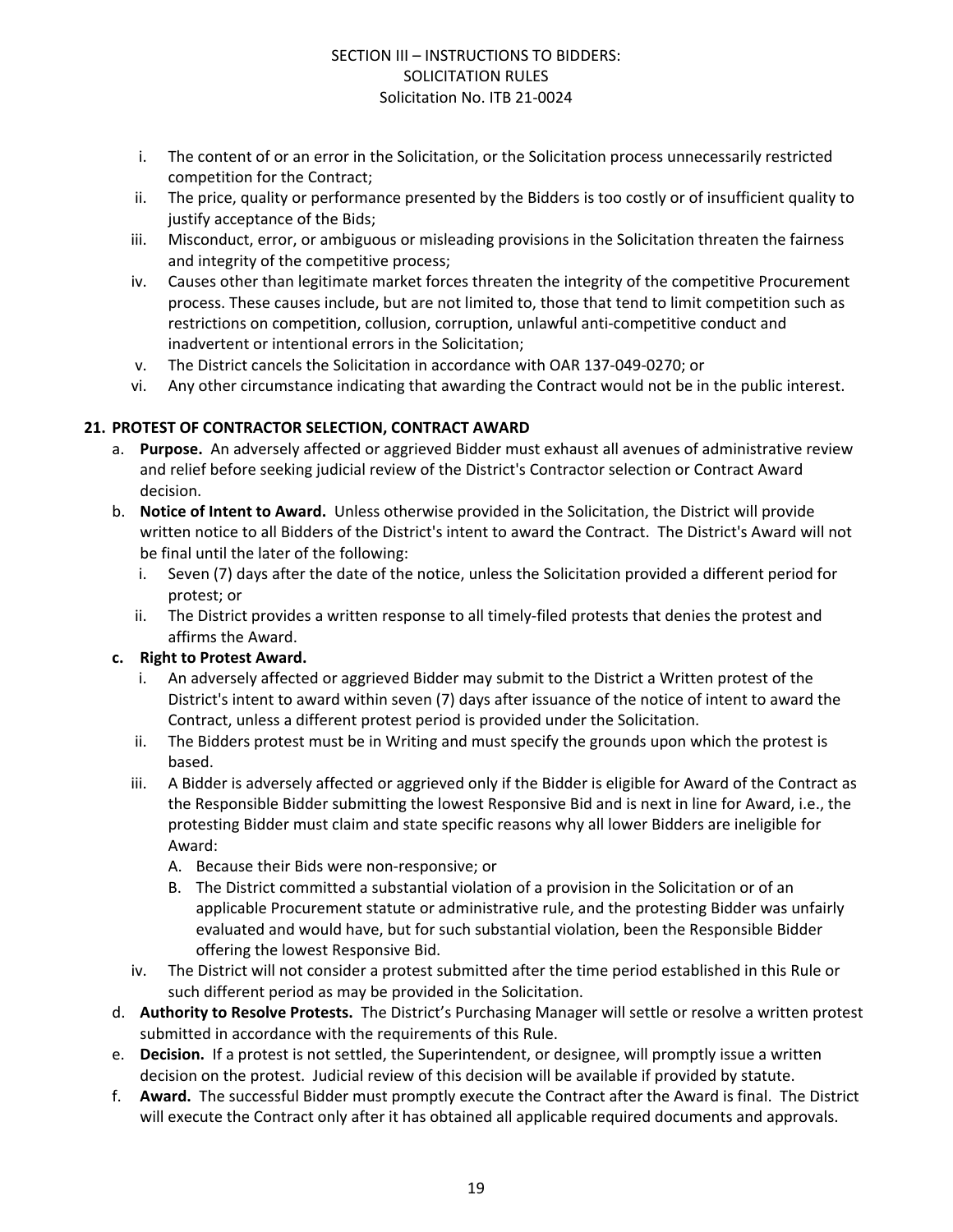i. The content of or an error in the Solicitation, or the Solicitation process unnecessarily restricted competition for the Contract;
ii. The price, quality or performance presented by the Bidders is too costly or of insufficient quality to justify acceptance of the Bids;
iii. Misconduct, error, or ambiguous or misleading provisions in the Solicitation threaten the fairness and integrity of the competitive process;
iv. Causes other than legitimate market forces threaten the integrity of the competitive Procurement process. These causes include, but are not limited to, those that tend to limit competition such as restrictions on competition, collusion, corruption, unlawful anti-competitive conduct and inadvertent or intentional errors in the Solicitation;
v. The District cancels the Solicitation in accordance with OAR 137-049-0270; or
vi. Any other circumstance indicating that awarding the Contract would not be in the public interest.

**21. PROTEST OF CONTRACTOR SELECTION, CONTRACT AWARD**

a. **Purpose.** An adversely affected or aggrieved Bidder must exhaust all avenues of administrative review and relief before seeking judicial review of the District's Contractor selection or Contract Award decision.

b. **Notice of Intent to Award.** Unless otherwise provided in the Solicitation, the District will provide written notice to all Bidders of the District's intent to award the Contract. The District's Award will not be final until the later of the following:
   i. Seven (7) days after the date of the notice, unless the Solicitation provided a different period for protest; or
   ii. The District provides a written response to all timely-filed protests that denies the protest and affirms the Award.

c. **Right to Protest Award.**
   i. An adversely affected or aggrieved Bidder may submit to the District a Written protest of the District's intent to award within seven (7) days after issuance of the notice of intent to award the Contract, unless a different protest period is provided under the Solicitation.
   ii. The Bidders protest must be in Writing and must specify the grounds upon which the protest is based.
   iii. A Bidder is adversely affected or aggrieved only if the Bidder is eligible for Award of the Contract as the Responsible Bidder submitting the lowest Responsive Bid and is next in line for Award, i.e., the protesting Bidder must claim and state specific reasons why all lower Bidders are ineligible for Award:
      A. Because their Bids were non-responsive; or
      B. The District committed a substantial violation of a provision in the Solicitation or of an applicable Procurement statute or administrative rule, and the protesting Bidder was unfairly evaluated and would have, but for such substantial violation, been the Responsible Bidder offering the lowest Responsive Bid.
   iv. The District will not consider a protest submitted after the time period established in this Rule or such different period as may be provided in the Solicitation.

d. **Authority to Resolve Protests.** The District's Purchasing Manager will settle or resolve a written protest submitted in accordance with the requirements of this Rule.

e. **Decision.** If a protest is not settled, the Superintendent, or designee, will promptly issue a written decision on the protest. Judicial review of this decision will be available if provided by statute.

f. **Award.** The successful Bidder must promptly execute the Contract after the Award is final. The District will execute the Contract only after it has obtained all applicable required documents and approvals.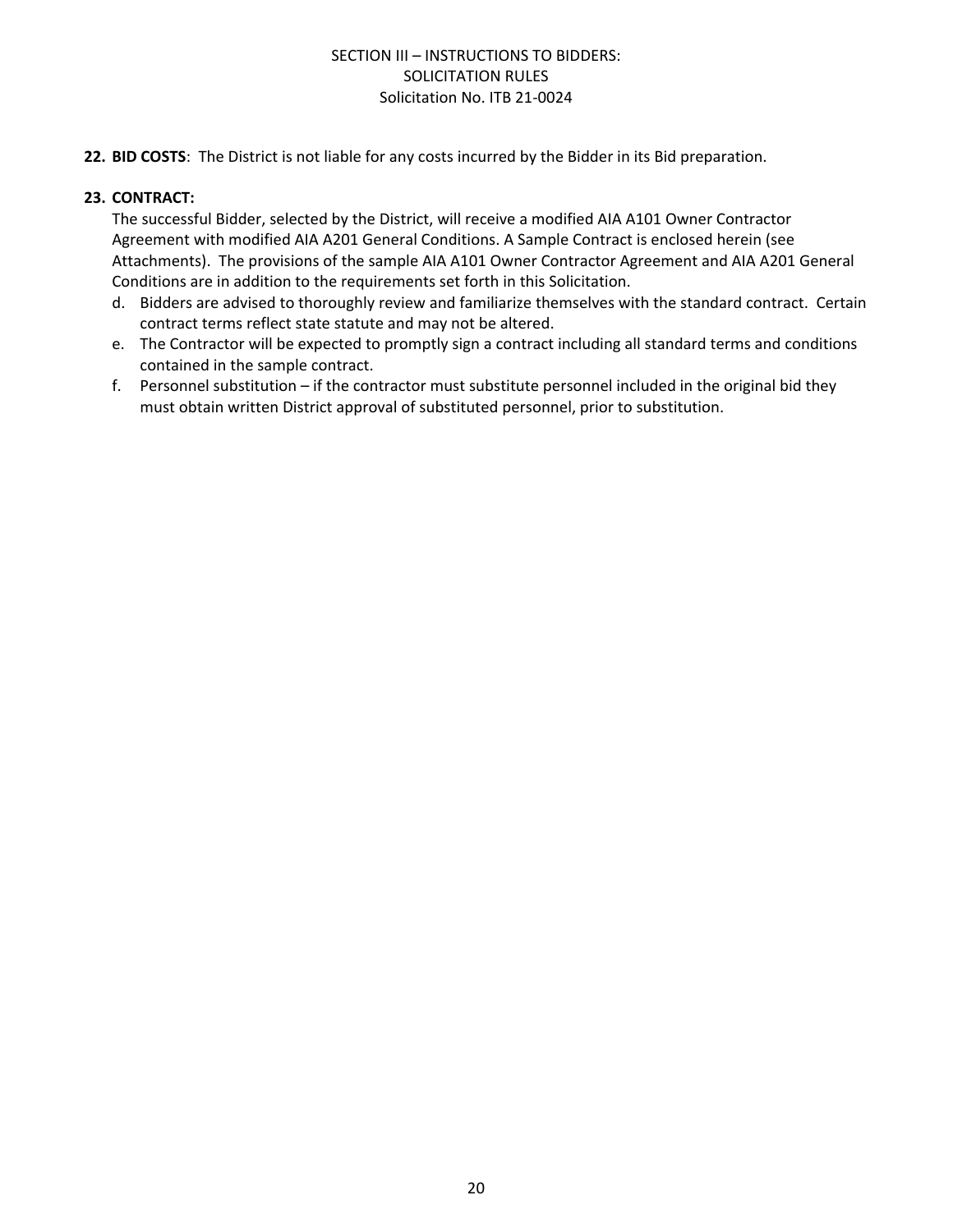**22. BID COSTS**: The District is not liable for any costs incurred by the Bidder in its Bid preparation.

**23. CONTRACT:**

The successful Bidder, selected by the District, will receive a modified AIA A101 Owner Contractor Agreement with modified AIA A201 General Conditions. A Sample Contract is enclosed herein (see Attachments). The provisions of the sample AIA A101 Owner Contractor Agreement and AIA A201 General Conditions are in addition to the requirements set forth in this Solicitation.

d. Bidders are advised to thoroughly review and familiarize themselves with the standard contract. Certain contract terms reflect state statute and may not be altered.

e. The Contractor will be expected to promptly sign a contract including all standard terms and conditions contained in the sample contract.

f. Personnel substitution – if the contractor must substitute personnel included in the original bid they must obtain written District approval of substituted personnel, prior to substitution.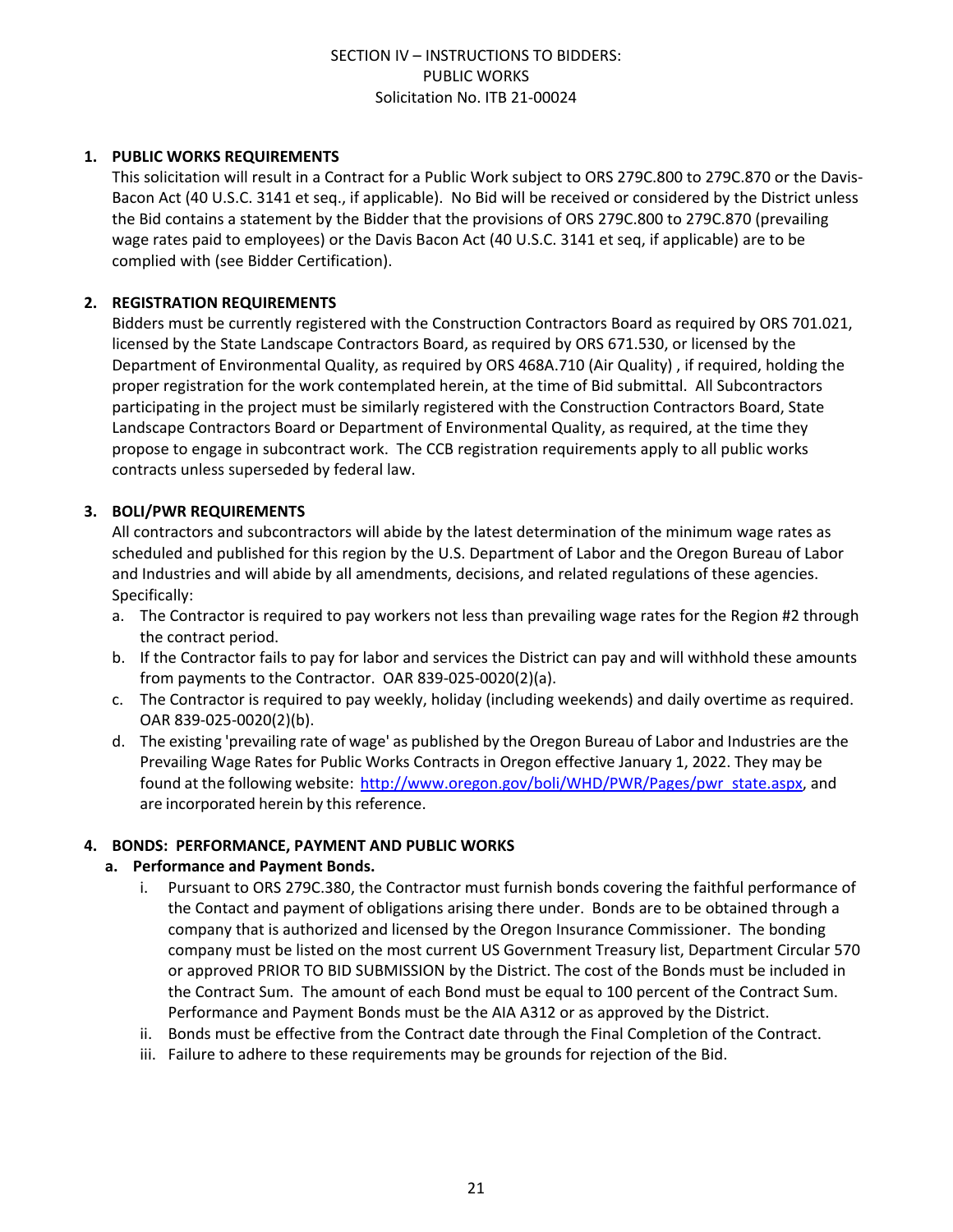SECTION IV – INSTRUCTIONS TO BIDDERS:
PUBLIC WORKS
Solicitation No. ITB 21-00024

**1. PUBLIC WORKS REQUIREMENTS**

This solicitation will result in a Contract for a Public Work subject to ORS 279C.800 to 279C.870 or the Davis-Bacon Act (40 U.S.C. 3141 et seq., if applicable). No Bid will be received or considered by the District unless the Bid contains a statement by the Bidder that the provisions of ORS 279C.800 to 279C.870 (prevailing wage rates paid to employees) or the Davis Bacon Act (40 U.S.C. 3141 et seq, if applicable) are to be complied with (see Bidder Certification).

**2. REGISTRATION REQUIREMENTS**

Bidders must be currently registered with the Construction Contractors Board as required by ORS 701.021, licensed by the State Landscape Contractors Board, as required by ORS 671.530, or licensed by the Department of Environmental Quality, as required by ORS 468A.710 (Air Quality) , if required, holding the proper registration for the work contemplated herein, at the time of Bid submittal. All Subcontractors participating in the project must be similarly registered with the Construction Contractors Board, State Landscape Contractors Board or Department of Environmental Quality, as required, at the time they propose to engage in subcontract work. The CCB registration requirements apply to all public works contracts unless superseded by federal law.

**3. BOLI/PWR REQUIREMENTS**

All contractors and subcontractors will abide by the latest determination of the minimum wage rates as scheduled and published for this region by the U.S. Department of Labor and the Oregon Bureau of Labor and Industries and will abide by all amendments, decisions, and related regulations of these agencies. Specifically:

a. The Contractor is required to pay workers not less than prevailing wage rates for the Region #2 through the contract period.
b. If the Contractor fails to pay for labor and services the District can pay and will withhold these amounts from payments to the Contractor. OAR 839-025-0020(2)(a).
c. The Contractor is required to pay weekly, holiday (including weekends) and daily overtime as required. OAR 839-025-0020(2)(b).
d. The existing 'prevailing rate of wage' as published by the Oregon Bureau of Labor and Industries are the Prevailing Wage Rates for Public Works Contracts in Oregon effective January 1, 2022. They may be found at the following website: [http://www.oregon.gov/boli/WHD/PWR/Pages/pwr_state.aspx](http://www.oregon.gov/boli/WHD/PWR/Pages/pwr_state.aspx), and are incorporated herein by this reference.

**4. BONDS: PERFORMANCE, PAYMENT AND PUBLIC WORKS**

**a. Performance and Payment Bonds.**

i. Pursuant to ORS 279C.380, the Contractor must furnish bonds covering the faithful performance of the Contact and payment of obligations arising there under. Bonds are to be obtained through a company that is authorized and licensed by the Oregon Insurance Commissioner. The bonding company must be listed on the most current US Government Treasury list, Department Circular 570 or approved PRIOR TO BID SUBMISSION by the District. The cost of the Bonds must be included in the Contract Sum. The amount of each Bond must be equal to 100 percent of the Contract Sum. Performance and Payment Bonds must be the AIA A312 or as approved by the District.
ii. Bonds must be effective from the Contract date through the Final Completion of the Contract.
iii. Failure to adhere to these requirements may be grounds for rejection of the Bid.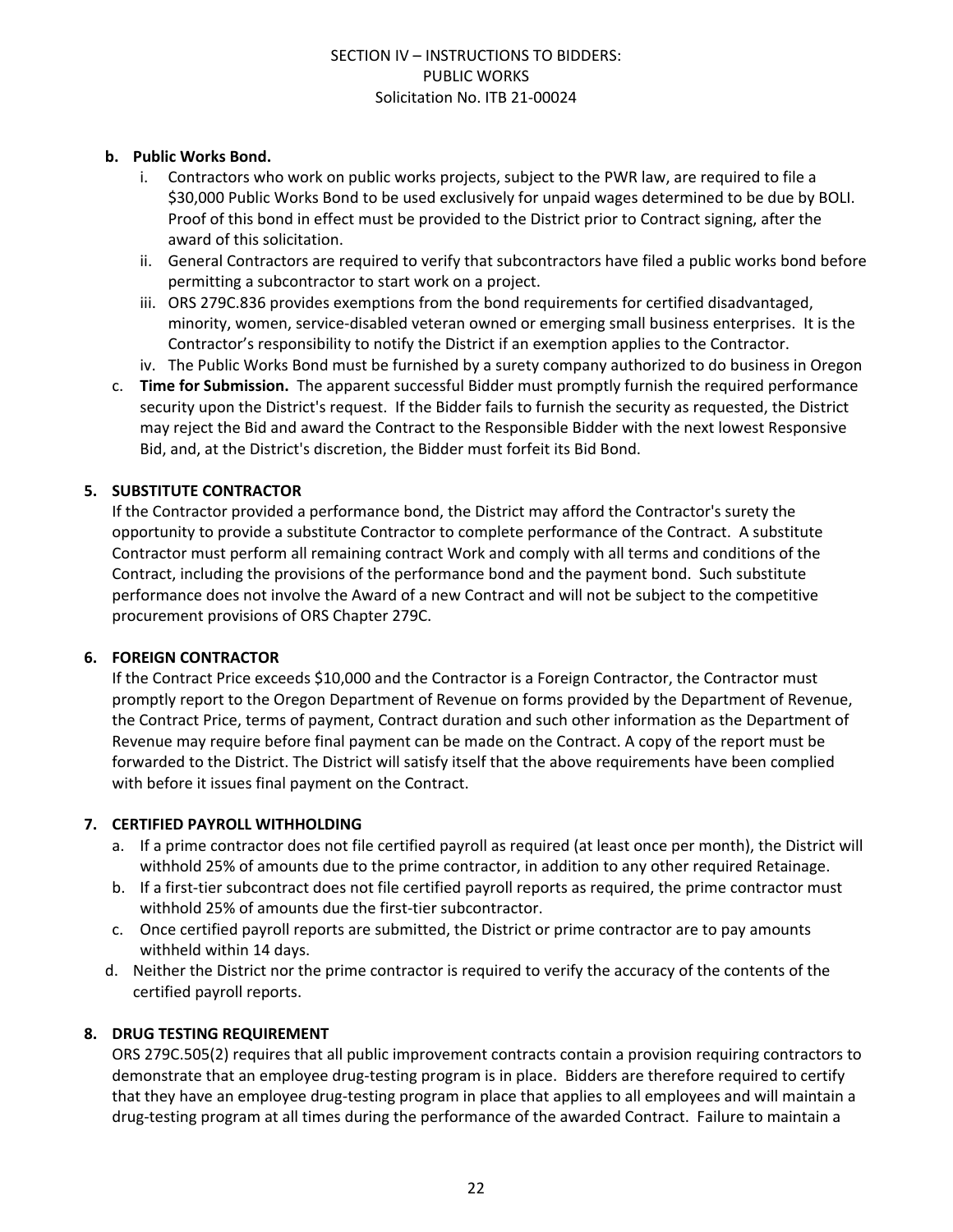**b. Public Works Bond.**

i. Contractors who work on public works projects, subject to the PWR law, are required to file a $30,000 Public Works Bond to be used exclusively for unpaid wages determined to be due by BOLI. Proof of this bond in effect must be provided to the District prior to Contract signing, after the award of this solicitation.

ii. General Contractors are required to verify that subcontractors have filed a public works bond before permitting a subcontractor to start work on a project.

iii. ORS 279C.836 provides exemptions from the bond requirements for certified disadvantaged, minority, women, service-disabled veteran owned or emerging small business enterprises. It is the Contractor's responsibility to notify the District if an exemption applies to the Contractor.

iv. The Public Works Bond must be furnished by a surety company authorized to do business in Oregon

c. **Time for Submission.** The apparent successful Bidder must promptly furnish the required performance security upon the District's request. If the Bidder fails to furnish the security as requested, the District may reject the Bid and award the Contract to the Responsible Bidder with the next lowest Responsive Bid, and, at the District's discretion, the Bidder must forfeit its Bid Bond.

## 5. SUBSTITUTE CONTRACTOR

If the Contractor provided a performance bond, the District may afford the Contractor's surety the opportunity to provide a substitute Contractor to complete performance of the Contract. A substitute Contractor must perform all remaining contract Work and comply with all terms and conditions of the Contract, including the provisions of the performance bond and the payment bond. Such substitute performance does not involve the Award of a new Contract and will not be subject to the competitive procurement provisions of ORS Chapter 279C.

## 6. FOREIGN CONTRACTOR

If the Contract Price exceeds $10,000 and the Contractor is a Foreign Contractor, the Contractor must promptly report to the Oregon Department of Revenue on forms provided by the Department of Revenue, the Contract Price, terms of payment, Contract duration and such other information as the Department of Revenue may require before final payment can be made on the Contract. A copy of the report must be forwarded to the District. The District will satisfy itself that the above requirements have been complied with before it issues final payment on the Contract.

## 7. CERTIFIED PAYROLL WITHHOLDING

a. If a prime contractor does not file certified payroll as required (at least once per month), the District will withhold 25% of amounts due to the prime contractor, in addition to any other required Retainage.

b. If a first-tier subcontract does not file certified payroll reports as required, the prime contractor must withhold 25% of amounts due the first-tier subcontractor.

c. Once certified payroll reports are submitted, the District or prime contractor are to pay amounts withheld within 14 days.

d. Neither the District nor the prime contractor is required to verify the accuracy of the contents of the certified payroll reports.

## 8. DRUG TESTING REQUIREMENT

ORS 279C.505(2) requires that all public improvement contracts contain a provision requiring contractors to demonstrate that an employee drug-testing program is in place. Bidders are therefore required to certify that they have an employee drug-testing program in place that applies to all employees and will maintain a drug-testing program at all times during the performance of the awarded Contract. Failure to maintain a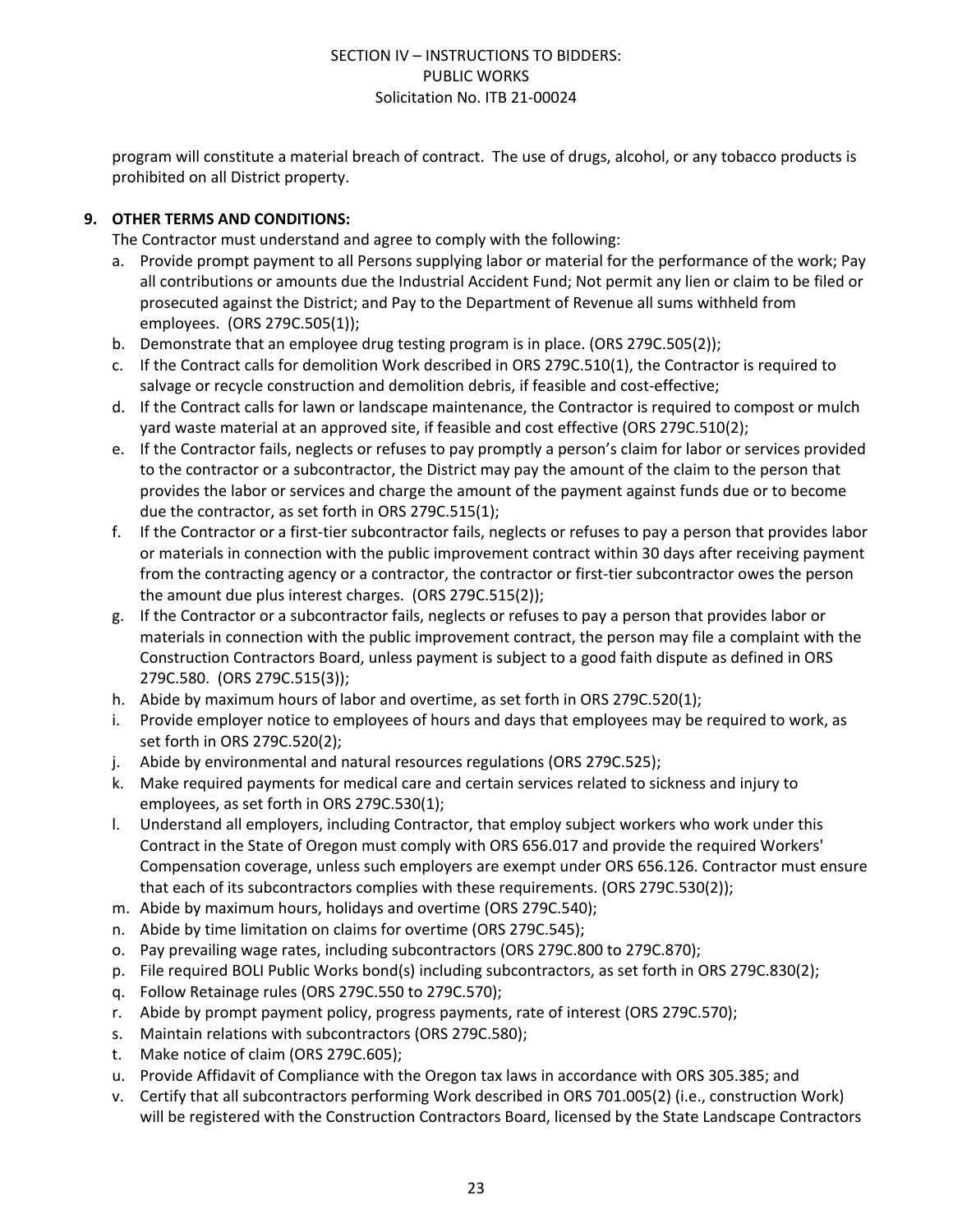program will constitute a material breach of contract. The use of drugs, alcohol, or any tobacco products is prohibited on all District property.

**9. OTHER TERMS AND CONDITIONS:**

The Contractor must understand and agree to comply with the following:

a. Provide prompt payment to all Persons supplying labor or material for the performance of the work; Pay all contributions or amounts due the Industrial Accident Fund; Not permit any lien or claim to be filed or prosecuted against the District; and Pay to the Department of Revenue all sums withheld from employees. (ORS 279C.505(1));
b. Demonstrate that an employee drug testing program is in place. (ORS 279C.505(2));
c. If the Contract calls for demolition Work described in ORS 279C.510(1), the Contractor is required to salvage or recycle construction and demolition debris, if feasible and cost-effective;
d. If the Contract calls for lawn or landscape maintenance, the Contractor is required to compost or mulch yard waste material at an approved site, if feasible and cost effective (ORS 279C.510(2);
e. If the Contractor fails, neglects or refuses to pay promptly a person's claim for labor or services provided to the contractor or a subcontractor, the District may pay the amount of the claim to the person that provides the labor or services and charge the amount of the payment against funds due or to become due the contractor, as set forth in ORS 279C.515(1);
f. If the Contractor or a first-tier subcontractor fails, neglects or refuses to pay a person that provides labor or materials in connection with the public improvement contract within 30 days after receiving payment from the contracting agency or a contractor, the contractor or first-tier subcontractor owes the person the amount due plus interest charges. (ORS 279C.515(2));
g. If the Contractor or a subcontractor fails, neglects or refuses to pay a person that provides labor or materials in connection with the public improvement contract, the person may file a complaint with the Construction Contractors Board, unless payment is subject to a good faith dispute as defined in ORS 279C.580. (ORS 279C.515(3));
h. Abide by maximum hours of labor and overtime, as set forth in ORS 279C.520(1);
i. Provide employer notice to employees of hours and days that employees may be required to work, as set forth in ORS 279C.520(2);
j. Abide by environmental and natural resources regulations (ORS 279C.525);
k. Make required payments for medical care and certain services related to sickness and injury to employees, as set forth in ORS 279C.530(1);
l. Understand all employers, including Contractor, that employ subject workers who work under this Contract in the State of Oregon must comply with ORS 656.017 and provide the required Workers' Compensation coverage, unless such employers are exempt under ORS 656.126. Contractor must ensure that each of its subcontractors complies with these requirements. (ORS 279C.530(2));
m. Abide by maximum hours, holidays and overtime (ORS 279C.540);
n. Abide by time limitation on claims for overtime (ORS 279C.545);
o. Pay prevailing wage rates, including subcontractors (ORS 279C.800 to 279C.870);
p. File required BOLI Public Works bond(s) including subcontractors, as set forth in ORS 279C.830(2);
q. Follow Retainage rules (ORS 279C.550 to 279C.570);
r. Abide by prompt payment policy, progress payments, rate of interest (ORS 279C.570);
s. Maintain relations with subcontractors (ORS 279C.580);
t. Make notice of claim (ORS 279C.605);
u. Provide Affidavit of Compliance with the Oregon tax laws in accordance with ORS 305.385; and
v. Certify that all subcontractors performing Work described in ORS 701.005(2) (i.e., construction Work) will be registered with the Construction Contractors Board, licensed by the State Landscape Contractors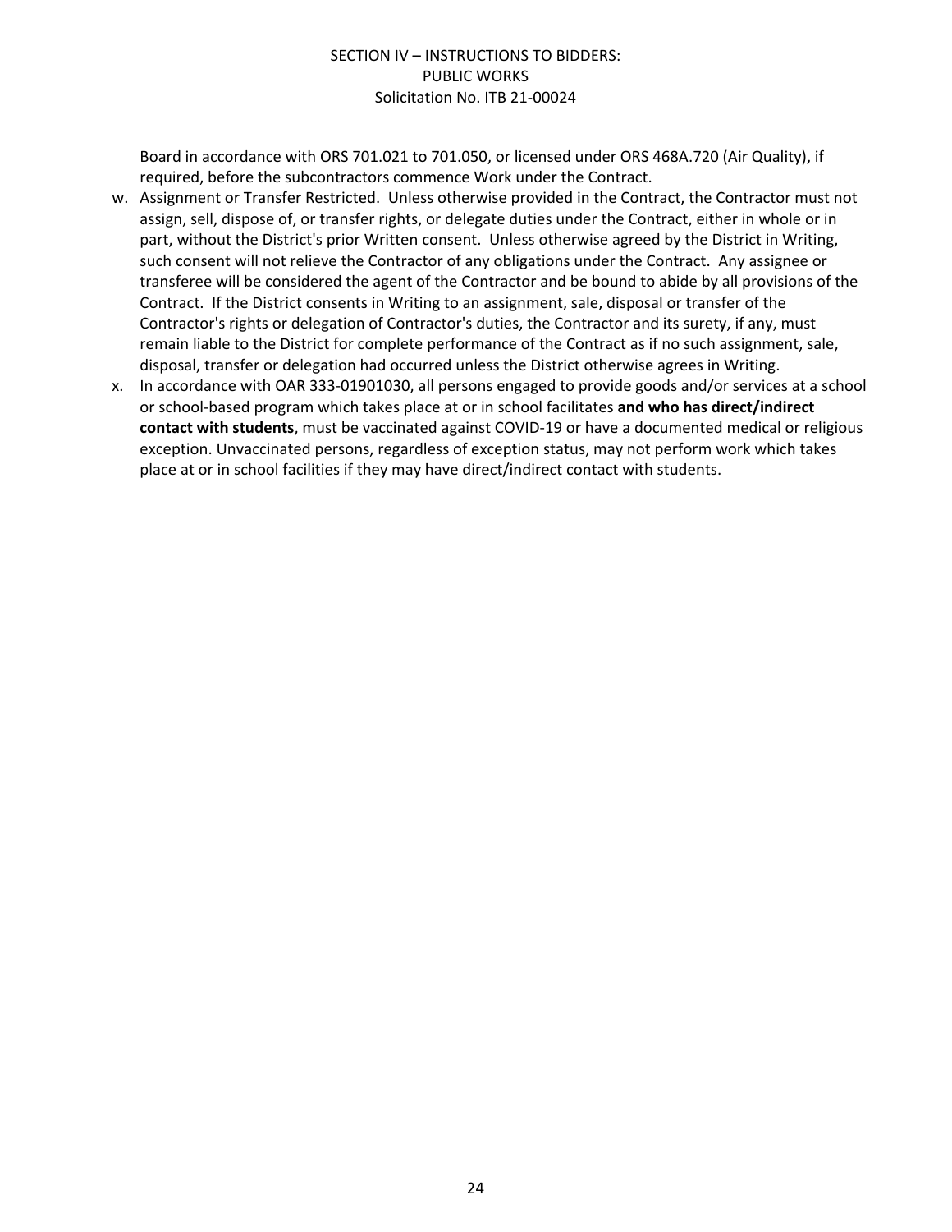Board in accordance with ORS 701.021 to 701.050, or licensed under ORS 468A.720 (Air Quality), if required, before the subcontractors commence Work under the Contract.

w. Assignment or Transfer Restricted. Unless otherwise provided in the Contract, the Contractor must not assign, sell, dispose of, or transfer rights, or delegate duties under the Contract, either in whole or in part, without the District's prior Written consent. Unless otherwise agreed by the District in Writing, such consent will not relieve the Contractor of any obligations under the Contract. Any assignee or transferee will be considered the agent of the Contractor and be bound to abide by all provisions of the Contract. If the District consents in Writing to an assignment, sale, disposal or transfer of the Contractor's rights or delegation of Contractor's duties, the Contractor and its surety, if any, must remain liable to the District for complete performance of the Contract as if no such assignment, sale, disposal, transfer or delegation had occurred unless the District otherwise agrees in Writing.

x. In accordance with OAR 333-01901030, all persons engaged to provide goods and/or services at a school or school-based program which takes place at or in school facilitates **and who has direct/indirect contact with students**, must be vaccinated against COVID-19 or have a documented medical or religious exception. Unvaccinated persons, regardless of exception status, may not perform work which takes place at or in school facilities if they may have direct/indirect contact with students.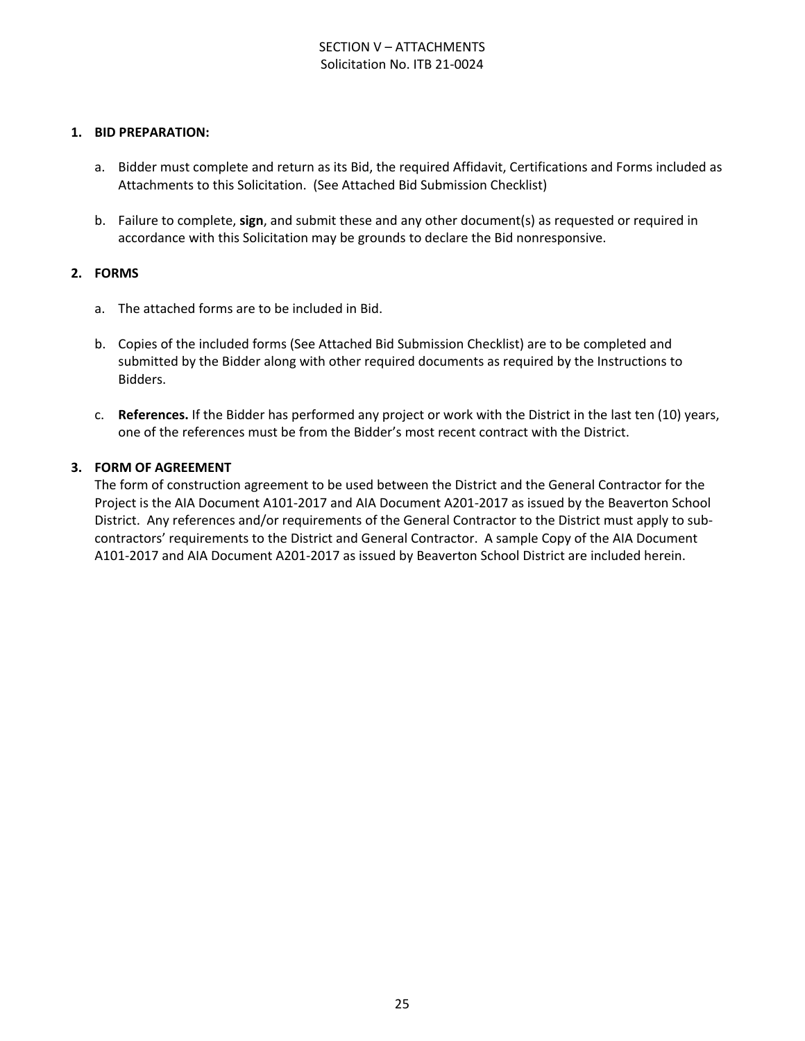# SECTION V – ATTACHMENTS

Solicitation No. ITB 21-0024

**1. BID PREPARATION:**

a. Bidder must complete and return as its Bid, the required Affidavit, Certifications and Forms included as Attachments to this Solicitation. (See Attached Bid Submission Checklist)

b. Failure to complete, **sign**, and submit these and any other document(s) as requested or required in accordance with this Solicitation may be grounds to declare the Bid nonresponsive.

**2. FORMS**

a. The attached forms are to be included in Bid.

b. Copies of the included forms (See Attached Bid Submission Checklist) are to be completed and submitted by the Bidder along with other required documents as required by the Instructions to Bidders.

c. **References.** If the Bidder has performed any project or work with the District in the last ten (10) years, one of the references must be from the Bidder's most recent contract with the District.

**3. FORM OF AGREEMENT**

The form of construction agreement to be used between the District and the General Contractor for the Project is the AIA Document A101-2017 and AIA Document A201-2017 as issued by the Beaverton School District. Any references and/or requirements of the General Contractor to the District must apply to sub-contractors' requirements to the District and General Contractor. A sample Copy of the AIA Document A101-2017 and AIA Document A201-2017 as issued by Beaverton School District are included herein.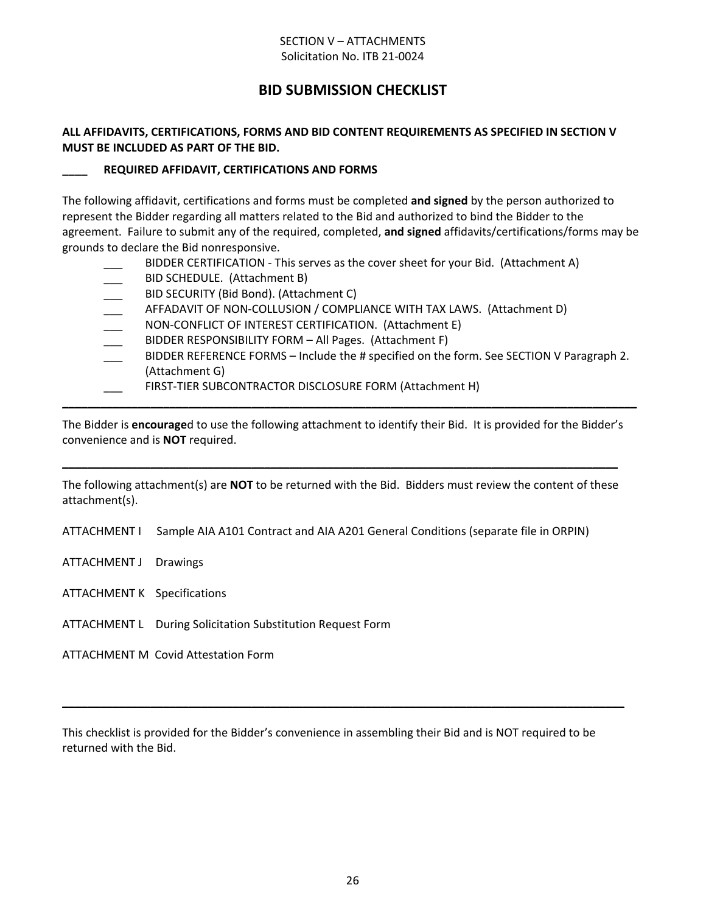SECTION V – ATTACHMENTS
Solicitation No. ITB 21-0024

# BID SUBMISSION CHECKLIST

**ALL AFFIDAVITS, CERTIFICATIONS, FORMS AND BID CONTENT REQUIREMENTS AS SPECIFIED IN SECTION V MUST BE INCLUDED AS PART OF THE BID.**

**____ REQUIRED AFFIDAVIT, CERTIFICATIONS AND FORMS**

The following affidavit, certifications and forms must be completed **and signed** by the person authorized to represent the Bidder regarding all matters related to the Bid and authorized to bind the Bidder to the agreement. Failure to submit any of the required, completed, **and signed** affidavits/certifications/forms may be grounds to declare the Bid nonresponsive.

- ___ BIDDER CERTIFICATION - This serves as the cover sheet for your Bid. (Attachment A)
- ___ BID SCHEDULE. (Attachment B)
- ___ BID SECURITY (Bid Bond). (Attachment C)
- ___ AFFADAVIT OF NON-COLLUSION / COMPLIANCE WITH TAX LAWS. (Attachment D)
- ___ NON-CONFLICT OF INTEREST CERTIFICATION. (Attachment E)
- ___ BIDDER RESPONSIBILITY FORM – All Pages. (Attachment F)
- ___ BIDDER REFERENCE FORMS – Include the # specified on the form. See SECTION V Paragraph 2. (Attachment G)
- ___ FIRST-TIER SUBCONTRACTOR DISCLOSURE FORM (Attachment H)

---

The Bidder is **encourage**d to use the following attachment to identify their Bid. It is provided for the Bidder's convenience and is **NOT** required.

---

The following attachment(s) are **NOT** to be returned with the Bid. Bidders must review the content of these attachment(s).

ATTACHMENT I Sample AIA A101 Contract and AIA A201 General Conditions (separate file in ORPIN)

ATTACHMENT J Drawings

ATTACHMENT K Specifications

ATTACHMENT L During Solicitation Substitution Request Form

ATTACHMENT M Covid Attestation Form

---

This checklist is provided for the Bidder's convenience in assembling their Bid and is NOT required to be returned with the Bid.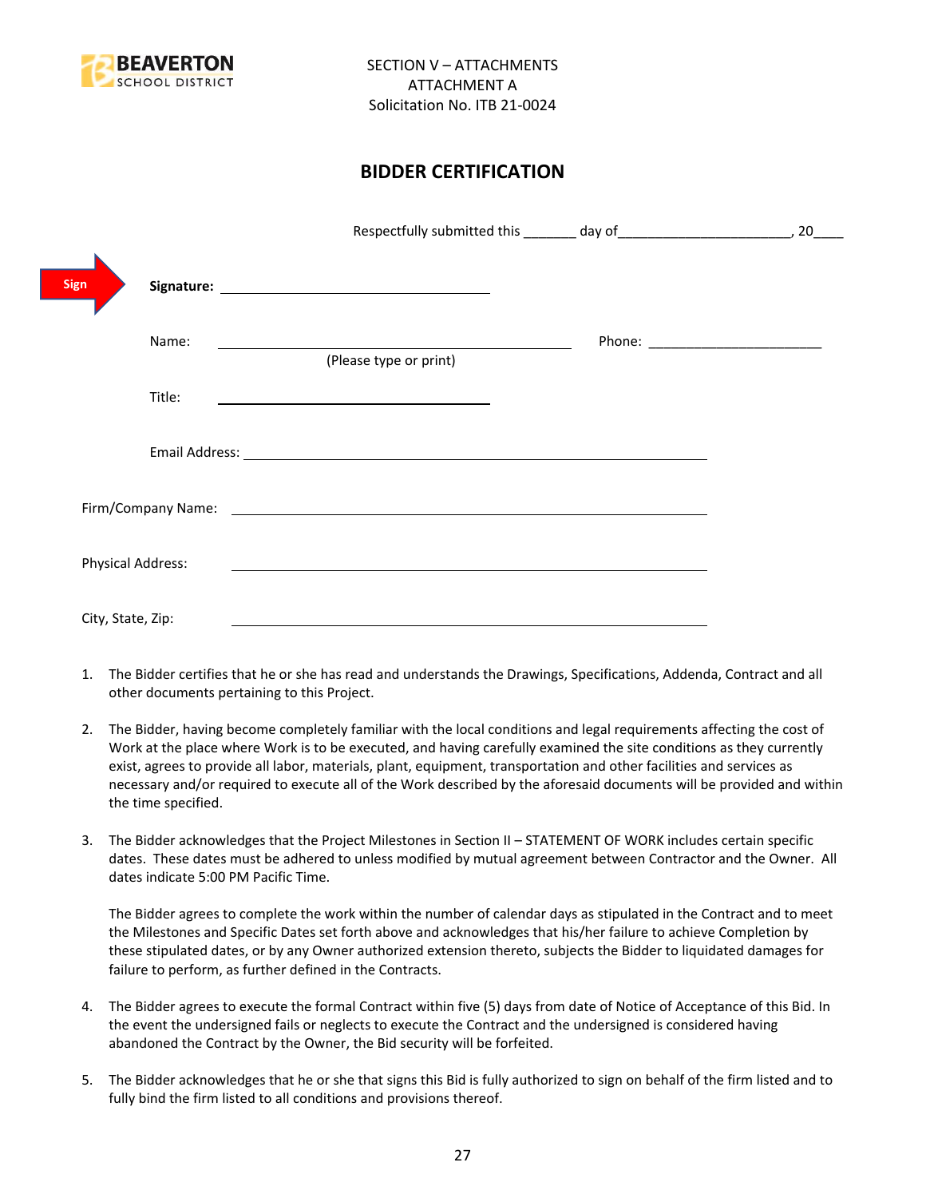BEAVERTON SCHOOL DISTRICT

SECTION V – ATTACHMENTS
ATTACHMENT A
Solicitation No. ITB 21-0024

## BIDDER CERTIFICATION

Respectfully submitted this _______ day of_______________________, 20____

Sign

**Signature:** ______________________________

Name: ________________________________________ Phone: _______________________
(Please type or print)

Title: ______________________________

Email Address: ____________________________________________________

Firm/Company Name: ____________________________________________________

Physical Address: ____________________________________________________

City, State, Zip: ____________________________________________________

1. The Bidder certifies that he or she has read and understands the Drawings, Specifications, Addenda, Contract and all other documents pertaining to this Project.

2. The Bidder, having become completely familiar with the local conditions and legal requirements affecting the cost of Work at the place where Work is to be executed, and having carefully examined the site conditions as they currently exist, agrees to provide all labor, materials, plant, equipment, transportation and other facilities and services as necessary and/or required to execute all of the Work described by the aforesaid documents will be provided and within the time specified.

3. The Bidder acknowledges that the Project Milestones in Section II – STATEMENT OF WORK includes certain specific dates. These dates must be adhered to unless modified by mutual agreement between Contractor and the Owner. All dates indicate 5:00 PM Pacific Time.

   The Bidder agrees to complete the work within the number of calendar days as stipulated in the Contract and to meet the Milestones and Specific Dates set forth above and acknowledges that his/her failure to achieve Completion by these stipulated dates, or by any Owner authorized extension thereto, subjects the Bidder to liquidated damages for failure to perform, as further defined in the Contracts.

4. The Bidder agrees to execute the formal Contract within five (5) days from date of Notice of Acceptance of this Bid. In the event the undersigned fails or neglects to execute the Contract and the undersigned is considered having abandoned the Contract by the Owner, the Bid security will be forfeited.

5. The Bidder acknowledges that he or she that signs this Bid is fully authorized to sign on behalf of the firm listed and to fully bind the firm listed to all conditions and provisions thereof.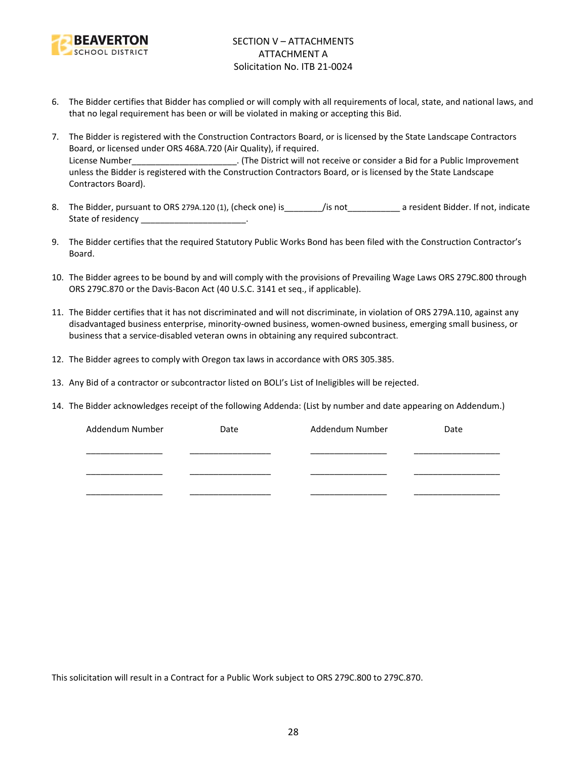SECTION V – ATTACHMENTS
ATTACHMENT A
Solicitation No. ITB 21-0024

6. The Bidder certifies that Bidder has complied or will comply with all requirements of local, state, and national laws, and that no legal requirement has been or will be violated in making or accepting this Bid.

7. The Bidder is registered with the Construction Contractors Board, or is licensed by the State Landscape Contractors Board, or licensed under ORS 468A.720 (Air Quality), if required.
   License Number______________________. (The District will not receive or consider a Bid for a Public Improvement unless the Bidder is registered with the Construction Contractors Board, or is licensed by the State Landscape Contractors Board).

8. The Bidder, pursuant to ORS 279A.120 (1), (check one) is________/is not___________ a resident Bidder. If not, indicate State of residency ______________________.

9. The Bidder certifies that the required Statutory Public Works Bond has been filed with the Construction Contractor's Board.

10. The Bidder agrees to be bound by and will comply with the provisions of Prevailing Wage Laws ORS 279C.800 through ORS 279C.870 or the Davis-Bacon Act (40 U.S.C. 3141 et seq., if applicable).

11. The Bidder certifies that it has not discriminated and will not discriminate, in violation of ORS 279A.110, against any disadvantaged business enterprise, minority-owned business, women-owned business, emerging small business, or business that a service-disabled veteran owns in obtaining any required subcontract.

12. The Bidder agrees to comply with Oregon tax laws in accordance with ORS 305.385.

13. Any Bid of a contractor or subcontractor listed on BOLI's List of Ineligibles will be rejected.

14. The Bidder acknowledges receipt of the following Addenda: (List by number and date appearing on Addendum.)

| Addendum Number | Date | Addendum Number | Date |
|---|---|---|---|
| ________________ | __________________ | ________________ | ___________________ |
| ________________ | __________________ | ________________ | ___________________ |
| ________________ | __________________ | ________________ | ___________________ |

This solicitation will result in a Contract for a Public Work subject to ORS 279C.800 to 279C.870.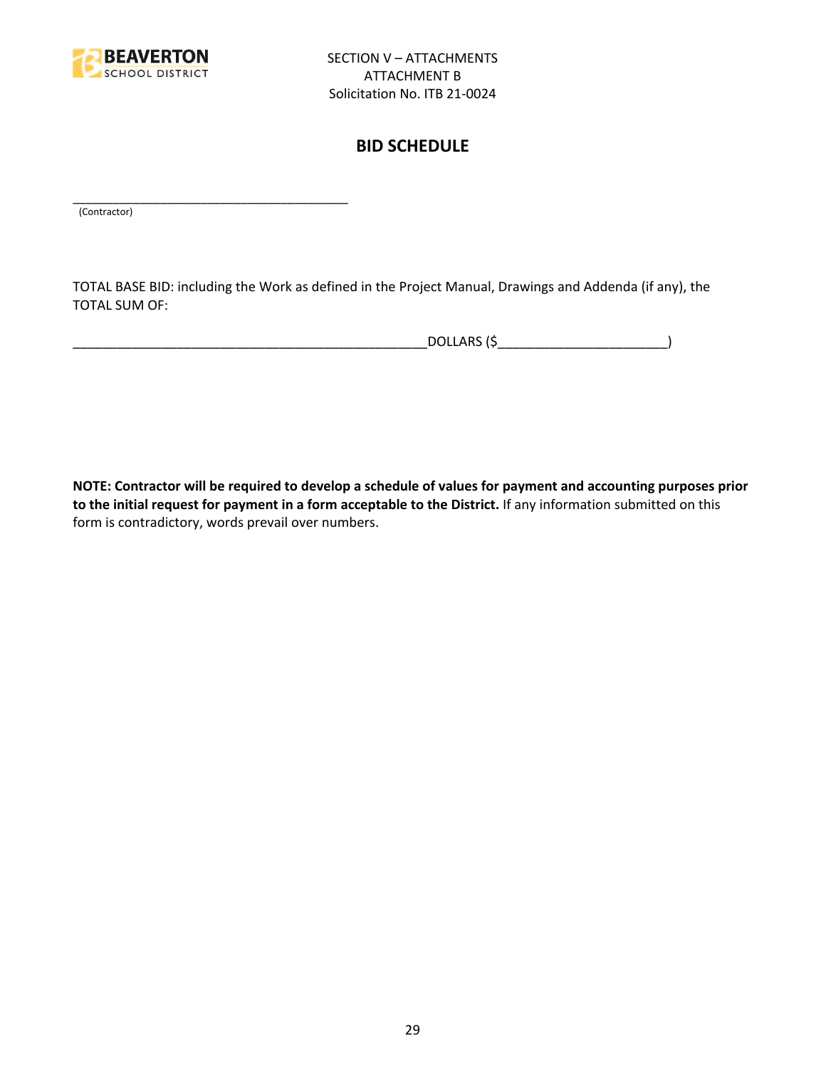SECTION V – ATTACHMENTS
ATTACHMENT B
Solicitation No. ITB 21-0024

## BID SCHEDULE

_________________________________________
(Contractor)

TOTAL BASE BID: including the Work as defined in the Project Manual, Drawings and Addenda (if any), the TOTAL SUM OF:

_________________________________________________DOLLARS ($______________________)

**NOTE: Contractor will be required to develop a schedule of values for payment and accounting purposes prior to the initial request for payment in a form acceptable to the District.** If any information submitted on this form is contradictory, words prevail over numbers.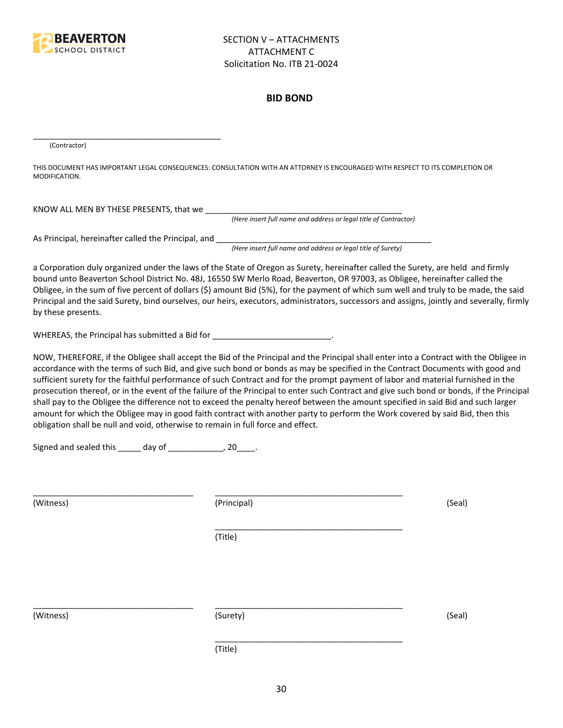BEAVERTON SCHOOL DISTRICT

SECTION V – ATTACHMENTS
ATTACHMENT C
Solicitation No. ITB 21-0024

## BID BOND

_____________________________________________
(Contractor)

THIS DOCUMENT HAS IMPORTANT LEGAL CONSEQUENCES: CONSULTATION WITH AN ATTORNEY IS ENCOURAGED WITH RESPECT TO ITS COMPLETION OR MODIFICATION.

KNOW ALL MEN BY THESE PRESENTS, that we _____________________________________________
*(Here insert full name and address or legal title of Contractor)*

As Principal, hereinafter called the Principal, and _____________________________________________
*(Here insert full name and address or legal title of Surety)*

a Corporation duly organized under the laws of the State of Oregon as Surety, hereinafter called the Surety, are held and firmly bound unto Beaverton School District No. 48J, 16550 SW Merlo Road, Beaverton, OR 97003, as Obligee, hereinafter called the Obligee, in the sum of five percent of dollars ($) amount Bid (5%), for the payment of which sum well and truly to be made, the said Principal and the said Surety, bind ourselves, our heirs, executors, administrators, successors and assigns, jointly and severally, firmly by these presents.

WHEREAS, the Principal has submitted a Bid for __________________________.

NOW, THEREFORE, if the Obligee shall accept the Bid of the Principal and the Principal shall enter into a Contract with the Obligee in accordance with the terms of such Bid, and give such bond or bonds as may be specified in the Contract Documents with good and sufficient surety for the faithful performance of such Contract and for the prompt payment of labor and material furnished in the prosecution thereof, or in the event of the failure of the Principal to enter such Contract and give such bond or bonds, if the Principal shall pay to the Obligee the difference not to exceed the penalty hereof between the amount specified in said Bid and such larger amount for which the Obligee may in good faith contract with another party to perform the Work covered by said Bid, then this obligation shall be null and void, otherwise to remain in full force and effect.

Signed and sealed this _____ day of ____________, 20____.

| | | |
|---|---|---|
| ___________________________________ (Witness) | ___________________________________ (Principal) | (Seal) |
| | ___________________________________ (Title) | |
| ___________________________________ (Witness) | ___________________________________ (Surety) | (Seal) |
| | ___________________________________ (Title) | |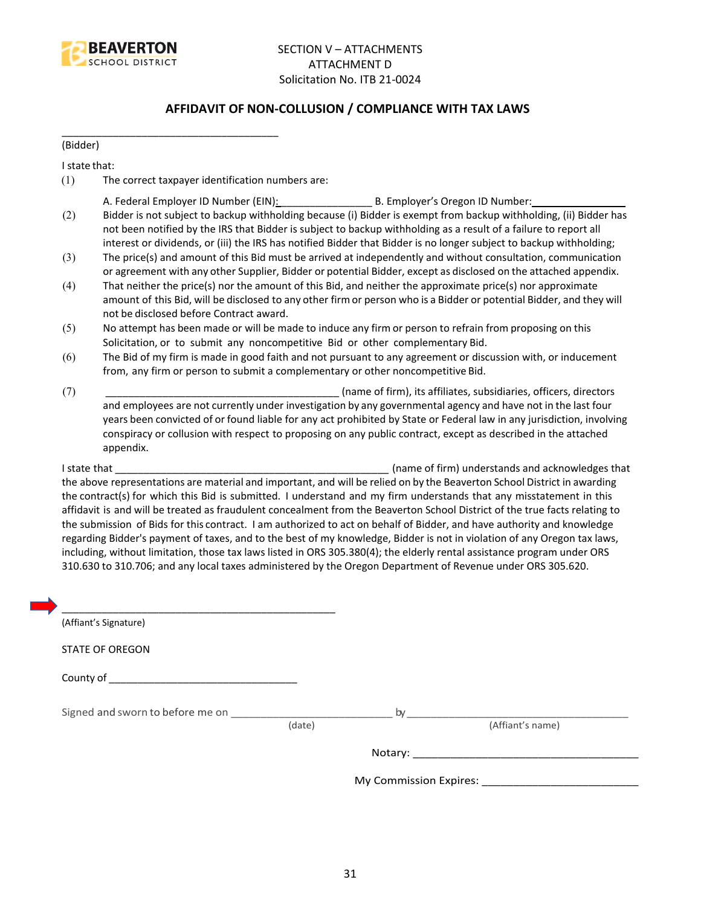SECTION V – ATTACHMENTS
ATTACHMENT D
Solicitation No. ITB 21-0024

## AFFIDAVIT OF NON-COLLUSION / COMPLIANCE WITH TAX LAWS

\_\_\_\_\_\_\_\_\_\_\_\_\_\_\_\_\_\_\_\_\_\_\_\_\_\_\_\_\_\_\_\_\_\_\_\_\_\_
(Bidder)

I state that:

(1) The correct taxpayer identification numbers are:

A. Federal Employer ID Number (EIN):\_\_\_\_\_\_\_\_\_\_\_\_\_\_\_\_\_ B. Employer's Oregon ID Number:\_\_\_\_\_\_\_\_\_\_\_\_\_\_\_\_\_

(2) Bidder is not subject to backup withholding because (i) Bidder is exempt from backup withholding, (ii) Bidder has not been notified by the IRS that Bidder is subject to backup withholding as a result of a failure to report all interest or dividends, or (iii) the IRS has notified Bidder that Bidder is no longer subject to backup withholding;

(3) The price(s) and amount of this Bid must be arrived at independently and without consultation, communication or agreement with any other Supplier, Bidder or potential Bidder, except as disclosed on the attached appendix.

(4) That neither the price(s) nor the amount of this Bid, and neither the approximate price(s) nor approximate amount of this Bid, will be disclosed to any other firm or person who is a Bidder or potential Bidder, and they will not be disclosed before Contract award.

(5) No attempt has been made or will be made to induce any firm or person to refrain from proposing on this Solicitation, or to submit any noncompetitive Bid or other complementary Bid.

(6) The Bid of my firm is made in good faith and not pursuant to any agreement or discussion with, or inducement from, any firm or person to submit a complementary or other noncompetitive Bid.

(7) \_\_\_\_\_\_\_\_\_\_\_\_\_\_\_\_\_\_\_\_\_\_\_\_\_\_\_\_\_\_\_\_\_\_\_\_\_\_\_\_ (name of firm), its affiliates, subsidiaries, officers, directors and employees are not currently under investigation by any governmental agency and have not in the last four years been convicted of or found liable for any act prohibited by State or Federal law in any jurisdiction, involving conspiracy or collusion with respect to proposing on any public contract, except as described in the attached appendix.

I state that \_\_\_\_\_\_\_\_\_\_\_\_\_\_\_\_\_\_\_\_\_\_\_\_\_\_\_\_\_\_\_\_\_\_\_\_\_\_\_\_\_\_\_\_\_\_\_\_ (name of firm) understands and acknowledges that the above representations are material and important, and will be relied on by the Beaverton School District in awarding the contract(s) for which this Bid is submitted. I understand and my firm understands that any misstatement in this affidavit is and will be treated as fraudulent concealment from the Beaverton School District of the true facts relating to the submission of Bids for this contract. I am authorized to act on behalf of Bidder, and have authority and knowledge regarding Bidder's payment of taxes, and to the best of my knowledge, Bidder is not in violation of any Oregon tax laws, including, without limitation, those tax laws listed in ORS 305.380(4); the elderly rental assistance program under ORS 310.630 to 310.706; and any local taxes administered by the Oregon Department of Revenue under ORS 305.620.

\_\_\_\_\_\_\_\_\_\_\_\_\_\_\_\_\_\_\_\_\_\_\_\_\_\_\_\_\_\_\_\_\_\_\_\_\_\_\_\_\_\_\_\_\_\_\_\_
(Affiant's Signature)

STATE OF OREGON

County of \_\_\_\_\_\_\_\_\_\_\_\_\_\_\_\_\_\_\_\_\_\_\_\_\_\_\_\_\_\_\_\_\_\_

Signed and sworn to before me on \_\_\_\_\_\_\_\_\_\_\_\_\_\_\_\_\_\_\_\_\_\_\_\_\_\_\_\_\_ (date) by \_\_\_\_\_\_\_\_\_\_\_\_\_\_\_\_\_\_\_\_\_\_\_\_\_\_\_\_\_\_\_\_\_\_\_\_\_\_\_ (Affiant's name)

Notary: \_\_\_\_\_\_\_\_\_\_\_\_\_\_\_\_\_\_\_\_\_\_\_\_\_\_\_\_\_\_\_\_\_\_\_\_\_\_\_

My Commission Expires: \_\_\_\_\_\_\_\_\_\_\_\_\_\_\_\_\_\_\_\_\_\_\_\_\_\_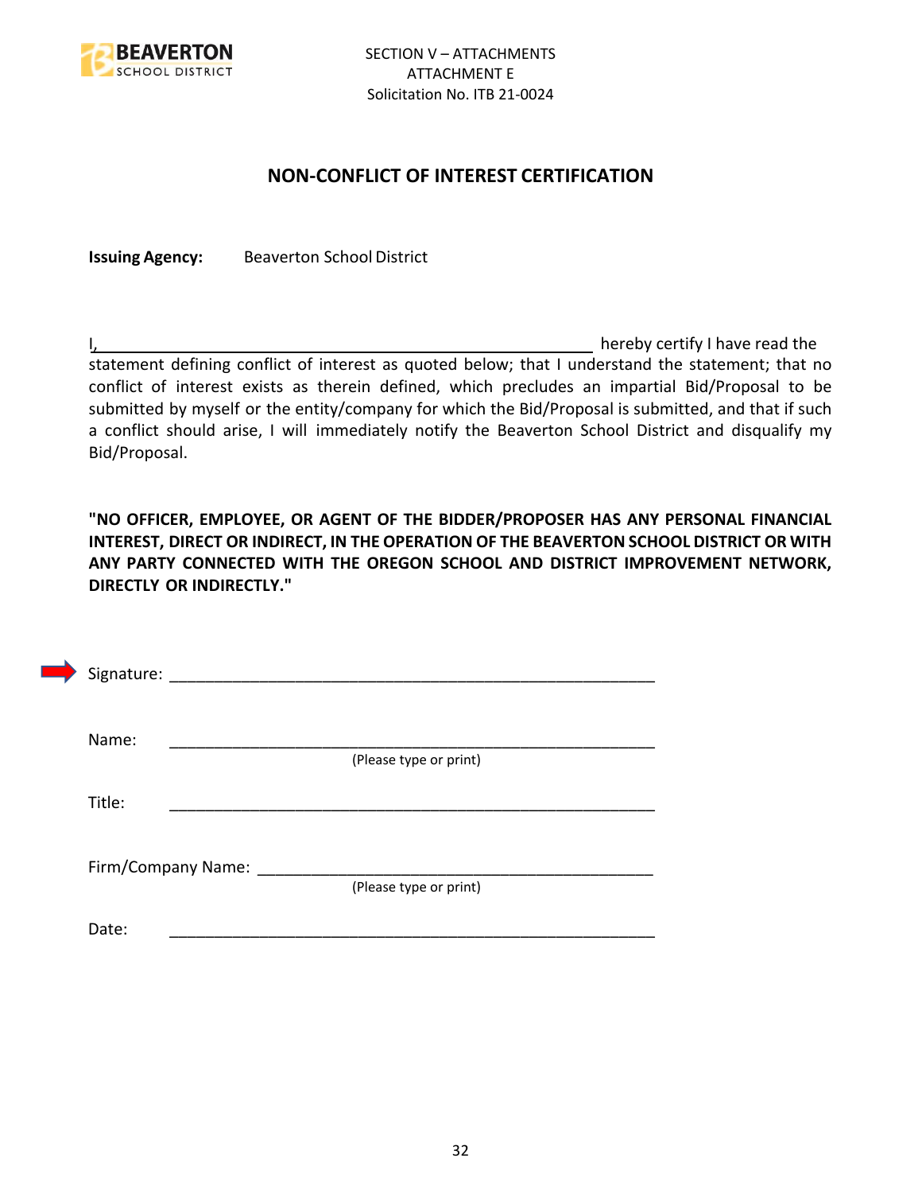SECTION V – ATTACHMENTS
ATTACHMENT E
Solicitation No. ITB 21-0024

## NON-CONFLICT OF INTEREST CERTIFICATION

**Issuing Agency:** Beaverton School District

I,\_\_\_\_\_\_\_\_\_\_\_\_\_\_\_\_\_\_\_\_\_\_\_\_\_\_\_\_\_\_\_\_\_\_\_\_\_\_\_\_\_\_\_\_\_\_\_\_\_\_\_\_\_\_\_\_ hereby certify I have read the statement defining conflict of interest as quoted below; that I understand the statement; that no conflict of interest exists as therein defined, which precludes an impartial Bid/Proposal to be submitted by myself or the entity/company for which the Bid/Proposal is submitted, and that if such a conflict should arise, I will immediately notify the Beaverton School District and disqualify my Bid/Proposal.

**"NO OFFICER, EMPLOYEE, OR AGENT OF THE BIDDER/PROPOSER HAS ANY PERSONAL FINANCIAL INTEREST, DIRECT OR INDIRECT, IN THE OPERATION OF THE BEAVERTON SCHOOL DISTRICT OR WITH ANY PARTY CONNECTED WITH THE OREGON SCHOOL AND DISTRICT IMPROVEMENT NETWORK, DIRECTLY OR INDIRECTLY."**

Signature: \_\_\_\_\_\_\_\_\_\_\_\_\_\_\_\_\_\_\_\_\_\_\_\_\_\_\_\_\_\_\_\_\_\_\_\_\_\_\_\_\_\_\_\_\_\_\_\_\_\_\_\_\_\_\_\_

Name: \_\_\_\_\_\_\_\_\_\_\_\_\_\_\_\_\_\_\_\_\_\_\_\_\_\_\_\_\_\_\_\_\_\_\_\_\_\_\_\_\_\_\_\_\_\_\_\_\_\_\_\_\_\_\_\_
(Please type or print)

Title: \_\_\_\_\_\_\_\_\_\_\_\_\_\_\_\_\_\_\_\_\_\_\_\_\_\_\_\_\_\_\_\_\_\_\_\_\_\_\_\_\_\_\_\_\_\_\_\_\_\_\_\_\_\_\_\_

Firm/Company Name: \_\_\_\_\_\_\_\_\_\_\_\_\_\_\_\_\_\_\_\_\_\_\_\_\_\_\_\_\_\_\_\_\_\_\_\_\_\_\_\_\_\_\_\_\_\_\_\_
(Please type or print)

Date: \_\_\_\_\_\_\_\_\_\_\_\_\_\_\_\_\_\_\_\_\_\_\_\_\_\_\_\_\_\_\_\_\_\_\_\_\_\_\_\_\_\_\_\_\_\_\_\_\_\_\_\_\_\_\_\_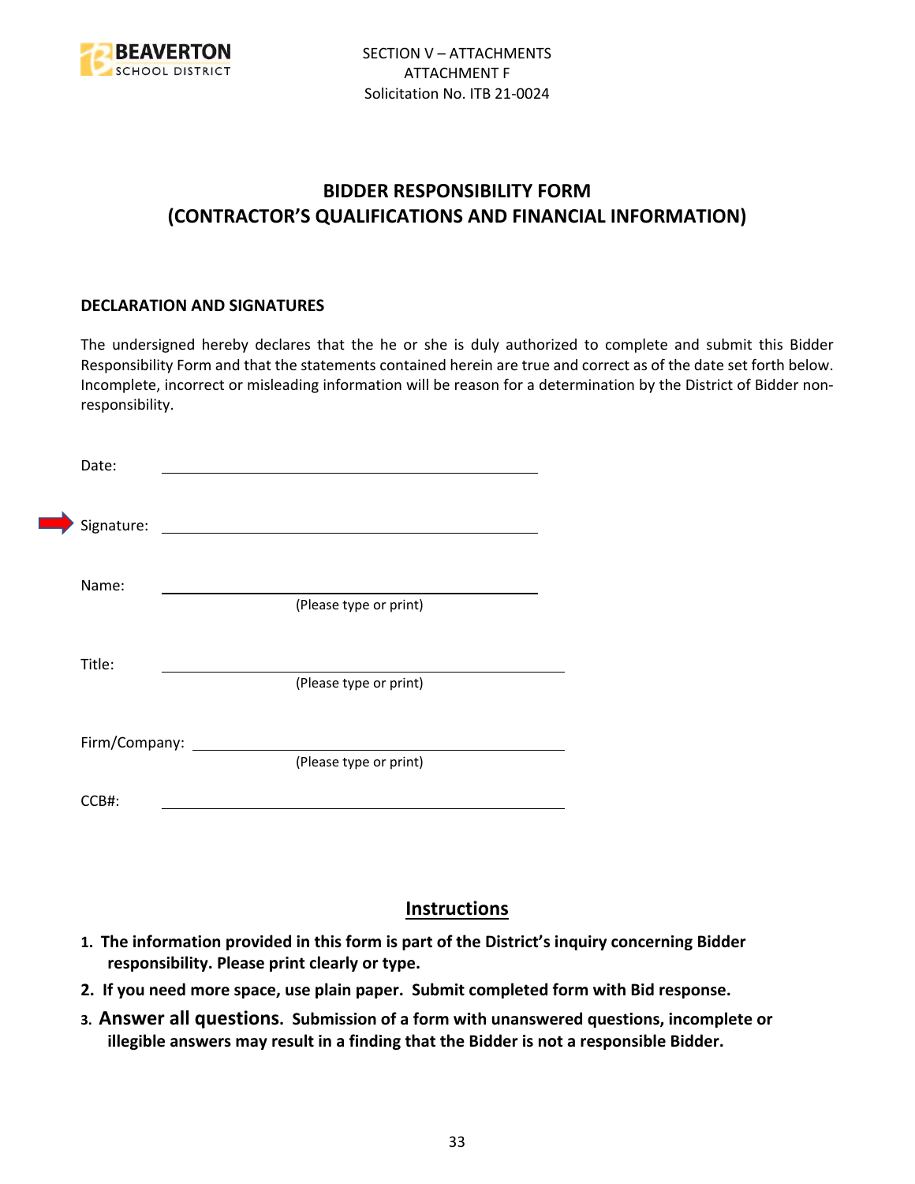SECTION V – ATTACHMENTS
ATTACHMENT F
Solicitation No. ITB 21-0024

# BIDDER RESPONSIBILITY FORM
# (CONTRACTOR'S QUALIFICATIONS AND FINANCIAL INFORMATION)

**DECLARATION AND SIGNATURES**

The undersigned hereby declares that the he or she is duly authorized to complete and submit this Bidder Responsibility Form and that the statements contained herein are true and correct as of the date set forth below. Incomplete, incorrect or misleading information will be reason for a determination by the District of Bidder non-responsibility.

Date: ______________________________

Signature: ______________________________

Name: ______________________________
(Please type or print)

Title: ______________________________
(Please type or print)

Firm/Company: ______________________________
(Please type or print)

CCB#: ______________________________

## Instructions

1. **The information provided in this form is part of the District's inquiry concerning Bidder responsibility. Please print clearly or type.**
2. **If you need more space, use plain paper. Submit completed form with Bid response.**
3. **Answer all questions. Submission of a form with unanswered questions, incomplete or illegible answers may result in a finding that the Bidder is not a responsible Bidder.**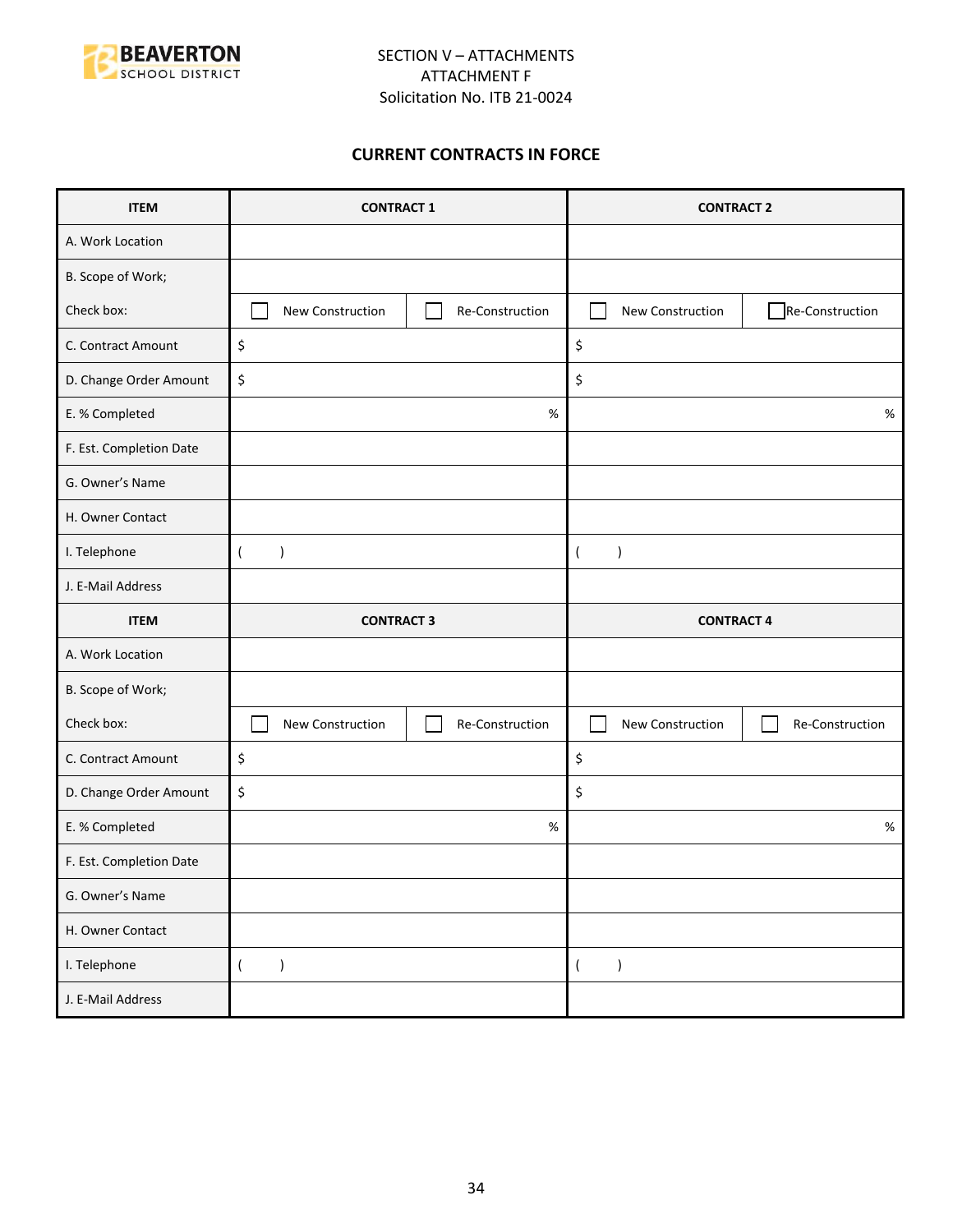SECTION V – ATTACHMENTS
ATTACHMENT F
Solicitation No. ITB 21-0024

## CURRENT CONTRACTS IN FORCE

| ITEM | CONTRACT 1 | | CONTRACT 2 | |
|---|---|---|---|---|
| A. Work Location | | | | |
| B. Scope of Work; | | | | |
| Check box: | ☐ New Construction | ☐ Re-Construction | ☐ New Construction | ☐ Re-Construction |
| C. Contract Amount | $ | | $ | |
| D. Change Order Amount | $ | | $ | |
| E. % Completed | % | | % | |
| F. Est. Completion Date | | | | |
| G. Owner's Name | | | | |
| H. Owner Contact | | | | |
| I. Telephone | (     ) | | (     ) | |
| J. E-Mail Address | | | | |
| **ITEM** | **CONTRACT 3** | | **CONTRACT 4** | |
| A. Work Location | | | | |
| B. Scope of Work; | | | | |
| Check box: | ☐ New Construction | ☐ Re-Construction | ☐ New Construction | ☐ Re-Construction |
| C. Contract Amount | $ | | $ | |
| D. Change Order Amount | $ | | $ | |
| E. % Completed | % | | % | |
| F. Est. Completion Date | | | | |
| G. Owner's Name | | | | |
| H. Owner Contact | | | | |
| I. Telephone | (     ) | | (     ) | |
| J. E-Mail Address | | | | |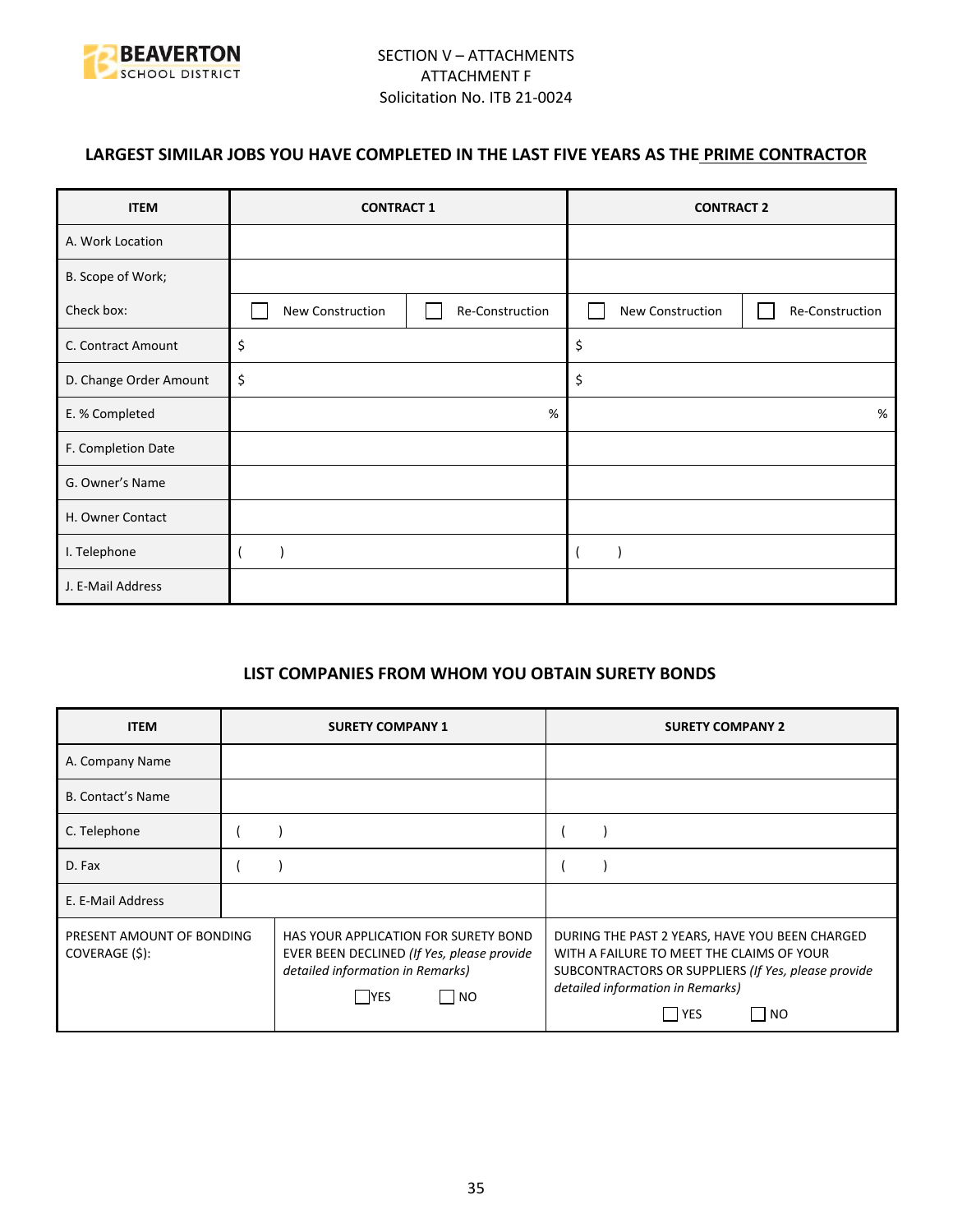SECTION V – ATTACHMENTS
ATTACHMENT F
Solicitation No. ITB 21-0024

### LARGEST SIMILAR JOBS YOU HAVE COMPLETED IN THE LAST FIVE YEARS AS THE PRIME CONTRACTOR

| ITEM | CONTRACT 1 | | CONTRACT 2 | |
|---|---|---|---|---|
| A. Work Location | | | | |
| B. Scope of Work; | | | | |
| Check box: | ☐ New Construction | ☐ Re-Construction | ☐ New Construction | ☐ Re-Construction |
| C. Contract Amount | $ | | $ | |
| D. Change Order Amount | $ | | $ | |
| E. % Completed | % | | % | |
| F. Completion Date | | | | |
| G. Owner's Name | | | | |
| H. Owner Contact | | | | |
| I. Telephone | ( ) | | ( ) | |
| J. E-Mail Address | | | | |

### LIST COMPANIES FROM WHOM YOU OBTAIN SURETY BONDS

| ITEM | SURETY COMPANY 1 | SURETY COMPANY 2 |
|---|---|---|
| A. Company Name | | |
| B. Contact's Name | | |
| C. Telephone | ( ) | ( ) |
| D. Fax | ( ) | ( ) |
| E. E-Mail Address | | |
| PRESENT AMOUNT OF BONDING COVERAGE ($): | HAS YOUR APPLICATION FOR SURETY BOND EVER BEEN DECLINED *(If Yes, please provide detailed information in Remarks)* ☐ YES ☐ NO | DURING THE PAST 2 YEARS, HAVE YOU BEEN CHARGED WITH A FAILURE TO MEET THE CLAIMS OF YOUR SUBCONTRACTORS OR SUPPLIERS *(If Yes, please provide detailed information in Remarks)* ☐ YES ☐ NO |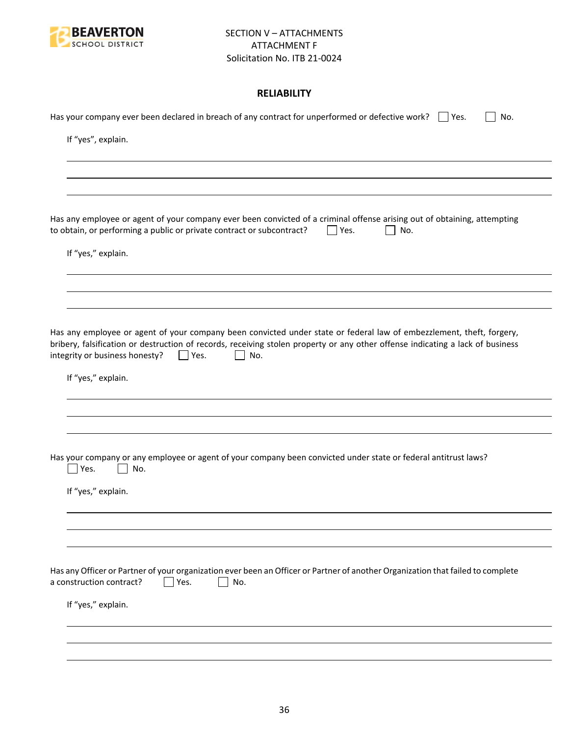SECTION V – ATTACHMENTS
ATTACHMENT F
Solicitation No. ITB 21-0024

## RELIABILITY

Has your company ever been declared in breach of any contract for unperformed or defective work? ☐ Yes. ☐ No.

If "yes", explain.

\_\_\_\_\_\_\_\_\_\_\_\_\_\_\_\_\_\_\_\_\_\_\_\_\_\_\_\_\_\_\_\_\_\_\_\_\_\_\_\_\_\_\_\_\_\_\_\_\_\_\_\_\_\_\_\_\_\_\_\_\_\_\_\_\_\_\_\_

\_\_\_\_\_\_\_\_\_\_\_\_\_\_\_\_\_\_\_\_\_\_\_\_\_\_\_\_\_\_\_\_\_\_\_\_\_\_\_\_\_\_\_\_\_\_\_\_\_\_\_\_\_\_\_\_\_\_\_\_\_\_\_\_\_\_\_\_

\_\_\_\_\_\_\_\_\_\_\_\_\_\_\_\_\_\_\_\_\_\_\_\_\_\_\_\_\_\_\_\_\_\_\_\_\_\_\_\_\_\_\_\_\_\_\_\_\_\_\_\_\_\_\_\_\_\_\_\_\_\_\_\_\_\_\_\_

Has any employee or agent of your company ever been convicted of a criminal offense arising out of obtaining, attempting to obtain, or performing a public or private contract or subcontract? ☐ Yes. ☐ No.

If "yes," explain.

\_\_\_\_\_\_\_\_\_\_\_\_\_\_\_\_\_\_\_\_\_\_\_\_\_\_\_\_\_\_\_\_\_\_\_\_\_\_\_\_\_\_\_\_\_\_\_\_\_\_\_\_\_\_\_\_\_\_\_\_\_\_\_\_\_\_\_\_

\_\_\_\_\_\_\_\_\_\_\_\_\_\_\_\_\_\_\_\_\_\_\_\_\_\_\_\_\_\_\_\_\_\_\_\_\_\_\_\_\_\_\_\_\_\_\_\_\_\_\_\_\_\_\_\_\_\_\_\_\_\_\_\_\_\_\_\_

\_\_\_\_\_\_\_\_\_\_\_\_\_\_\_\_\_\_\_\_\_\_\_\_\_\_\_\_\_\_\_\_\_\_\_\_\_\_\_\_\_\_\_\_\_\_\_\_\_\_\_\_\_\_\_\_\_\_\_\_\_\_\_\_\_\_\_\_

Has any employee or agent of your company been convicted under state or federal law of embezzlement, theft, forgery, bribery, falsification or destruction of records, receiving stolen property or any other offense indicating a lack of business integrity or business honesty? ☐ Yes. ☐ No.

If "yes," explain.

\_\_\_\_\_\_\_\_\_\_\_\_\_\_\_\_\_\_\_\_\_\_\_\_\_\_\_\_\_\_\_\_\_\_\_\_\_\_\_\_\_\_\_\_\_\_\_\_\_\_\_\_\_\_\_\_\_\_\_\_\_\_\_\_\_\_\_\_

\_\_\_\_\_\_\_\_\_\_\_\_\_\_\_\_\_\_\_\_\_\_\_\_\_\_\_\_\_\_\_\_\_\_\_\_\_\_\_\_\_\_\_\_\_\_\_\_\_\_\_\_\_\_\_\_\_\_\_\_\_\_\_\_\_\_\_\_

\_\_\_\_\_\_\_\_\_\_\_\_\_\_\_\_\_\_\_\_\_\_\_\_\_\_\_\_\_\_\_\_\_\_\_\_\_\_\_\_\_\_\_\_\_\_\_\_\_\_\_\_\_\_\_\_\_\_\_\_\_\_\_\_\_\_\_\_

Has your company or any employee or agent of your company been convicted under state or federal antitrust laws? ☐ Yes. ☐ No.

If "yes," explain.

\_\_\_\_\_\_\_\_\_\_\_\_\_\_\_\_\_\_\_\_\_\_\_\_\_\_\_\_\_\_\_\_\_\_\_\_\_\_\_\_\_\_\_\_\_\_\_\_\_\_\_\_\_\_\_\_\_\_\_\_\_\_\_\_\_\_\_\_

\_\_\_\_\_\_\_\_\_\_\_\_\_\_\_\_\_\_\_\_\_\_\_\_\_\_\_\_\_\_\_\_\_\_\_\_\_\_\_\_\_\_\_\_\_\_\_\_\_\_\_\_\_\_\_\_\_\_\_\_\_\_\_\_\_\_\_\_

\_\_\_\_\_\_\_\_\_\_\_\_\_\_\_\_\_\_\_\_\_\_\_\_\_\_\_\_\_\_\_\_\_\_\_\_\_\_\_\_\_\_\_\_\_\_\_\_\_\_\_\_\_\_\_\_\_\_\_\_\_\_\_\_\_\_\_\_

Has any Officer or Partner of your organization ever been an Officer or Partner of another Organization that failed to complete a construction contract? ☐ Yes. ☐ No.

If "yes," explain.

\_\_\_\_\_\_\_\_\_\_\_\_\_\_\_\_\_\_\_\_\_\_\_\_\_\_\_\_\_\_\_\_\_\_\_\_\_\_\_\_\_\_\_\_\_\_\_\_\_\_\_\_\_\_\_\_\_\_\_\_\_\_\_\_\_\_\_\_

\_\_\_\_\_\_\_\_\_\_\_\_\_\_\_\_\_\_\_\_\_\_\_\_\_\_\_\_\_\_\_\_\_\_\_\_\_\_\_\_\_\_\_\_\_\_\_\_\_\_\_\_\_\_\_\_\_\_\_\_\_\_\_\_\_\_\_\_

\_\_\_\_\_\_\_\_\_\_\_\_\_\_\_\_\_\_\_\_\_\_\_\_\_\_\_\_\_\_\_\_\_\_\_\_\_\_\_\_\_\_\_\_\_\_\_\_\_\_\_\_\_\_\_\_\_\_\_\_\_\_\_\_\_\_\_\_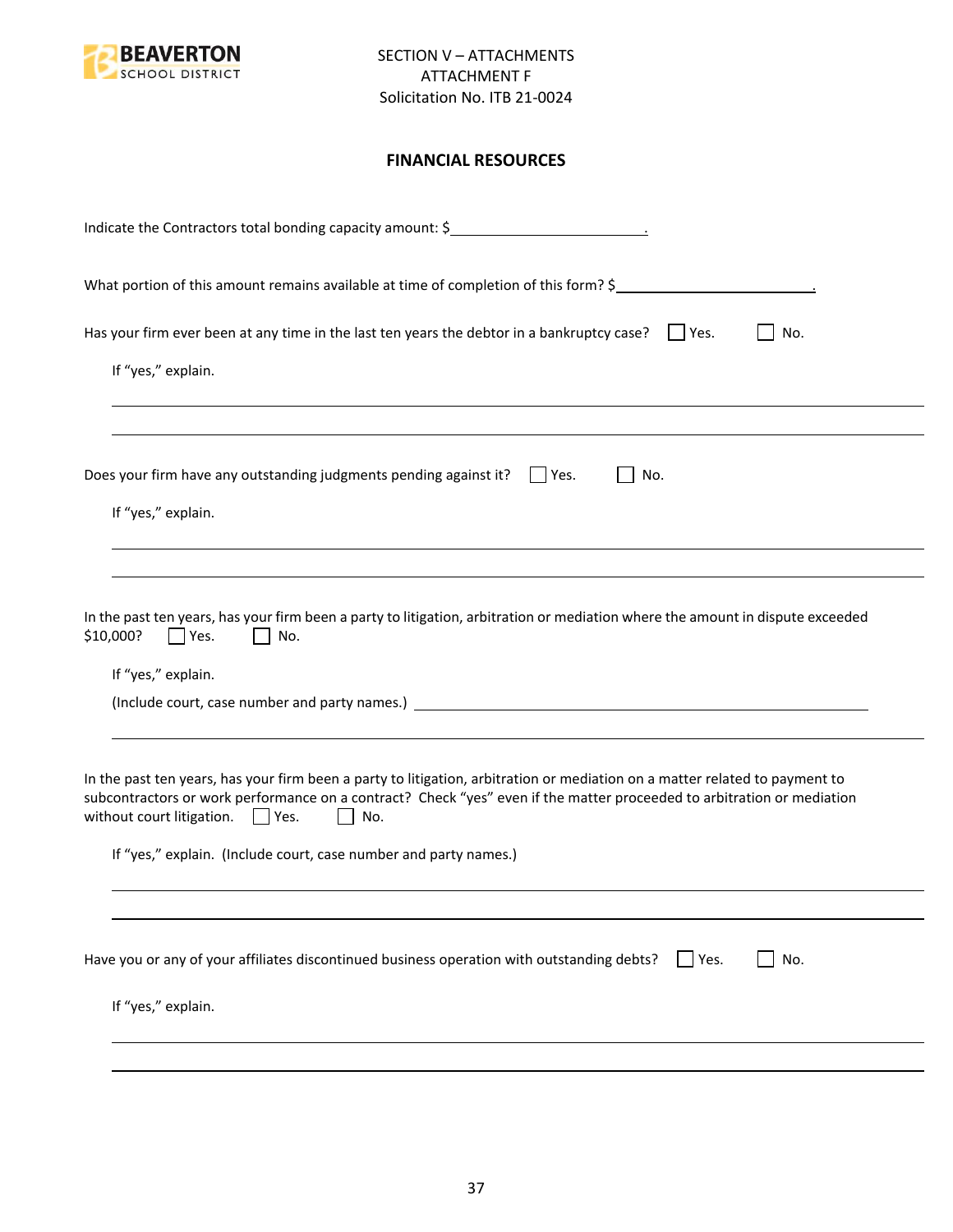SECTION V – ATTACHMENTS
ATTACHMENT F
Solicitation No. ITB 21-0024

## FINANCIAL RESOURCES

Indicate the Contractors total bonding capacity amount: $________________________.

What portion of this amount remains available at time of completion of this form? $________________________.

Has your firm ever been at any time in the last ten years the debtor in a bankruptcy case? ☐ Yes. ☐ No.

If "yes," explain.

________________________________________________________________________________

________________________________________________________________________________

Does your firm have any outstanding judgments pending against it? ☐ Yes. ☐ No.

If "yes," explain.

________________________________________________________________________________

________________________________________________________________________________

In the past ten years, has your firm been a party to litigation, arbitration or mediation where the amount in dispute exceeded $10,000? ☐ Yes. ☐ No.

If "yes," explain.

(Include court, case number and party names.) ________________________________________________

________________________________________________________________________________

In the past ten years, has your firm been a party to litigation, arbitration or mediation on a matter related to payment to subcontractors or work performance on a contract? Check "yes" even if the matter proceeded to arbitration or mediation without court litigation. ☐ Yes. ☐ No.

If "yes," explain. (Include court, case number and party names.)

________________________________________________________________________________

________________________________________________________________________________

Have you or any of your affiliates discontinued business operation with outstanding debts? ☐ Yes. ☐ No.

If "yes," explain.

________________________________________________________________________________

________________________________________________________________________________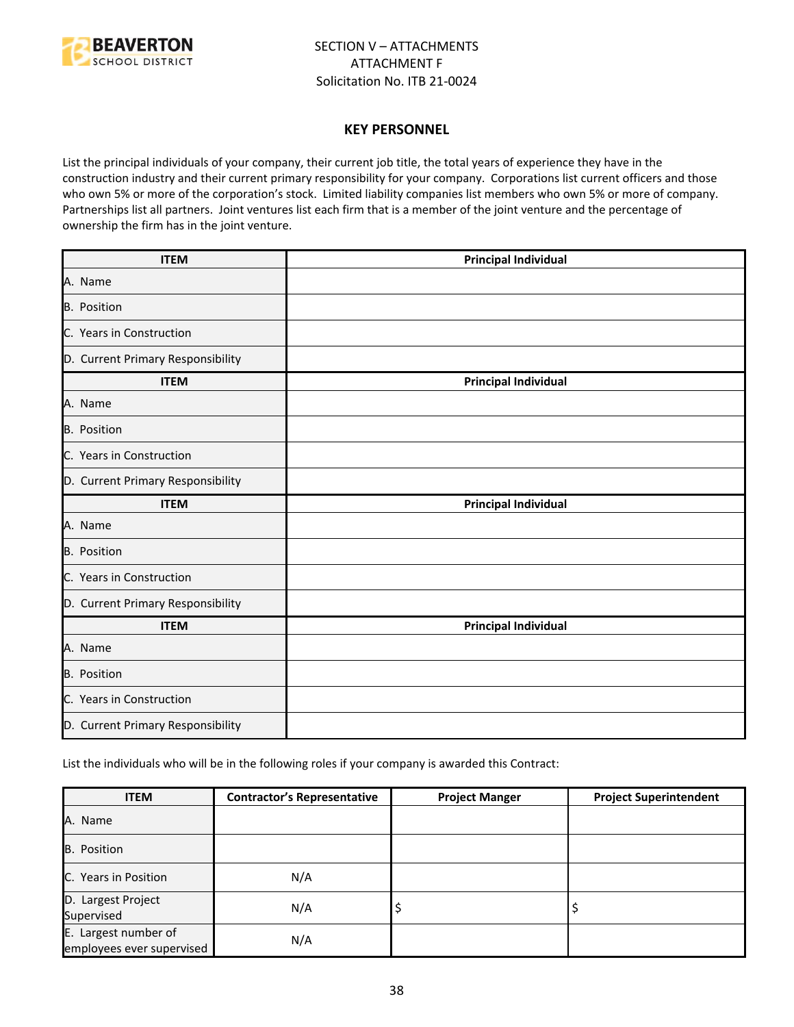SECTION V – ATTACHMENTS
ATTACHMENT F
Solicitation No. ITB 21-0024

## KEY PERSONNEL

List the principal individuals of your company, their current job title, the total years of experience they have in the construction industry and their current primary responsibility for your company. Corporations list current officers and those who own 5% or more of the corporation's stock. Limited liability companies list members who own 5% or more of company. Partnerships list all partners. Joint ventures list each firm that is a member of the joint venture and the percentage of ownership the firm has in the joint venture.

| ITEM | Principal Individual |
|---|---|
| A. Name | |
| B. Position | |
| C. Years in Construction | |
| D. Current Primary Responsibility | |
| **ITEM** | **Principal Individual** |
| A. Name | |
| B. Position | |
| C. Years in Construction | |
| D. Current Primary Responsibility | |
| **ITEM** | **Principal Individual** |
| A. Name | |
| B. Position | |
| C. Years in Construction | |
| D. Current Primary Responsibility | |
| **ITEM** | **Principal Individual** |
| A. Name | |
| B. Position | |
| C. Years in Construction | |
| D. Current Primary Responsibility | |

List the individuals who will be in the following roles if your company is awarded this Contract:

| ITEM | Contractor's Representative | Project Manger | Project Superintendent |
|---|---|---|---|
| A. Name | | | |
| B. Position | | | |
| C. Years in Position | N/A | | |
| D. Largest Project Supervised | N/A | $ | $ |
| E. Largest number of employees ever supervised | N/A | | |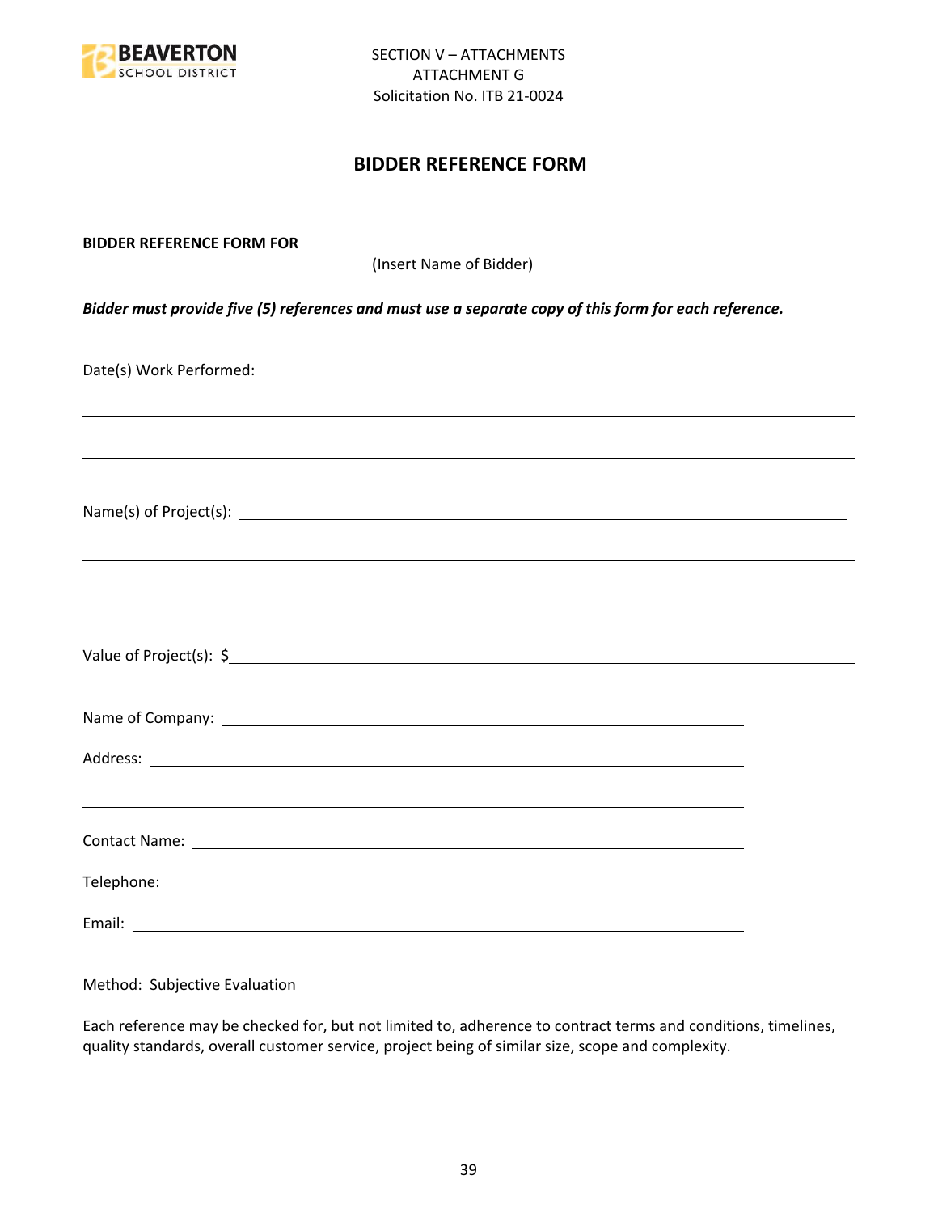SECTION V – ATTACHMENTS
ATTACHMENT G
Solicitation No. ITB 21-0024

# BIDDER REFERENCE FORM

**BIDDER REFERENCE FORM FOR** ______________________________________________
(Insert Name of Bidder)

***Bidder must provide five (5) references and must use a separate copy of this form for each reference.***

Date(s) Work Performed: ______________________________________________

______________________________________________

______________________________________________

Name(s) of Project(s): ______________________________________________

______________________________________________

______________________________________________

Value of Project(s): $______________________________________________

Name of Company: ______________________________________________

Address: ______________________________________________

______________________________________________

Contact Name: ______________________________________________

Telephone: ______________________________________________

Email: ______________________________________________

Method: Subjective Evaluation

Each reference may be checked for, but not limited to, adherence to contract terms and conditions, timelines, quality standards, overall customer service, project being of similar size, scope and complexity.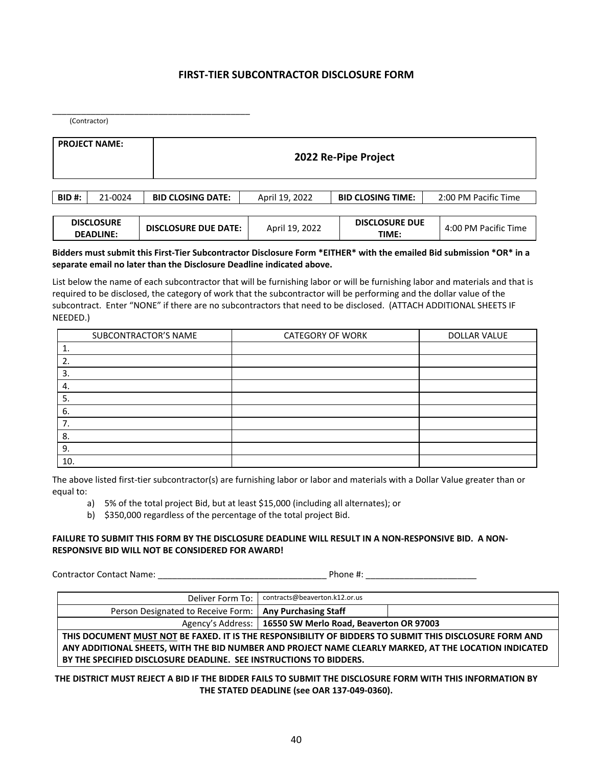## FIRST-TIER SUBCONTRACTOR DISCLOSURE FORM

\_\_\_\_\_\_\_\_\_\_\_\_\_\_\_\_\_\_\_\_\_\_\_\_\_\_\_\_\_\_\_\_\_\_\_\_\_\_\_\_\_\_
(Contractor)

| | |
|---|---|
| **PROJECT NAME:** | **2022 Re-Pipe Project** |

| | | | | | |
|---|---|---|---|---|---|
| **BID #:** | 21-0024 | **BID CLOSING DATE:** | April 19, 2022 | **BID CLOSING TIME:** | 2:00 PM Pacific Time |

| | | | | |
|---|---|---|---|---|
| **DISCLOSURE DEADLINE:** | **DISCLOSURE DUE DATE:** | April 19, 2022 | **DISCLOSURE DUE TIME:** | 4:00 PM Pacific Time |

**Bidders must submit this First-Tier Subcontractor Disclosure Form *EITHER* with the emailed Bid submission *OR* in a separate email no later than the Disclosure Deadline indicated above.**

List below the name of each subcontractor that will be furnishing labor or will be furnishing labor and materials and that is required to be disclosed, the category of work that the subcontractor will be performing and the dollar value of the subcontract. Enter "NONE" if there are no subcontractors that need to be disclosed. (ATTACH ADDITIONAL SHEETS IF NEEDED.)

| SUBCONTRACTOR'S NAME | CATEGORY OF WORK | DOLLAR VALUE |
|---|---|---|
| 1. | | |
| 2. | | |
| 3. | | |
| 4. | | |
| 5. | | |
| 6. | | |
| 7. | | |
| 8. | | |
| 9. | | |
| 10. | | |

The above listed first-tier subcontractor(s) are furnishing labor or labor and materials with a Dollar Value greater than or equal to:

a) 5% of the total project Bid, but at least $15,000 (including all alternates); or
b) $350,000 regardless of the percentage of the total project Bid.

**FAILURE TO SUBMIT THIS FORM BY THE DISCLOSURE DEADLINE WILL RESULT IN A NON-RESPONSIVE BID. A NON-RESPONSIVE BID WILL NOT BE CONSIDERED FOR AWARD!**

Contractor Contact Name: \_\_\_\_\_\_\_\_\_\_\_\_\_\_\_\_\_\_\_\_\_\_\_\_\_\_\_\_\_\_\_\_\_\_\_ Phone #: \_\_\_\_\_\_\_\_\_\_\_\_\_\_\_\_\_\_\_\_\_\_\_

| | | |
|---|---|---|
| Deliver Form To: | contracts@beaverton.k12.or.us | |
| Person Designated to Receive Form: | **Any Purchasing Staff** | |
| Agency's Address: | **16550 SW Merlo Road, Beaverton OR 97003** | |

**THIS DOCUMENT MUST NOT BE FAXED. IT IS THE RESPONSIBILITY OF BIDDERS TO SUBMIT THIS DISCLOSURE FORM AND ANY ADDITIONAL SHEETS, WITH THE BID NUMBER AND PROJECT NAME CLEARLY MARKED, AT THE LOCATION INDICATED BY THE SPECIFIED DISCLOSURE DEADLINE. SEE INSTRUCTIONS TO BIDDERS.**

**THE DISTRICT MUST REJECT A BID IF THE BIDDER FAILS TO SUBMIT THE DISCLOSURE FORM WITH THIS INFORMATION BY THE STATED DEADLINE (see OAR 137-049-0360).**